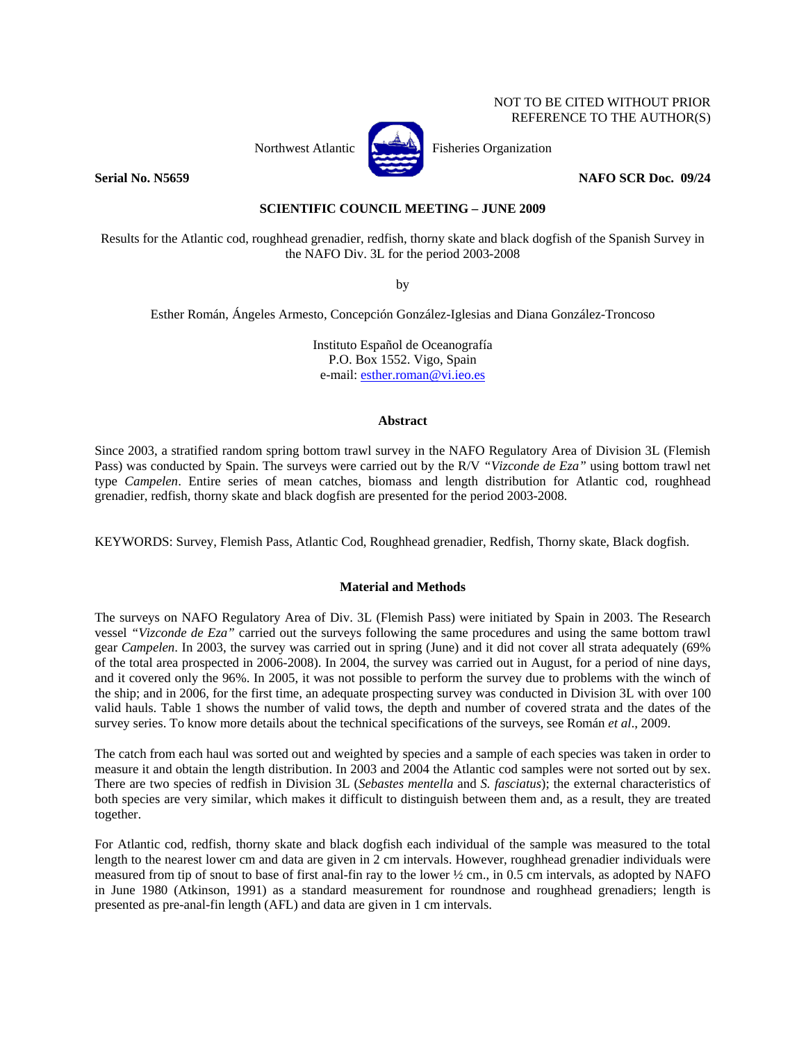NOT TO BE CITED WITHOUT PRIOR
REFERENCE TO THE AUTHOR(S)

Northwest Atlantic Fisheries Organization

**Serial No. N5659** **NAFO SCR Doc. 09/24**

**SCIENTIFIC COUNCIL MEETING – JUNE 2009**

Results for the Atlantic cod, roughhead grenadier, redfish, thorny skate and black dogfish of the Spanish Survey in the NAFO Div. 3L for the period 2003-2008

by

Esther Román, Ángeles Armesto, Concepción González-Iglesias and Diana González-Troncoso

Instituto Español de Oceanografía
P.O. Box 1552. Vigo, Spain
e-mail: esther.roman@vi.ieo.es

## Abstract

Since 2003, a stratified random spring bottom trawl survey in the NAFO Regulatory Area of Division 3L (Flemish Pass) was conducted by Spain. The surveys were carried out by the R/V *"Vizconde de Eza"* using bottom trawl net type *Campelen*. Entire series of mean catches, biomass and length distribution for Atlantic cod, roughhead grenadier, redfish, thorny skate and black dogfish are presented for the period 2003-2008.

KEYWORDS: Survey, Flemish Pass, Atlantic Cod, Roughhead grenadier, Redfish, Thorny skate, Black dogfish.

## Material and Methods

The surveys on NAFO Regulatory Area of Div. 3L (Flemish Pass) were initiated by Spain in 2003. The Research vessel *"Vizconde de Eza"* carried out the surveys following the same procedures and using the same bottom trawl gear *Campelen*. In 2003, the survey was carried out in spring (June) and it did not cover all strata adequately (69% of the total area prospected in 2006-2008). In 2004, the survey was carried out in August, for a period of nine days, and it covered only the 96%. In 2005, it was not possible to perform the survey due to problems with the winch of the ship; and in 2006, for the first time, an adequate prospecting survey was conducted in Division 3L with over 100 valid hauls. Table 1 shows the number of valid tows, the depth and number of covered strata and the dates of the survey series. To know more details about the technical specifications of the surveys, see Román *et al*., 2009.

The catch from each haul was sorted out and weighted by species and a sample of each species was taken in order to measure it and obtain the length distribution. In 2003 and 2004 the Atlantic cod samples were not sorted out by sex. There are two species of redfish in Division 3L (*Sebastes mentella* and *S. fasciatus*); the external characteristics of both species are very similar, which makes it difficult to distinguish between them and, as a result, they are treated together.

For Atlantic cod, redfish, thorny skate and black dogfish each individual of the sample was measured to the total length to the nearest lower cm and data are given in 2 cm intervals. However, roughhead grenadier individuals were measured from tip of snout to base of first anal-fin ray to the lower ½ cm., in 0.5 cm intervals, as adopted by NAFO in June 1980 (Atkinson, 1991) as a standard measurement for roundnose and roughhead grenadiers; length is presented as pre-anal-fin length (AFL) and data are given in 1 cm intervals.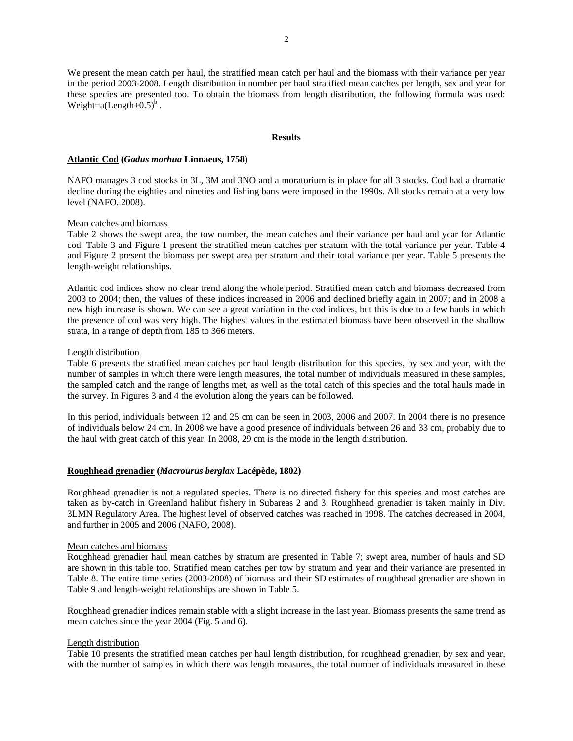We present the mean catch per haul, the stratified mean catch per haul and the biomass with their variance per year in the period 2003-2008. Length distribution in number per haul stratified mean catches per length, sex and year for these species are presented too. To obtain the biomass from length distribution, the following formula was used: $\text{Weight}=a(\text{Length}+0.5)^b$ .

## Results

### **Atlantic Cod (*Gadus morhua* Linnaeus, 1758)**

NAFO manages 3 cod stocks in 3L, 3M and 3NO and a moratorium is in place for all 3 stocks. Cod had a dramatic decline during the eighties and nineties and fishing bans were imposed in the 1990s. All stocks remain at a very low level (NAFO, 2008).

Mean catches and biomass

Table 2 shows the swept area, the tow number, the mean catches and their variance per haul and year for Atlantic cod. Table 3 and Figure 1 present the stratified mean catches per stratum with the total variance per year. Table 4 and Figure 2 present the biomass per swept area per stratum and their total variance per year. Table 5 presents the length-weight relationships.

Atlantic cod indices show no clear trend along the whole period. Stratified mean catch and biomass decreased from 2003 to 2004; then, the values of these indices increased in 2006 and declined briefly again in 2007; and in 2008 a new high increase is shown. We can see a great variation in the cod indices, but this is due to a few hauls in which the presence of cod was very high. The highest values in the estimated biomass have been observed in the shallow strata, in a range of depth from 185 to 366 meters.

Length distribution

Table 6 presents the stratified mean catches per haul length distribution for this species, by sex and year, with the number of samples in which there were length measures, the total number of individuals measured in these samples, the sampled catch and the range of lengths met, as well as the total catch of this species and the total hauls made in the survey. In Figures 3 and 4 the evolution along the years can be followed.

In this period, individuals between 12 and 25 cm can be seen in 2003, 2006 and 2007. In 2004 there is no presence of individuals below 24 cm. In 2008 we have a good presence of individuals between 26 and 33 cm, probably due to the haul with great catch of this year. In 2008, 29 cm is the mode in the length distribution.

### **Roughhead grenadier (*Macrourus berglax* Lacépède, 1802)**

Roughhead grenadier is not a regulated species. There is no directed fishery for this species and most catches are taken as by-catch in Greenland halibut fishery in Subareas 2 and 3. Roughhead grenadier is taken mainly in Div. 3LMN Regulatory Area. The highest level of observed catches was reached in 1998. The catches decreased in 2004, and further in 2005 and 2006 (NAFO, 2008).

Mean catches and biomass

Roughhead grenadier haul mean catches by stratum are presented in Table 7; swept area, number of hauls and SD are shown in this table too. Stratified mean catches per tow by stratum and year and their variance are presented in Table 8. The entire time series (2003-2008) of biomass and their SD estimates of roughhead grenadier are shown in Table 9 and length-weight relationships are shown in Table 5.

Roughhead grenadier indices remain stable with a slight increase in the last year. Biomass presents the same trend as mean catches since the year 2004 (Fig. 5 and 6).

Length distribution

Table 10 presents the stratified mean catches per haul length distribution, for roughhead grenadier, by sex and year, with the number of samples in which there was length measures, the total number of individuals measured in these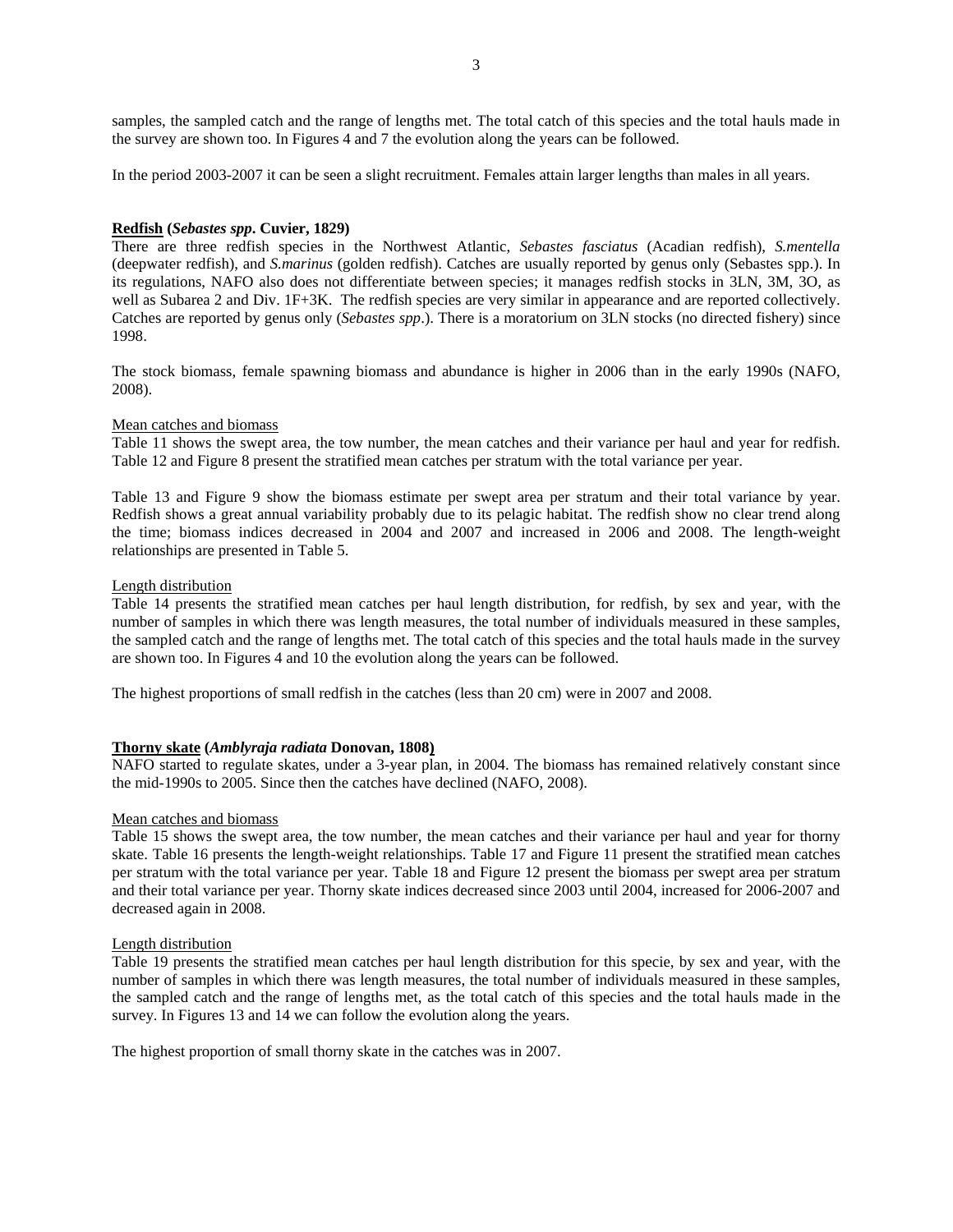samples, the sampled catch and the range of lengths met. The total catch of this species and the total hauls made in the survey are shown too. In Figures 4 and 7 the evolution along the years can be followed.

In the period 2003-2007 it can be seen a slight recruitment. Females attain larger lengths than males in all years.

### **Redfish (*Sebastes spp*. Cuvier, 1829)**

There are three redfish species in the Northwest Atlantic, *Sebastes fasciatus* (Acadian redfish), *S.mentella* (deepwater redfish), and *S.marinus* (golden redfish). Catches are usually reported by genus only (Sebastes spp.). In its regulations, NAFO also does not differentiate between species; it manages redfish stocks in 3LN, 3M, 3O, as well as Subarea 2 and Div. 1F+3K. The redfish species are very similar in appearance and are reported collectively. Catches are reported by genus only (*Sebastes spp*.). There is a moratorium on 3LN stocks (no directed fishery) since 1998.

The stock biomass, female spawning biomass and abundance is higher in 2006 than in the early 1990s (NAFO, 2008).

#### Mean catches and biomass

Table 11 shows the swept area, the tow number, the mean catches and their variance per haul and year for redfish. Table 12 and Figure 8 present the stratified mean catches per stratum with the total variance per year.

Table 13 and Figure 9 show the biomass estimate per swept area per stratum and their total variance by year. Redfish shows a great annual variability probably due to its pelagic habitat. The redfish show no clear trend along the time; biomass indices decreased in 2004 and 2007 and increased in 2006 and 2008. The length-weight relationships are presented in Table 5.

#### Length distribution

Table 14 presents the stratified mean catches per haul length distribution, for redfish, by sex and year, with the number of samples in which there was length measures, the total number of individuals measured in these samples, the sampled catch and the range of lengths met. The total catch of this species and the total hauls made in the survey are shown too. In Figures 4 and 10 the evolution along the years can be followed.

The highest proportions of small redfish in the catches (less than 20 cm) were in 2007 and 2008.

### **Thorny skate (*Amblyraja radiata* Donovan, 1808)**

NAFO started to regulate skates, under a 3-year plan, in 2004. The biomass has remained relatively constant since the mid-1990s to 2005. Since then the catches have declined (NAFO, 2008).

#### Mean catches and biomass

Table 15 shows the swept area, the tow number, the mean catches and their variance per haul and year for thorny skate. Table 16 presents the length-weight relationships. Table 17 and Figure 11 present the stratified mean catches per stratum with the total variance per year. Table 18 and Figure 12 present the biomass per swept area per stratum and their total variance per year. Thorny skate indices decreased since 2003 until 2004, increased for 2006-2007 and decreased again in 2008.

#### Length distribution

Table 19 presents the stratified mean catches per haul length distribution for this specie, by sex and year, with the number of samples in which there was length measures, the total number of individuals measured in these samples, the sampled catch and the range of lengths met, as the total catch of this species and the total hauls made in the survey. In Figures 13 and 14 we can follow the evolution along the years.

The highest proportion of small thorny skate in the catches was in 2007.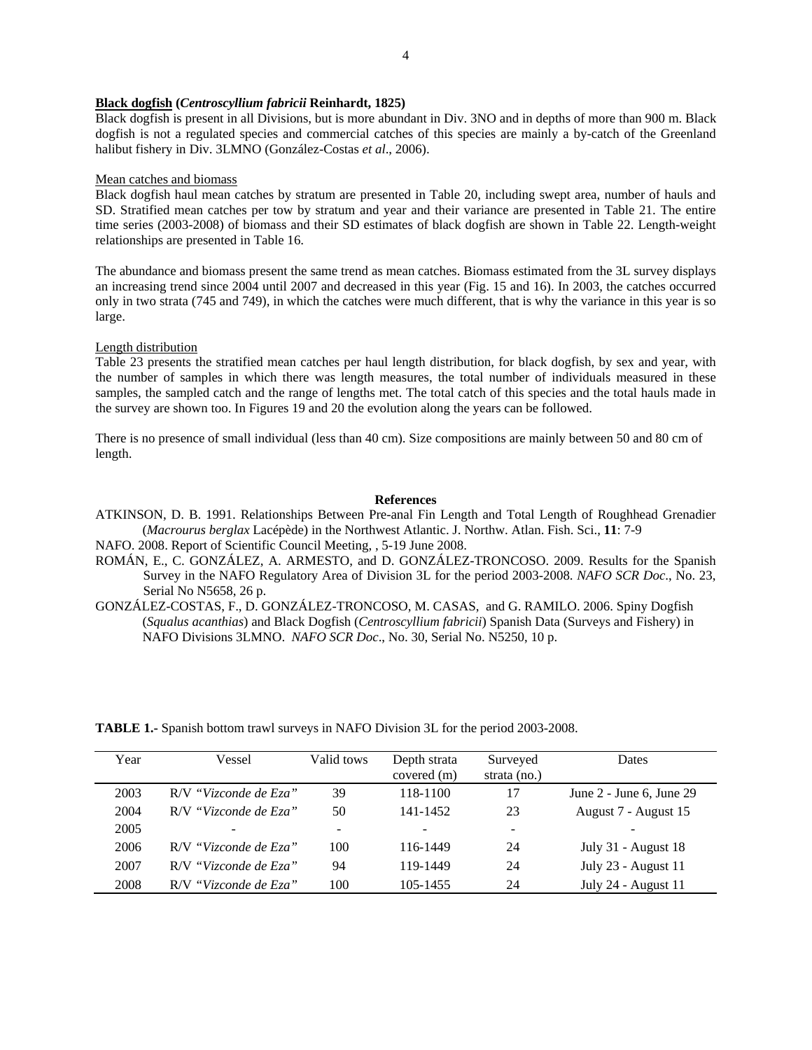**Black dogfish (*Centroscyllium fabricii* Reinhardt, 1825)**

Black dogfish is present in all Divisions, but is more abundant in Div. 3NO and in depths of more than 900 m. Black dogfish is not a regulated species and commercial catches of this species are mainly a by-catch of the Greenland halibut fishery in Div. 3LMNO (González-Costas *et al*., 2006).

Mean catches and biomass

Black dogfish haul mean catches by stratum are presented in Table 20, including swept area, number of hauls and SD. Stratified mean catches per tow by stratum and year and their variance are presented in Table 21. The entire time series (2003-2008) of biomass and their SD estimates of black dogfish are shown in Table 22. Length-weight relationships are presented in Table 16.

The abundance and biomass present the same trend as mean catches. Biomass estimated from the 3L survey displays an increasing trend since 2004 until 2007 and decreased in this year (Fig. 15 and 16). In 2003, the catches occurred only in two strata (745 and 749), in which the catches were much different, that is why the variance in this year is so large.

Length distribution

Table 23 presents the stratified mean catches per haul length distribution, for black dogfish, by sex and year, with the number of samples in which there was length measures, the total number of individuals measured in these samples, the sampled catch and the range of lengths met. The total catch of this species and the total hauls made in the survey are shown too. In Figures 19 and 20 the evolution along the years can be followed.

There is no presence of small individual (less than 40 cm). Size compositions are mainly between 50 and 80 cm of length.

**References**

ATKINSON, D. B. 1991. Relationships Between Pre-anal Fin Length and Total Length of Roughhead Grenadier (*Macrourus berglax* Lacépède) in the Northwest Atlantic. J. Northw. Atlan. Fish. Sci., **11**: 7-9

NAFO. 2008. Report of Scientific Council Meeting, , 5-19 June 2008.

ROMÁN, E., C. GONZÁLEZ, A. ARMESTO, and D. GONZÁLEZ-TRONCOSO. 2009. Results for the Spanish Survey in the NAFO Regulatory Area of Division 3L for the period 2003-2008. *NAFO SCR Doc*., No. 23, Serial No N5658, 26 p.

GONZÁLEZ-COSTAS, F., D. GONZÁLEZ-TRONCOSO, M. CASAS, and G. RAMILO. 2006. Spiny Dogfish (*Squalus acanthias*) and Black Dogfish (*Centroscyllium fabricii*) Spanish Data (Surveys and Fishery) in NAFO Divisions 3LMNO. *NAFO SCR Doc*., No. 30, Serial No. N5250, 10 p.

**TABLE 1.-** Spanish bottom trawl surveys in NAFO Division 3L for the period 2003-2008.

| Year | Vessel | Valid tows | Depth strata covered (m) | Surveyed strata (no.) | Dates |
|---|---|---|---|---|---|
| 2003 | R/V "*Vizconde de Eza*" | 39 | 118-1100 | 17 | June 2 - June 6, June 29 |
| 2004 | R/V "*Vizconde de Eza*" | 50 | 141-1452 | 23 | August 7 - August 15 |
| 2005 | - | - | - | - | - |
| 2006 | R/V "*Vizconde de Eza*" | 100 | 116-1449 | 24 | July 31 - August 18 |
| 2007 | R/V "*Vizconde de Eza*" | 94 | 119-1449 | 24 | July 23 - August 11 |
| 2008 | R/V "*Vizconde de Eza*" | 100 | 105-1455 | 24 | July 24 - August 11 |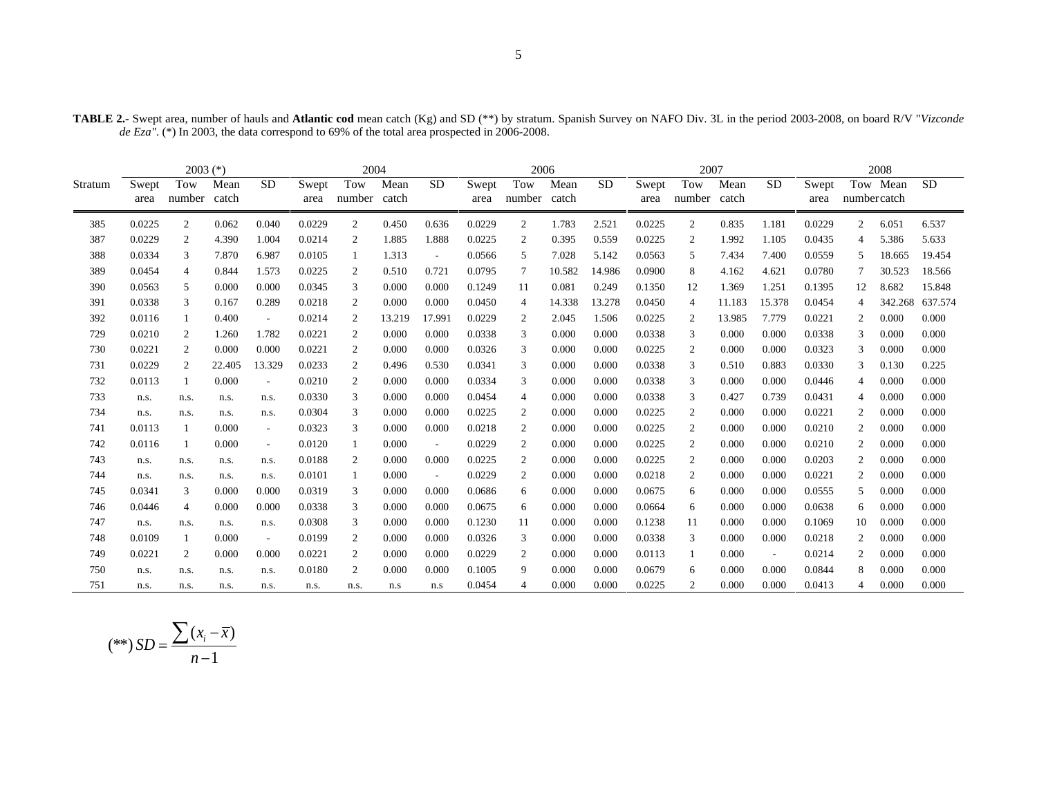**TABLE 2.-** Swept area, number of hauls and **Atlantic cod** mean catch (Kg) and SD (**) by stratum. Spanish Survey on NAFO Div. 3L in the period 2003-2008, on board R/V "*Vizconde de Eza*". (*) In 2003, the data correspond to 69% of the total area prospected in 2006-2008.

| Stratum | 2003 (*) | | | | 2004 | | | | 2006 | | | | 2007 | | | | 2008 | | | |
|---|---|---|---|---|---|---|---|---|---|---|---|---|---|---|---|---|---|---|---|---|
| | Swept area | Tow number | Mean catch | SD | Swept area | Tow number | Mean catch | SD | Swept area | Tow number | Mean catch | SD | Swept area | Tow number | Mean catch | SD | Swept area | Tow number | Mean catch | SD |
| 385 | 0.0225 | 2 | 0.062 | 0.040 | 0.0229 | 2 | 0.450 | 0.636 | 0.0229 | 2 | 1.783 | 2.521 | 0.0225 | 2 | 0.835 | 1.181 | 0.0229 | 2 | 6.051 | 6.537 |
| 387 | 0.0229 | 2 | 4.390 | 1.004 | 0.0214 | 2 | 1.885 | 1.888 | 0.0225 | 2 | 0.395 | 0.559 | 0.0225 | 2 | 1.992 | 1.105 | 0.0435 | 4 | 5.386 | 5.633 |
| 388 | 0.0334 | 3 | 7.870 | 6.987 | 0.0105 | 1 | 1.313 | - | 0.0566 | 5 | 7.028 | 5.142 | 0.0563 | 5 | 7.434 | 7.400 | 0.0559 | 5 | 18.665 | 19.454 |
| 389 | 0.0454 | 4 | 0.844 | 1.573 | 0.0225 | 2 | 0.510 | 0.721 | 0.0795 | 7 | 10.582 | 14.986 | 0.0900 | 8 | 4.162 | 4.621 | 0.0780 | 7 | 30.523 | 18.566 |
| 390 | 0.0563 | 5 | 0.000 | 0.000 | 0.0345 | 3 | 0.000 | 0.000 | 0.1249 | 11 | 0.081 | 0.249 | 0.1350 | 12 | 1.369 | 1.251 | 0.1395 | 12 | 8.682 | 15.848 |
| 391 | 0.0338 | 3 | 0.167 | 0.289 | 0.0218 | 2 | 0.000 | 0.000 | 0.0450 | 4 | 14.338 | 13.278 | 0.0450 | 4 | 11.183 | 15.378 | 0.0454 | 4 | 342.268 | 637.574 |
| 392 | 0.0116 | 1 | 0.400 | - | 0.0214 | 2 | 13.219 | 17.991 | 0.0229 | 2 | 2.045 | 1.506 | 0.0225 | 2 | 13.985 | 7.779 | 0.0221 | 2 | 0.000 | 0.000 |
| 729 | 0.0210 | 2 | 1.260 | 1.782 | 0.0221 | 2 | 0.000 | 0.000 | 0.0338 | 3 | 0.000 | 0.000 | 0.0338 | 3 | 0.000 | 0.000 | 0.0338 | 3 | 0.000 | 0.000 |
| 730 | 0.0221 | 2 | 0.000 | 0.000 | 0.0221 | 2 | 0.000 | 0.000 | 0.0326 | 3 | 0.000 | 0.000 | 0.0225 | 2 | 0.000 | 0.000 | 0.0323 | 3 | 0.000 | 0.000 |
| 731 | 0.0229 | 2 | 22.405 | 13.329 | 0.0233 | 2 | 0.496 | 0.530 | 0.0341 | 3 | 0.000 | 0.000 | 0.0338 | 3 | 0.510 | 0.883 | 0.0330 | 3 | 0.130 | 0.225 |
| 732 | 0.0113 | 1 | 0.000 | - | 0.0210 | 2 | 0.000 | 0.000 | 0.0334 | 3 | 0.000 | 0.000 | 0.0338 | 3 | 0.000 | 0.000 | 0.0446 | 4 | 0.000 | 0.000 |
| 733 | n.s. | n.s. | n.s. | n.s. | 0.0330 | 3 | 0.000 | 0.000 | 0.0454 | 4 | 0.000 | 0.000 | 0.0338 | 3 | 0.427 | 0.739 | 0.0431 | 4 | 0.000 | 0.000 |
| 734 | n.s. | n.s. | n.s. | n.s. | 0.0304 | 3 | 0.000 | 0.000 | 0.0225 | 2 | 0.000 | 0.000 | 0.0225 | 2 | 0.000 | 0.000 | 0.0221 | 2 | 0.000 | 0.000 |
| 741 | 0.0113 | 1 | 0.000 | - | 0.0323 | 3 | 0.000 | 0.000 | 0.0218 | 2 | 0.000 | 0.000 | 0.0225 | 2 | 0.000 | 0.000 | 0.0210 | 2 | 0.000 | 0.000 |
| 742 | 0.0116 | 1 | 0.000 | - | 0.0120 | 1 | 0.000 | - | 0.0229 | 2 | 0.000 | 0.000 | 0.0225 | 2 | 0.000 | 0.000 | 0.0210 | 2 | 0.000 | 0.000 |
| 743 | n.s. | n.s. | n.s. | n.s. | 0.0188 | 2 | 0.000 | 0.000 | 0.0225 | 2 | 0.000 | 0.000 | 0.0225 | 2 | 0.000 | 0.000 | 0.0203 | 2 | 0.000 | 0.000 |
| 744 | n.s. | n.s. | n.s. | n.s. | 0.0101 | 1 | 0.000 | - | 0.0229 | 2 | 0.000 | 0.000 | 0.0218 | 2 | 0.000 | 0.000 | 0.0221 | 2 | 0.000 | 0.000 |
| 745 | 0.0341 | 3 | 0.000 | 0.000 | 0.0319 | 3 | 0.000 | 0.000 | 0.0686 | 6 | 0.000 | 0.000 | 0.0675 | 6 | 0.000 | 0.000 | 0.0555 | 5 | 0.000 | 0.000 |
| 746 | 0.0446 | 4 | 0.000 | 0.000 | 0.0338 | 3 | 0.000 | 0.000 | 0.0675 | 6 | 0.000 | 0.000 | 0.0664 | 6 | 0.000 | 0.000 | 0.0638 | 6 | 0.000 | 0.000 |
| 747 | n.s. | n.s. | n.s. | n.s. | 0.0308 | 3 | 0.000 | 0.000 | 0.1230 | 11 | 0.000 | 0.000 | 0.1238 | 11 | 0.000 | 0.000 | 0.1069 | 10 | 0.000 | 0.000 |
| 748 | 0.0109 | 1 | 0.000 | - | 0.0199 | 2 | 0.000 | 0.000 | 0.0326 | 3 | 0.000 | 0.000 | 0.0338 | 3 | 0.000 | 0.000 | 0.0218 | 2 | 0.000 | 0.000 |
| 749 | 0.0221 | 2 | 0.000 | 0.000 | 0.0221 | 2 | 0.000 | 0.000 | 0.0229 | 2 | 0.000 | 0.000 | 0.0113 | 1 | 0.000 | - | 0.0214 | 2 | 0.000 | 0.000 |
| 750 | n.s. | n.s. | n.s. | n.s. | 0.0180 | 2 | 0.000 | 0.000 | 0.1005 | 9 | 0.000 | 0.000 | 0.0679 | 6 | 0.000 | 0.000 | 0.0844 | 8 | 0.000 | 0.000 |
| 751 | n.s. | n.s. | n.s. | n.s. | n.s. | n.s. | n.s | n.s | 0.0454 | 4 | 0.000 | 0.000 | 0.0225 | 2 | 0.000 | 0.000 | 0.0413 | 4 | 0.000 | 0.000 |

$$(^{**})\ SD = \frac{\sum (x_i - \overline{x})}{n-1}$$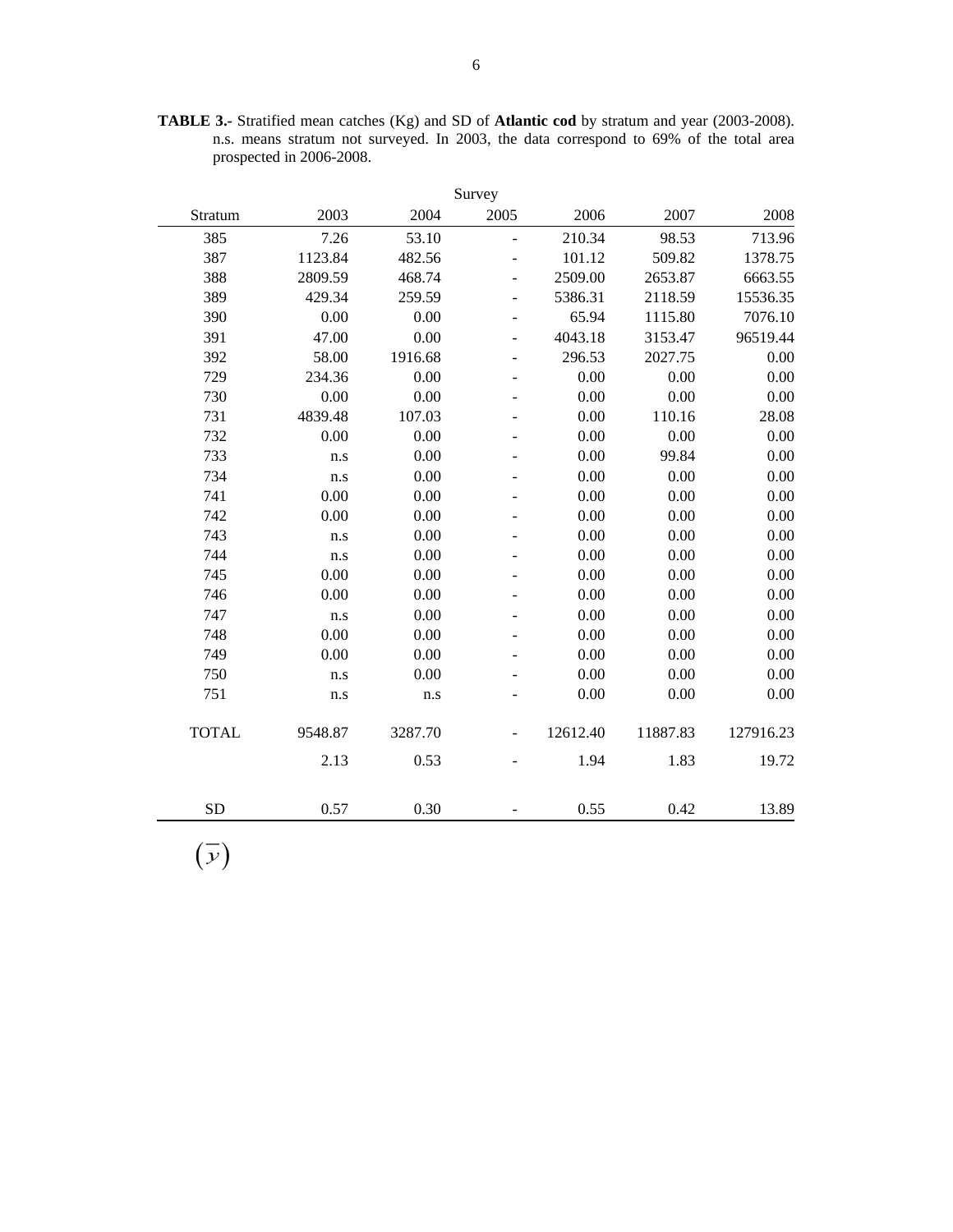**TABLE 3.-** Stratified mean catches (Kg) and SD of **Atlantic cod** by stratum and year (2003-2008). n.s. means stratum not surveyed. In 2003, the data correspond to 69% of the total area prospected in 2006-2008.

| | Survey | | | | | |
|---|---|---|---|---|---|---|
| Stratum | 2003 | 2004 | 2005 | 2006 | 2007 | 2008 |
| 385 | 7.26 | 53.10 | - | 210.34 | 98.53 | 713.96 |
| 387 | 1123.84 | 482.56 | - | 101.12 | 509.82 | 1378.75 |
| 388 | 2809.59 | 468.74 | - | 2509.00 | 2653.87 | 6663.55 |
| 389 | 429.34 | 259.59 | - | 5386.31 | 2118.59 | 15536.35 |
| 390 | 0.00 | 0.00 | - | 65.94 | 1115.80 | 7076.10 |
| 391 | 47.00 | 0.00 | - | 4043.18 | 3153.47 | 96519.44 |
| 392 | 58.00 | 1916.68 | - | 296.53 | 2027.75 | 0.00 |
| 729 | 234.36 | 0.00 | - | 0.00 | 0.00 | 0.00 |
| 730 | 0.00 | 0.00 | - | 0.00 | 0.00 | 0.00 |
| 731 | 4839.48 | 107.03 | - | 0.00 | 110.16 | 28.08 |
| 732 | 0.00 | 0.00 | - | 0.00 | 0.00 | 0.00 |
| 733 | n.s | 0.00 | - | 0.00 | 99.84 | 0.00 |
| 734 | n.s | 0.00 | - | 0.00 | 0.00 | 0.00 |
| 741 | 0.00 | 0.00 | - | 0.00 | 0.00 | 0.00 |
| 742 | 0.00 | 0.00 | - | 0.00 | 0.00 | 0.00 |
| 743 | n.s | 0.00 | - | 0.00 | 0.00 | 0.00 |
| 744 | n.s | 0.00 | - | 0.00 | 0.00 | 0.00 |
| 745 | 0.00 | 0.00 | - | 0.00 | 0.00 | 0.00 |
| 746 | 0.00 | 0.00 | - | 0.00 | 0.00 | 0.00 |
| 747 | n.s | 0.00 | - | 0.00 | 0.00 | 0.00 |
| 748 | 0.00 | 0.00 | - | 0.00 | 0.00 | 0.00 |
| 749 | 0.00 | 0.00 | - | 0.00 | 0.00 | 0.00 |
| 750 | n.s | 0.00 | - | 0.00 | 0.00 | 0.00 |
| 751 | n.s | n.s | - | 0.00 | 0.00 | 0.00 |
| TOTAL | 9548.87 | 3287.70 | - | 12612.40 | 11887.83 | 127916.23 |
| $(\bar{y})$ | 2.13 | 0.53 | - | 1.94 | 1.83 | 19.72 |
| SD | 0.57 | 0.30 | - | 0.55 | 0.42 | 13.89 |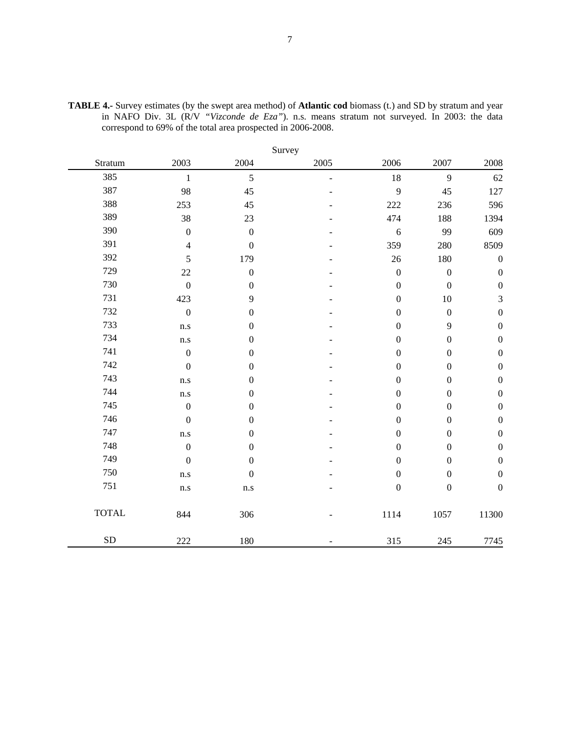**TABLE 4.-** Survey estimates (by the swept area method) of **Atlantic cod** biomass (t.) and SD by stratum and year in NAFO Div. 3L (R/V *"Vizconde de Eza"*). n.s. means stratum not surveyed. In 2003: the data correspond to 69% of the total area prospected in 2006-2008.

| | Survey | | | | | |
|---|---|---|---|---|---|---|
| Stratum | 2003 | 2004 | 2005 | 2006 | 2007 | 2008 |
| 385 | 1 | 5 | - | 18 | 9 | 62 |
| 387 | 98 | 45 | - | 9 | 45 | 127 |
| 388 | 253 | 45 | - | 222 | 236 | 596 |
| 389 | 38 | 23 | - | 474 | 188 | 1394 |
| 390 | 0 | 0 | - | 6 | 99 | 609 |
| 391 | 4 | 0 | - | 359 | 280 | 8509 |
| 392 | 5 | 179 | - | 26 | 180 | 0 |
| 729 | 22 | 0 | - | 0 | 0 | 0 |
| 730 | 0 | 0 | - | 0 | 0 | 0 |
| 731 | 423 | 9 | - | 0 | 10 | 3 |
| 732 | 0 | 0 | - | 0 | 0 | 0 |
| 733 | n.s | 0 | - | 0 | 9 | 0 |
| 734 | n.s | 0 | - | 0 | 0 | 0 |
| 741 | 0 | 0 | - | 0 | 0 | 0 |
| 742 | 0 | 0 | - | 0 | 0 | 0 |
| 743 | n.s | 0 | - | 0 | 0 | 0 |
| 744 | n.s | 0 | - | 0 | 0 | 0 |
| 745 | 0 | 0 | - | 0 | 0 | 0 |
| 746 | 0 | 0 | - | 0 | 0 | 0 |
| 747 | n.s | 0 | - | 0 | 0 | 0 |
| 748 | 0 | 0 | - | 0 | 0 | 0 |
| 749 | 0 | 0 | - | 0 | 0 | 0 |
| 750 | n.s | 0 | - | 0 | 0 | 0 |
| 751 | n.s | n.s | - | 0 | 0 | 0 |
| TOTAL | 844 | 306 | - | 1114 | 1057 | 11300 |
| SD | 222 | 180 | - | 315 | 245 | 7745 |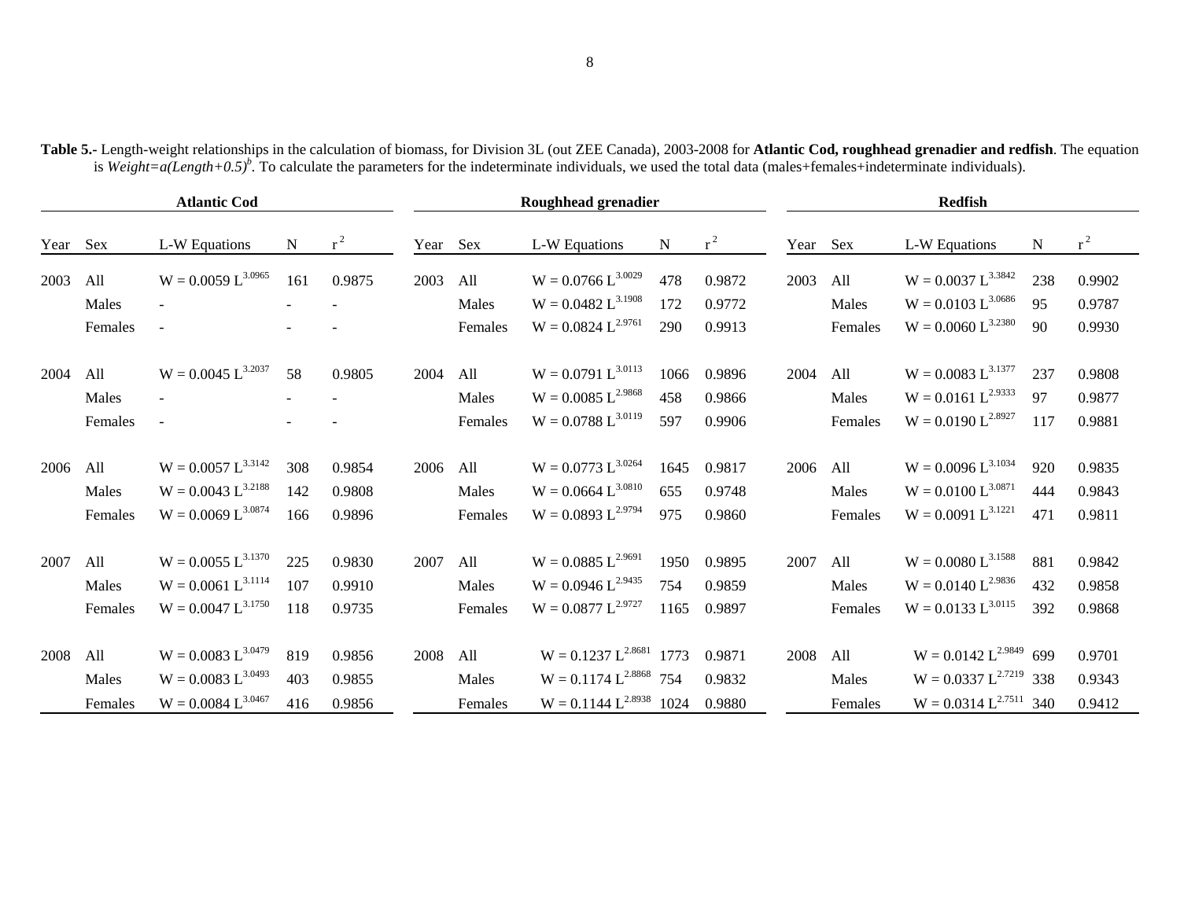**Table 5.-** Length-weight relationships in the calculation of biomass, for Division 3L (out ZEE Canada), 2003-2008 for **Atlantic Cod, roughhead grenadier and redfish**. The equation is $Weight=a(Length+0.5)^b$. To calculate the parameters for the indeterminate individuals, we used the total data (males+females+indeterminate individuals).

| Atlantic Cod | | | | | Roughhead grenadier | | | | | Redfish | | | | |
|---|---|---|---|---|---|---|---|---|---|---|---|---|---|---|
| Year | Sex | L-W Equations | N | $r^2$ | Year | Sex | L-W Equations | N | $r^2$ | Year | Sex | L-W Equations | N | $r^2$ |
| 2003 | All | $W = 0.0059\ L^{3.0965}$ | 161 | 0.9875 | 2003 | All | $W = 0.0766\ L^{3.0029}$ | 478 | 0.9872 | 2003 | All | $W = 0.0037\ L^{3.3842}$ | 238 | 0.9902 |
| | Males | - | - | - | | Males | $W = 0.0482\ L^{3.1908}$ | 172 | 0.9772 | | Males | $W = 0.0103\ L^{3.0686}$ | 95 | 0.9787 |
| | Females | - | - | - | | Females | $W = 0.0824\ L^{2.9761}$ | 290 | 0.9913 | | Females | $W = 0.0060\ L^{3.2380}$ | 90 | 0.9930 |
| 2004 | All | $W = 0.0045\ L^{3.2037}$ | 58 | 0.9805 | 2004 | All | $W = 0.0791\ L^{3.0113}$ | 1066 | 0.9896 | 2004 | All | $W = 0.0083\ L^{3.1377}$ | 237 | 0.9808 |
| | Males | - | - | - | | Males | $W = 0.0085\ L^{2.9868}$ | 458 | 0.9866 | | Males | $W = 0.0161\ L^{2.9333}$ | 97 | 0.9877 |
| | Females | - | - | - | | Females | $W = 0.0788\ L^{3.0119}$ | 597 | 0.9906 | | Females | $W = 0.0190\ L^{2.8927}$ | 117 | 0.9881 |
| 2006 | All | $W = 0.0057\ L^{3.3142}$ | 308 | 0.9854 | 2006 | All | $W = 0.0773\ L^{3.0264}$ | 1645 | 0.9817 | 2006 | All | $W = 0.0096\ L^{3.1034}$ | 920 | 0.9835 |
| | Males | $W = 0.0043\ L^{3.2188}$ | 142 | 0.9808 | | Males | $W = 0.0664\ L^{3.0810}$ | 655 | 0.9748 | | Males | $W = 0.0100\ L^{3.0871}$ | 444 | 0.9843 |
| | Females | $W = 0.0069\ L^{3.0874}$ | 166 | 0.9896 | | Females | $W = 0.0893\ L^{2.9794}$ | 975 | 0.9860 | | Females | $W = 0.0091\ L^{3.1221}$ | 471 | 0.9811 |
| 2007 | All | $W = 0.0055\ L^{3.1370}$ | 225 | 0.9830 | 2007 | All | $W = 0.0885\ L^{2.9691}$ | 1950 | 0.9895 | 2007 | All | $W = 0.0080\ L^{3.1588}$ | 881 | 0.9842 |
| | Males | $W = 0.0061\ L^{3.1114}$ | 107 | 0.9910 | | Males | $W = 0.0946\ L^{2.9435}$ | 754 | 0.9859 | | Males | $W = 0.0140\ L^{2.9836}$ | 432 | 0.9858 |
| | Females | $W = 0.0047\ L^{3.1750}$ | 118 | 0.9735 | | Females | $W = 0.0877\ L^{2.9727}$ | 1165 | 0.9897 | | Females | $W = 0.0133\ L^{3.0115}$ | 392 | 0.9868 |
| 2008 | All | $W = 0.0083\ L^{3.0479}$ | 819 | 0.9856 | 2008 | All | $W = 0.1237\ L^{2.8681}$ | 1773 | 0.9871 | 2008 | All | $W = 0.0142\ L^{2.9849}$ | 699 | 0.9701 |
| | Males | $W = 0.0083\ L^{3.0493}$ | 403 | 0.9855 | | Males | $W = 0.1174\ L^{2.8868}$ | 754 | 0.9832 | | Males | $W = 0.0337\ L^{2.7219}$ | 338 | 0.9343 |
| | Females | $W = 0.0084\ L^{3.0467}$ | 416 | 0.9856 | | Females | $W = 0.1144\ L^{2.8938}$ | 1024 | 0.9880 | | Females | $W = 0.0314\ L^{2.7511}$ | 340 | 0.9412 |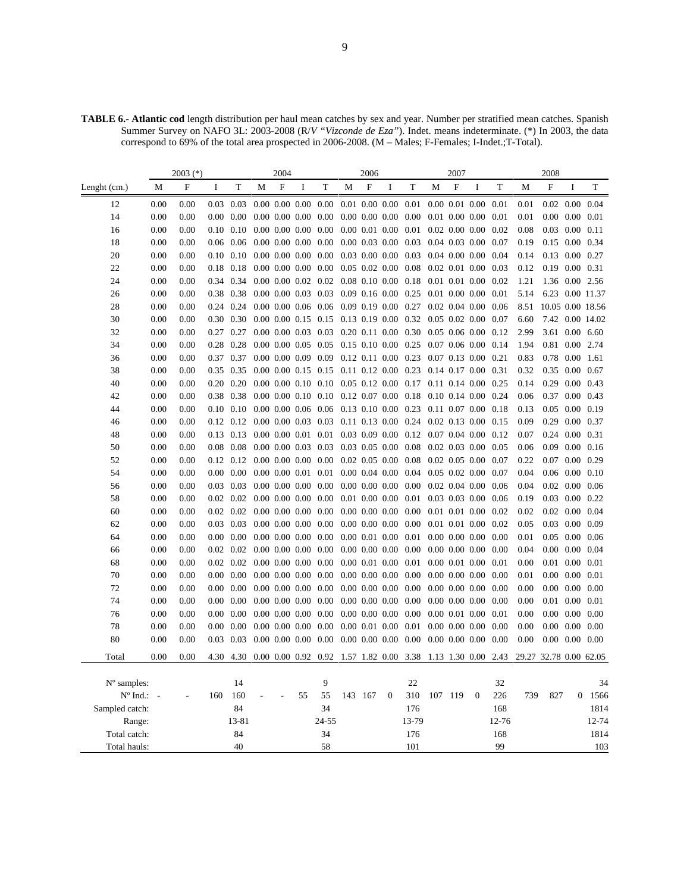**TABLE 6.- Atlantic cod** length distribution per haul mean catches by sex and year. Number per stratified mean catches. Spanish Summer Survey on NAFO 3L: 2003-2008 (R/V "*Vizconde de Eza"*). Indet. means indeterminate. (*) In 2003, the data correspond to 69% of the total area prospected in 2006-2008. (M – Males; F-Females; I-Indet.;T-Total).

| | 2003 (*) | | | | 2004 | | | | 2006 | | | | 2007 | | | | 2008 | | | |
|---|---|---|---|---|---|---|---|---|---|---|---|---|---|---|---|---|---|---|---|---|
| Lenght (cm.) | M | F | I | T | M | F | I | T | M | F | I | T | M | F | I | T | M | F | I | T |
| 12 | 0.00 | 0.00 | 0.03 | 0.03 | 0.00 | 0.00 | 0.00 | 0.00 | 0.01 | 0.00 | 0.00 | 0.01 | 0.00 | 0.01 | 0.00 | 0.01 | 0.01 | 0.02 | 0.00 | 0.04 |
| 14 | 0.00 | 0.00 | 0.00 | 0.00 | 0.00 | 0.00 | 0.00 | 0.00 | 0.00 | 0.00 | 0.00 | 0.00 | 0.01 | 0.00 | 0.00 | 0.01 | 0.01 | 0.00 | 0.00 | 0.01 |
| 16 | 0.00 | 0.00 | 0.10 | 0.10 | 0.00 | 0.00 | 0.00 | 0.00 | 0.00 | 0.01 | 0.00 | 0.01 | 0.02 | 0.00 | 0.00 | 0.02 | 0.08 | 0.03 | 0.00 | 0.11 |
| 18 | 0.00 | 0.00 | 0.06 | 0.06 | 0.00 | 0.00 | 0.00 | 0.00 | 0.00 | 0.03 | 0.00 | 0.03 | 0.04 | 0.03 | 0.00 | 0.07 | 0.19 | 0.15 | 0.00 | 0.34 |
| 20 | 0.00 | 0.00 | 0.10 | 0.10 | 0.00 | 0.00 | 0.00 | 0.00 | 0.03 | 0.00 | 0.00 | 0.03 | 0.04 | 0.00 | 0.00 | 0.04 | 0.14 | 0.13 | 0.00 | 0.27 |
| 22 | 0.00 | 0.00 | 0.18 | 0.18 | 0.00 | 0.00 | 0.00 | 0.00 | 0.05 | 0.02 | 0.00 | 0.08 | 0.02 | 0.01 | 0.00 | 0.03 | 0.12 | 0.19 | 0.00 | 0.31 |
| 24 | 0.00 | 0.00 | 0.34 | 0.34 | 0.00 | 0.00 | 0.02 | 0.02 | 0.08 | 0.10 | 0.00 | 0.18 | 0.01 | 0.01 | 0.00 | 0.02 | 1.21 | 1.36 | 0.00 | 2.56 |
| 26 | 0.00 | 0.00 | 0.38 | 0.38 | 0.00 | 0.00 | 0.03 | 0.03 | 0.09 | 0.16 | 0.00 | 0.25 | 0.01 | 0.00 | 0.00 | 0.01 | 5.14 | 6.23 | 0.00 | 11.37 |
| 28 | 0.00 | 0.00 | 0.24 | 0.24 | 0.00 | 0.00 | 0.06 | 0.06 | 0.09 | 0.19 | 0.00 | 0.27 | 0.02 | 0.04 | 0.00 | 0.06 | 8.51 | 10.05 | 0.00 | 18.56 |
| 30 | 0.00 | 0.00 | 0.30 | 0.30 | 0.00 | 0.00 | 0.15 | 0.15 | 0.13 | 0.19 | 0.00 | 0.32 | 0.05 | 0.02 | 0.00 | 0.07 | 6.60 | 7.42 | 0.00 | 14.02 |
| 32 | 0.00 | 0.00 | 0.27 | 0.27 | 0.00 | 0.00 | 0.03 | 0.03 | 0.20 | 0.11 | 0.00 | 0.30 | 0.05 | 0.06 | 0.00 | 0.12 | 2.99 | 3.61 | 0.00 | 6.60 |
| 34 | 0.00 | 0.00 | 0.28 | 0.28 | 0.00 | 0.00 | 0.05 | 0.05 | 0.15 | 0.10 | 0.00 | 0.25 | 0.07 | 0.06 | 0.00 | 0.14 | 1.94 | 0.81 | 0.00 | 2.74 |
| 36 | 0.00 | 0.00 | 0.37 | 0.37 | 0.00 | 0.00 | 0.09 | 0.09 | 0.12 | 0.11 | 0.00 | 0.23 | 0.07 | 0.13 | 0.00 | 0.21 | 0.83 | 0.78 | 0.00 | 1.61 |
| 38 | 0.00 | 0.00 | 0.35 | 0.35 | 0.00 | 0.00 | 0.15 | 0.15 | 0.11 | 0.12 | 0.00 | 0.23 | 0.14 | 0.17 | 0.00 | 0.31 | 0.32 | 0.35 | 0.00 | 0.67 |
| 40 | 0.00 | 0.00 | 0.20 | 0.20 | 0.00 | 0.00 | 0.10 | 0.10 | 0.05 | 0.12 | 0.00 | 0.17 | 0.11 | 0.14 | 0.00 | 0.25 | 0.14 | 0.29 | 0.00 | 0.43 |
| 42 | 0.00 | 0.00 | 0.38 | 0.38 | 0.00 | 0.00 | 0.10 | 0.10 | 0.12 | 0.07 | 0.00 | 0.18 | 0.10 | 0.14 | 0.00 | 0.24 | 0.06 | 0.37 | 0.00 | 0.43 |
| 44 | 0.00 | 0.00 | 0.10 | 0.10 | 0.00 | 0.00 | 0.06 | 0.06 | 0.13 | 0.10 | 0.00 | 0.23 | 0.11 | 0.07 | 0.00 | 0.18 | 0.13 | 0.05 | 0.00 | 0.19 |
| 46 | 0.00 | 0.00 | 0.12 | 0.12 | 0.00 | 0.00 | 0.03 | 0.03 | 0.11 | 0.13 | 0.00 | 0.24 | 0.02 | 0.13 | 0.00 | 0.15 | 0.09 | 0.29 | 0.00 | 0.37 |
| 48 | 0.00 | 0.00 | 0.13 | 0.13 | 0.00 | 0.00 | 0.01 | 0.01 | 0.03 | 0.09 | 0.00 | 0.12 | 0.07 | 0.04 | 0.00 | 0.12 | 0.07 | 0.24 | 0.00 | 0.31 |
| 50 | 0.00 | 0.00 | 0.08 | 0.08 | 0.00 | 0.00 | 0.03 | 0.03 | 0.03 | 0.05 | 0.00 | 0.08 | 0.02 | 0.03 | 0.00 | 0.05 | 0.06 | 0.09 | 0.00 | 0.16 |
| 52 | 0.00 | 0.00 | 0.12 | 0.12 | 0.00 | 0.00 | 0.00 | 0.00 | 0.02 | 0.05 | 0.00 | 0.08 | 0.02 | 0.05 | 0.00 | 0.07 | 0.22 | 0.07 | 0.00 | 0.29 |
| 54 | 0.00 | 0.00 | 0.00 | 0.00 | 0.00 | 0.00 | 0.01 | 0.01 | 0.00 | 0.04 | 0.00 | 0.04 | 0.05 | 0.02 | 0.00 | 0.07 | 0.04 | 0.06 | 0.00 | 0.10 |
| 56 | 0.00 | 0.00 | 0.03 | 0.03 | 0.00 | 0.00 | 0.00 | 0.00 | 0.00 | 0.00 | 0.00 | 0.00 | 0.02 | 0.04 | 0.00 | 0.06 | 0.04 | 0.02 | 0.00 | 0.06 |
| 58 | 0.00 | 0.00 | 0.02 | 0.02 | 0.00 | 0.00 | 0.00 | 0.00 | 0.01 | 0.00 | 0.00 | 0.01 | 0.03 | 0.03 | 0.00 | 0.06 | 0.19 | 0.03 | 0.00 | 0.22 |
| 60 | 0.00 | 0.00 | 0.02 | 0.02 | 0.00 | 0.00 | 0.00 | 0.00 | 0.00 | 0.00 | 0.00 | 0.00 | 0.01 | 0.01 | 0.00 | 0.02 | 0.02 | 0.02 | 0.00 | 0.04 |
| 62 | 0.00 | 0.00 | 0.03 | 0.03 | 0.00 | 0.00 | 0.00 | 0.00 | 0.00 | 0.00 | 0.00 | 0.00 | 0.01 | 0.01 | 0.00 | 0.02 | 0.05 | 0.03 | 0.00 | 0.09 |
| 64 | 0.00 | 0.00 | 0.00 | 0.00 | 0.00 | 0.00 | 0.00 | 0.00 | 0.00 | 0.01 | 0.00 | 0.01 | 0.00 | 0.00 | 0.00 | 0.00 | 0.01 | 0.05 | 0.00 | 0.06 |
| 66 | 0.00 | 0.00 | 0.02 | 0.02 | 0.00 | 0.00 | 0.00 | 0.00 | 0.00 | 0.00 | 0.00 | 0.00 | 0.00 | 0.00 | 0.00 | 0.00 | 0.04 | 0.00 | 0.00 | 0.04 |
| 68 | 0.00 | 0.00 | 0.02 | 0.02 | 0.00 | 0.00 | 0.00 | 0.00 | 0.00 | 0.01 | 0.00 | 0.01 | 0.00 | 0.01 | 0.00 | 0.01 | 0.00 | 0.01 | 0.00 | 0.01 |
| 70 | 0.00 | 0.00 | 0.00 | 0.00 | 0.00 | 0.00 | 0.00 | 0.00 | 0.00 | 0.00 | 0.00 | 0.00 | 0.00 | 0.00 | 0.00 | 0.00 | 0.01 | 0.00 | 0.00 | 0.01 |
| 72 | 0.00 | 0.00 | 0.00 | 0.00 | 0.00 | 0.00 | 0.00 | 0.00 | 0.00 | 0.00 | 0.00 | 0.00 | 0.00 | 0.00 | 0.00 | 0.00 | 0.00 | 0.00 | 0.00 | 0.00 |
| 74 | 0.00 | 0.00 | 0.00 | 0.00 | 0.00 | 0.00 | 0.00 | 0.00 | 0.00 | 0.00 | 0.00 | 0.00 | 0.00 | 0.00 | 0.00 | 0.00 | 0.00 | 0.01 | 0.00 | 0.01 |
| 76 | 0.00 | 0.00 | 0.00 | 0.00 | 0.00 | 0.00 | 0.00 | 0.00 | 0.00 | 0.00 | 0.00 | 0.00 | 0.00 | 0.01 | 0.00 | 0.01 | 0.00 | 0.00 | 0.00 | 0.00 |
| 78 | 0.00 | 0.00 | 0.00 | 0.00 | 0.00 | 0.00 | 0.00 | 0.00 | 0.00 | 0.01 | 0.00 | 0.01 | 0.00 | 0.00 | 0.00 | 0.00 | 0.00 | 0.00 | 0.00 | 0.00 |
| 80 | 0.00 | 0.00 | 0.03 | 0.03 | 0.00 | 0.00 | 0.00 | 0.00 | 0.00 | 0.00 | 0.00 | 0.00 | 0.00 | 0.00 | 0.00 | 0.00 | 0.00 | 0.00 | 0.00 | 0.00 |
| Total | 0.00 | 0.00 | 4.30 | 4.30 | 0.00 | 0.00 | 0.92 | 0.92 | 1.57 | 1.82 | 0.00 | 3.38 | 1.13 | 1.30 | 0.00 | 2.43 | 29.27 | 32.78 | 0.00 | 62.05 |
| Nº samples: | | | | 14 | | | | 9 | | | | 22 | | | | 32 | | | | 34 |
| Nº Ind.: | - | - | 160 | 160 | - | - | 55 | 55 | 143 | 167 | 0 | 310 | 107 | 119 | 0 | 226 | 739 | 827 | 0 | 1566 |
| Sampled catch: | | | | 84 | | | | 34 | | | | 176 | | | | 168 | | | | 1814 |
| Range: | | | | 13-81 | | | | 24-55 | | | | 13-79 | | | | 12-76 | | | | 12-74 |
| Total catch: | | | | 84 | | | | 34 | | | | 176 | | | | 168 | | | | 1814 |
| Total hauls: | | | | 40 | | | | 58 | | | | 101 | | | | 99 | | | | 103 |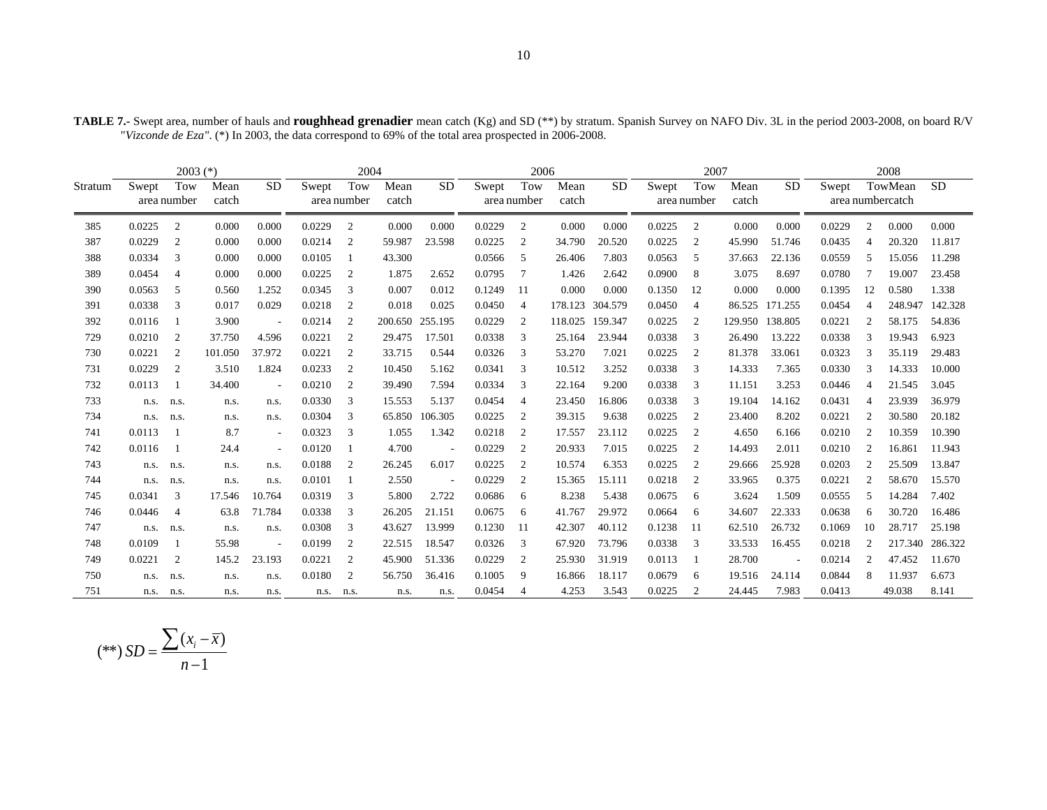**TABLE 7.-** Swept area, number of hauls and **roughhead grenadier** mean catch (Kg) and SD (**) by stratum. Spanish Survey on NAFO Div. 3L in the period 2003-2008, on board R/V "*Vizconde de Eza"*. (*) In 2003, the data correspond to 69% of the total area prospected in 2006-2008.

| Stratum | 2003 (*) | | | | 2004 | | | | 2006 | | | | 2007 | | | | 2008 | | | |
|---|---|---|---|---|---|---|---|---|---|---|---|---|---|---|---|---|---|---|---|---|
| | Swept area | Tow number | Mean catch | SD | Swept area | Tow number | Mean catch | SD | Swept area | Tow number | Mean catch | SD | Swept area | Tow number | Mean catch | SD | Swept area | Tow number | Mean catch | SD |
| 385 | 0.0225 | 2 | 0.000 | 0.000 | 0.0229 | 2 | 0.000 | 0.000 | 0.0229 | 2 | 0.000 | 0.000 | 0.0225 | 2 | 0.000 | 0.000 | 0.0229 | 2 | 0.000 | 0.000 |
| 387 | 0.0229 | 2 | 0.000 | 0.000 | 0.0214 | 2 | 59.987 | 23.598 | 0.0225 | 2 | 34.790 | 20.520 | 0.0225 | 2 | 45.990 | 51.746 | 0.0435 | 4 | 20.320 | 11.817 |
| 388 | 0.0334 | 3 | 0.000 | 0.000 | 0.0105 | 1 | 43.300 | | 0.0566 | 5 | 26.406 | 7.803 | 0.0563 | 5 | 37.663 | 22.136 | 0.0559 | 5 | 15.056 | 11.298 |
| 389 | 0.0454 | 4 | 0.000 | 0.000 | 0.0225 | 2 | 1.875 | 2.652 | 0.0795 | 7 | 1.426 | 2.642 | 0.0900 | 8 | 3.075 | 8.697 | 0.0780 | 7 | 19.007 | 23.458 |
| 390 | 0.0563 | 5 | 0.560 | 1.252 | 0.0345 | 3 | 0.007 | 0.012 | 0.1249 | 11 | 0.000 | 0.000 | 0.1350 | 12 | 0.000 | 0.000 | 0.1395 | 12 | 0.580 | 1.338 |
| 391 | 0.0338 | 3 | 0.017 | 0.029 | 0.0218 | 2 | 0.018 | 0.025 | 0.0450 | 4 | 178.123 | 304.579 | 0.0450 | 4 | 86.525 | 171.255 | 0.0454 | 4 | 248.947 | 142.328 |
| 392 | 0.0116 | 1 | 3.900 | - | 0.0214 | 2 | 200.650 | 255.195 | 0.0229 | 2 | 118.025 | 159.347 | 0.0225 | 2 | 129.950 | 138.805 | 0.0221 | 2 | 58.175 | 54.836 |
| 729 | 0.0210 | 2 | 37.750 | 4.596 | 0.0221 | 2 | 29.475 | 17.501 | 0.0338 | 3 | 25.164 | 23.944 | 0.0338 | 3 | 26.490 | 13.222 | 0.0338 | 3 | 19.943 | 6.923 |
| 730 | 0.0221 | 2 | 101.050 | 37.972 | 0.0221 | 2 | 33.715 | 0.544 | 0.0326 | 3 | 53.270 | 7.021 | 0.0225 | 2 | 81.378 | 33.061 | 0.0323 | 3 | 35.119 | 29.483 |
| 731 | 0.0229 | 2 | 3.510 | 1.824 | 0.0233 | 2 | 10.450 | 5.162 | 0.0341 | 3 | 10.512 | 3.252 | 0.0338 | 3 | 14.333 | 7.365 | 0.0330 | 3 | 14.333 | 10.000 |
| 732 | 0.0113 | 1 | 34.400 | - | 0.0210 | 2 | 39.490 | 7.594 | 0.0334 | 3 | 22.164 | 9.200 | 0.0338 | 3 | 11.151 | 3.253 | 0.0446 | 4 | 21.545 | 3.045 |
| 733 | n.s. | n.s. | n.s. | n.s. | 0.0330 | 3 | 15.553 | 5.137 | 0.0454 | 4 | 23.450 | 16.806 | 0.0338 | 3 | 19.104 | 14.162 | 0.0431 | 4 | 23.939 | 36.979 |
| 734 | n.s. | n.s. | n.s. | n.s. | 0.0304 | 3 | 65.850 | 106.305 | 0.0225 | 2 | 39.315 | 9.638 | 0.0225 | 2 | 23.400 | 8.202 | 0.0221 | 2 | 30.580 | 20.182 |
| 741 | 0.0113 | 1 | 8.7 | - | 0.0323 | 3 | 1.055 | 1.342 | 0.0218 | 2 | 17.557 | 23.112 | 0.0225 | 2 | 4.650 | 6.166 | 0.0210 | 2 | 10.359 | 10.390 |
| 742 | 0.0116 | 1 | 24.4 | - | 0.0120 | 1 | 4.700 | - | 0.0229 | 2 | 20.933 | 7.015 | 0.0225 | 2 | 14.493 | 2.011 | 0.0210 | 2 | 16.861 | 11.943 |
| 743 | n.s. | n.s. | n.s. | n.s. | 0.0188 | 2 | 26.245 | 6.017 | 0.0225 | 2 | 10.574 | 6.353 | 0.0225 | 2 | 29.666 | 25.928 | 0.0203 | 2 | 25.509 | 13.847 |
| 744 | n.s. | n.s. | n.s. | n.s. | 0.0101 | 1 | 2.550 | - | 0.0229 | 2 | 15.365 | 15.111 | 0.0218 | 2 | 33.965 | 0.375 | 0.0221 | 2 | 58.670 | 15.570 |
| 745 | 0.0341 | 3 | 17.546 | 10.764 | 0.0319 | 3 | 5.800 | 2.722 | 0.0686 | 6 | 8.238 | 5.438 | 0.0675 | 6 | 3.624 | 1.509 | 0.0555 | 5 | 14.284 | 7.402 |
| 746 | 0.0446 | 4 | 63.8 | 71.784 | 0.0338 | 3 | 26.205 | 21.151 | 0.0675 | 6 | 41.767 | 29.972 | 0.0664 | 6 | 34.607 | 22.333 | 0.0638 | 6 | 30.720 | 16.486 |
| 747 | n.s. | n.s. | n.s. | n.s. | 0.0308 | 3 | 43.627 | 13.999 | 0.1230 | 11 | 42.307 | 40.112 | 0.1238 | 11 | 62.510 | 26.732 | 0.1069 | 10 | 28.717 | 25.198 |
| 748 | 0.0109 | 1 | 55.98 | - | 0.0199 | 2 | 22.515 | 18.547 | 0.0326 | 3 | 67.920 | 73.796 | 0.0338 | 3 | 33.533 | 16.455 | 0.0218 | 2 | 217.340 | 286.322 |
| 749 | 0.0221 | 2 | 145.2 | 23.193 | 0.0221 | 2 | 45.900 | 51.336 | 0.0229 | 2 | 25.930 | 31.919 | 0.0113 | 1 | 28.700 | - | 0.0214 | 2 | 47.452 | 11.670 |
| 750 | n.s. | n.s. | n.s. | n.s. | 0.0180 | 2 | 56.750 | 36.416 | 0.1005 | 9 | 16.866 | 18.117 | 0.0679 | 6 | 19.516 | 24.114 | 0.0844 | 8 | 11.937 | 6.673 |
| 751 | n.s. | n.s. | n.s. | n.s. | n.s. | n.s. | n.s. | n.s. | 0.0454 | 4 | 4.253 | 3.543 | 0.0225 | 2 | 24.445 | 7.983 | 0.0413 | | 49.038 | 8.141 |

$$(^{**})\ SD = \frac{\sum (x_i - \overline{x})}{n-1}$$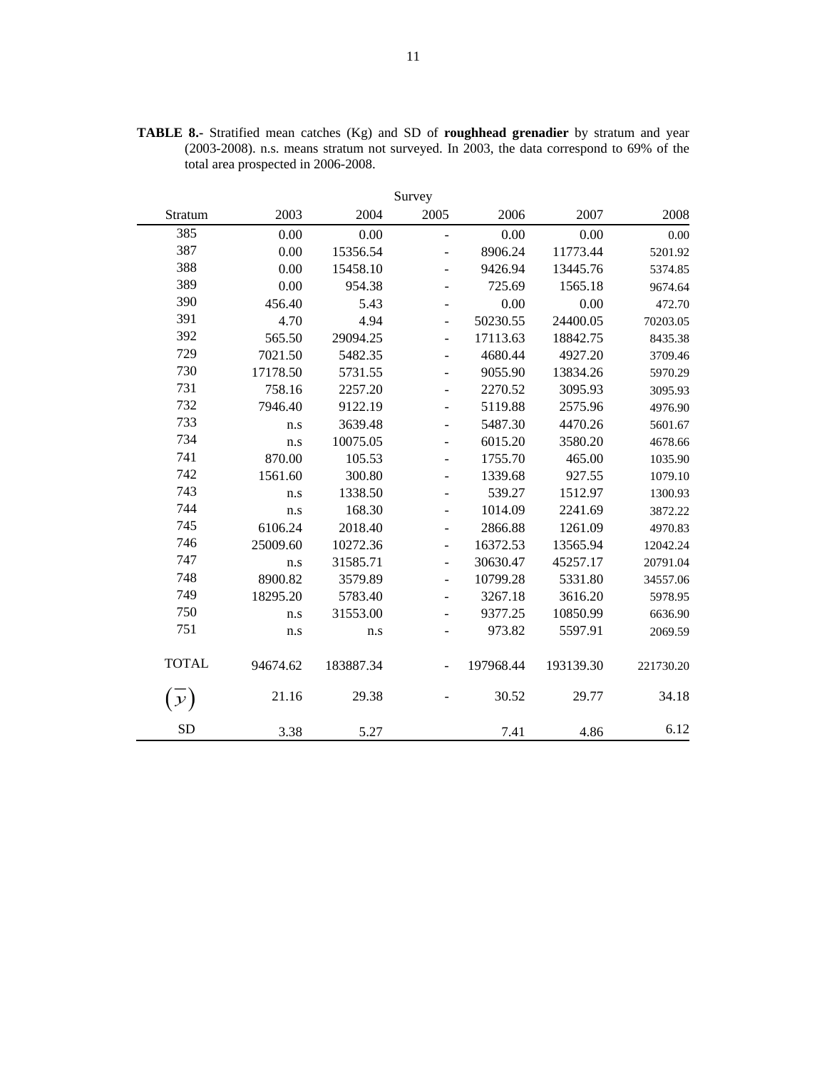**TABLE 8.-** Stratified mean catches (Kg) and SD of **roughhead grenadier** by stratum and year (2003-2008). n.s. means stratum not surveyed. In 2003, the data correspond to 69% of the total area prospected in 2006-2008.

| | Survey | | | | | |
|---|---|---|---|---|---|---|
| Stratum | 2003 | 2004 | 2005 | 2006 | 2007 | 2008 |
| 385 | 0.00 | 0.00 | - | 0.00 | 0.00 | 0.00 |
| 387 | 0.00 | 15356.54 | - | 8906.24 | 11773.44 | 5201.92 |
| 388 | 0.00 | 15458.10 | - | 9426.94 | 13445.76 | 5374.85 |
| 389 | 0.00 | 954.38 | - | 725.69 | 1565.18 | 9674.64 |
| 390 | 456.40 | 5.43 | - | 0.00 | 0.00 | 472.70 |
| 391 | 4.70 | 4.94 | - | 50230.55 | 24400.05 | 70203.05 |
| 392 | 565.50 | 29094.25 | - | 17113.63 | 18842.75 | 8435.38 |
| 729 | 7021.50 | 5482.35 | - | 4680.44 | 4927.20 | 3709.46 |
| 730 | 17178.50 | 5731.55 | - | 9055.90 | 13834.26 | 5970.29 |
| 731 | 758.16 | 2257.20 | - | 2270.52 | 3095.93 | 3095.93 |
| 732 | 7946.40 | 9122.19 | - | 5119.88 | 2575.96 | 4976.90 |
| 733 | n.s | 3639.48 | - | 5487.30 | 4470.26 | 5601.67 |
| 734 | n.s | 10075.05 | - | 6015.20 | 3580.20 | 4678.66 |
| 741 | 870.00 | 105.53 | - | 1755.70 | 465.00 | 1035.90 |
| 742 | 1561.60 | 300.80 | - | 1339.68 | 927.55 | 1079.10 |
| 743 | n.s | 1338.50 | - | 539.27 | 1512.97 | 1300.93 |
| 744 | n.s | 168.30 | - | 1014.09 | 2241.69 | 3872.22 |
| 745 | 6106.24 | 2018.40 | - | 2866.88 | 1261.09 | 4970.83 |
| 746 | 25009.60 | 10272.36 | - | 16372.53 | 13565.94 | 12042.24 |
| 747 | n.s | 31585.71 | - | 30630.47 | 45257.17 | 20791.04 |
| 748 | 8900.82 | 3579.89 | - | 10799.28 | 5331.80 | 34557.06 |
| 749 | 18295.20 | 5783.40 | - | 3267.18 | 3616.20 | 5978.95 |
| 750 | n.s | 31553.00 | - | 9377.25 | 10850.99 | 6636.90 |
| 751 | n.s | n.s | - | 973.82 | 5597.91 | 2069.59 |
| TOTAL | 94674.62 | 183887.34 | - | 197968.44 | 193139.30 | 221730.20 |
| $(\overline{y})$ | 21.16 | 29.38 | - | 30.52 | 29.77 | 34.18 |
| SD | 3.38 | 5.27 | | 7.41 | 4.86 | 6.12 |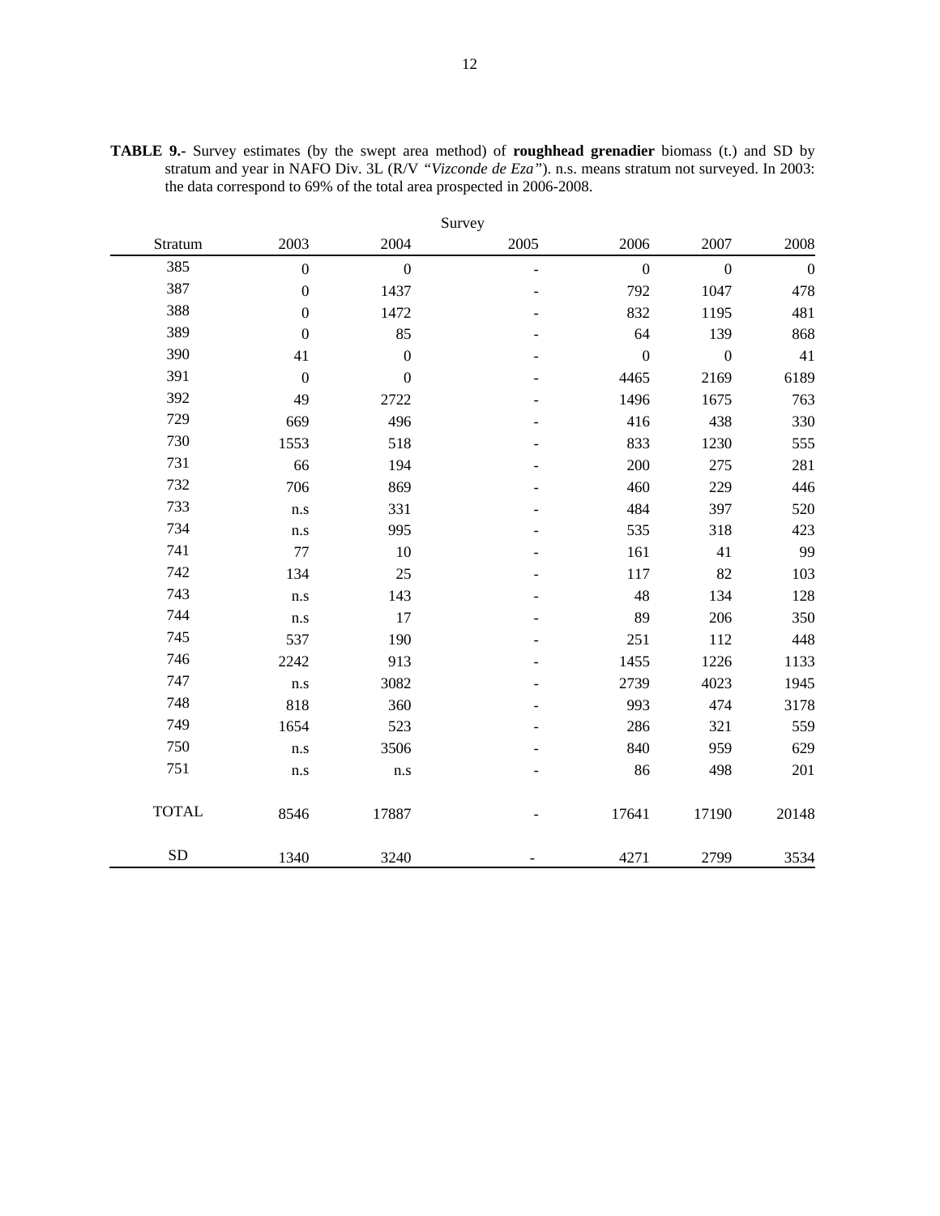**TABLE 9.-** Survey estimates (by the swept area method) of **roughhead grenadier** biomass (t.) and SD by stratum and year in NAFO Div. 3L (R/V *"Vizconde de Eza"*). n.s. means stratum not surveyed. In 2003: the data correspond to 69% of the total area prospected in 2006-2008.

| | Survey | | | | | |
|---|---|---|---|---|---|---|
| Stratum | 2003 | 2004 | 2005 | 2006 | 2007 | 2008 |
| 385 | 0 | 0 | - | 0 | 0 | 0 |
| 387 | 0 | 1437 | - | 792 | 1047 | 478 |
| 388 | 0 | 1472 | - | 832 | 1195 | 481 |
| 389 | 0 | 85 | - | 64 | 139 | 868 |
| 390 | 41 | 0 | - | 0 | 0 | 41 |
| 391 | 0 | 0 | - | 4465 | 2169 | 6189 |
| 392 | 49 | 2722 | - | 1496 | 1675 | 763 |
| 729 | 669 | 496 | - | 416 | 438 | 330 |
| 730 | 1553 | 518 | - | 833 | 1230 | 555 |
| 731 | 66 | 194 | - | 200 | 275 | 281 |
| 732 | 706 | 869 | - | 460 | 229 | 446 |
| 733 | n.s | 331 | - | 484 | 397 | 520 |
| 734 | n.s | 995 | - | 535 | 318 | 423 |
| 741 | 77 | 10 | - | 161 | 41 | 99 |
| 742 | 134 | 25 | - | 117 | 82 | 103 |
| 743 | n.s | 143 | - | 48 | 134 | 128 |
| 744 | n.s | 17 | - | 89 | 206 | 350 |
| 745 | 537 | 190 | - | 251 | 112 | 448 |
| 746 | 2242 | 913 | - | 1455 | 1226 | 1133 |
| 747 | n.s | 3082 | - | 2739 | 4023 | 1945 |
| 748 | 818 | 360 | - | 993 | 474 | 3178 |
| 749 | 1654 | 523 | - | 286 | 321 | 559 |
| 750 | n.s | 3506 | - | 840 | 959 | 629 |
| 751 | n.s | n.s | - | 86 | 498 | 201 |
| TOTAL | 8546 | 17887 | - | 17641 | 17190 | 20148 |
| SD | 1340 | 3240 | - | 4271 | 2799 | 3534 |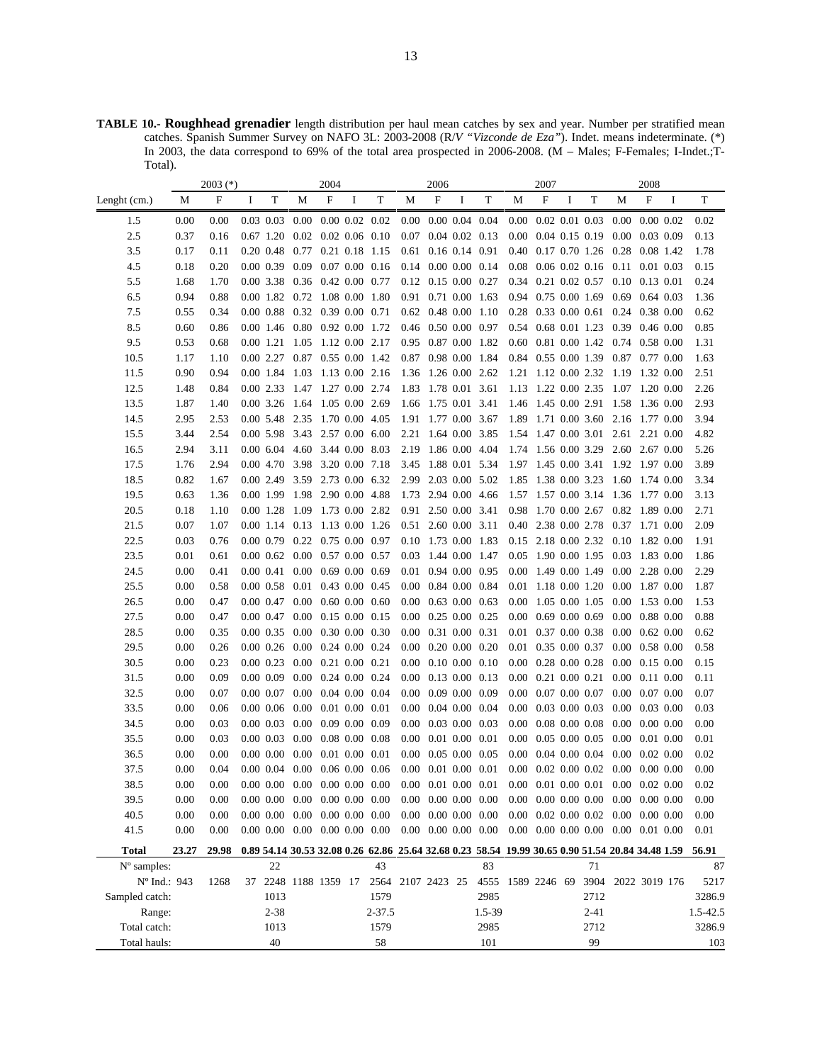**TABLE 10.- Roughhead grenadier** length distribution per haul mean catches by sex and year. Number per stratified mean catches. Spanish Summer Survey on NAFO 3L: 2003-2008 (R/V *"Vizconde de Eza"*). Indet. means indeterminate. (*) In 2003, the data correspond to 69% of the total area prospected in 2006-2008. (M – Males; F-Females; I-Indet.;T-Total).

| | 2003 (*) | | | | 2004 | | | | 2006 | | | | 2007 | | | | 2008 | | | |
|---|---|---|---|---|---|---|---|---|---|---|---|---|---|---|---|---|---|---|---|---|
| Lenght (cm.) | M | F | I | T | M | F | I | T | M | F | I | T | M | F | I | T | M | F | I | T |
| 1.5 | 0.00 | 0.00 | 0.03 | 0.03 | 0.00 | 0.00 | 0.02 | 0.02 | 0.00 | 0.00 | 0.04 | 0.04 | 0.00 | 0.02 | 0.01 | 0.03 | 0.00 | 0.00 | 0.02 | 0.02 |
| 2.5 | 0.37 | 0.16 | 0.67 | 1.20 | 0.02 | 0.02 | 0.06 | 0.10 | 0.07 | 0.04 | 0.02 | 0.13 | 0.00 | 0.04 | 0.15 | 0.19 | 0.00 | 0.03 | 0.09 | 0.13 |
| 3.5 | 0.17 | 0.11 | 0.20 | 0.48 | 0.77 | 0.21 | 0.18 | 1.15 | 0.61 | 0.16 | 0.14 | 0.91 | 0.40 | 0.17 | 0.70 | 1.26 | 0.28 | 0.08 | 1.42 | 1.78 |
| 4.5 | 0.18 | 0.20 | 0.00 | 0.39 | 0.09 | 0.07 | 0.00 | 0.16 | 0.14 | 0.00 | 0.00 | 0.14 | 0.08 | 0.06 | 0.02 | 0.16 | 0.11 | 0.01 | 0.03 | 0.15 |
| 5.5 | 1.68 | 1.70 | 0.00 | 3.38 | 0.36 | 0.42 | 0.00 | 0.77 | 0.12 | 0.15 | 0.00 | 0.27 | 0.34 | 0.21 | 0.02 | 0.57 | 0.10 | 0.13 | 0.01 | 0.24 |
| 6.5 | 0.94 | 0.88 | 0.00 | 1.82 | 0.72 | 1.08 | 0.00 | 1.80 | 0.91 | 0.71 | 0.00 | 1.63 | 0.94 | 0.75 | 0.00 | 1.69 | 0.69 | 0.64 | 0.03 | 1.36 |
| 7.5 | 0.55 | 0.34 | 0.00 | 0.88 | 0.32 | 0.39 | 0.00 | 0.71 | 0.62 | 0.48 | 0.00 | 1.10 | 0.28 | 0.33 | 0.00 | 0.61 | 0.24 | 0.38 | 0.00 | 0.62 |
| 8.5 | 0.60 | 0.86 | 0.00 | 1.46 | 0.80 | 0.92 | 0.00 | 1.72 | 0.46 | 0.50 | 0.00 | 0.97 | 0.54 | 0.68 | 0.01 | 1.23 | 0.39 | 0.46 | 0.00 | 0.85 |
| 9.5 | 0.53 | 0.68 | 0.00 | 1.21 | 1.05 | 1.12 | 0.00 | 2.17 | 0.95 | 0.87 | 0.00 | 1.82 | 0.60 | 0.81 | 0.00 | 1.42 | 0.74 | 0.58 | 0.00 | 1.31 |
| 10.5 | 1.17 | 1.10 | 0.00 | 2.27 | 0.87 | 0.55 | 0.00 | 1.42 | 0.87 | 0.98 | 0.00 | 1.84 | 0.84 | 0.55 | 0.00 | 1.39 | 0.87 | 0.77 | 0.00 | 1.63 |
| 11.5 | 0.90 | 0.94 | 0.00 | 1.84 | 1.03 | 1.13 | 0.00 | 2.16 | 1.36 | 1.26 | 0.00 | 2.62 | 1.21 | 1.12 | 0.00 | 2.32 | 1.19 | 1.32 | 0.00 | 2.51 |
| 12.5 | 1.48 | 0.84 | 0.00 | 2.33 | 1.47 | 1.27 | 0.00 | 2.74 | 1.83 | 1.78 | 0.01 | 3.61 | 1.13 | 1.22 | 0.00 | 2.35 | 1.07 | 1.20 | 0.00 | 2.26 |
| 13.5 | 1.87 | 1.40 | 0.00 | 3.26 | 1.64 | 1.05 | 0.00 | 2.69 | 1.66 | 1.75 | 0.01 | 3.41 | 1.46 | 1.45 | 0.00 | 2.91 | 1.58 | 1.36 | 0.00 | 2.93 |
| 14.5 | 2.95 | 2.53 | 0.00 | 5.48 | 2.35 | 1.70 | 0.00 | 4.05 | 1.91 | 1.77 | 0.00 | 3.67 | 1.89 | 1.71 | 0.00 | 3.60 | 2.16 | 1.77 | 0.00 | 3.94 |
| 15.5 | 3.44 | 2.54 | 0.00 | 5.98 | 3.43 | 2.57 | 0.00 | 6.00 | 2.21 | 1.64 | 0.00 | 3.85 | 1.54 | 1.47 | 0.00 | 3.01 | 2.61 | 2.21 | 0.00 | 4.82 |
| 16.5 | 2.94 | 3.11 | 0.00 | 6.04 | 4.60 | 3.44 | 0.00 | 8.03 | 2.19 | 1.86 | 0.00 | 4.04 | 1.74 | 1.56 | 0.00 | 3.29 | 2.60 | 2.67 | 0.00 | 5.26 |
| 17.5 | 1.76 | 2.94 | 0.00 | 4.70 | 3.98 | 3.20 | 0.00 | 7.18 | 3.45 | 1.88 | 0.01 | 5.34 | 1.97 | 1.45 | 0.00 | 3.41 | 1.92 | 1.97 | 0.00 | 3.89 |
| 18.5 | 0.82 | 1.67 | 0.00 | 2.49 | 3.59 | 2.73 | 0.00 | 6.32 | 2.99 | 2.03 | 0.00 | 5.02 | 1.85 | 1.38 | 0.00 | 3.23 | 1.60 | 1.74 | 0.00 | 3.34 |
| 19.5 | 0.63 | 1.36 | 0.00 | 1.99 | 1.98 | 2.90 | 0.00 | 4.88 | 1.73 | 2.94 | 0.00 | 4.66 | 1.57 | 1.57 | 0.00 | 3.14 | 1.36 | 1.77 | 0.00 | 3.13 |
| 20.5 | 0.18 | 1.10 | 0.00 | 1.28 | 1.09 | 1.73 | 0.00 | 2.82 | 0.91 | 2.50 | 0.00 | 3.41 | 0.98 | 1.70 | 0.00 | 2.67 | 0.82 | 1.89 | 0.00 | 2.71 |
| 21.5 | 0.07 | 1.07 | 0.00 | 1.14 | 0.13 | 1.13 | 0.00 | 1.26 | 0.51 | 2.60 | 0.00 | 3.11 | 0.40 | 2.38 | 0.00 | 2.78 | 0.37 | 1.71 | 0.00 | 2.09 |
| 22.5 | 0.03 | 0.76 | 0.00 | 0.79 | 0.22 | 0.75 | 0.00 | 0.97 | 0.10 | 1.73 | 0.00 | 1.83 | 0.15 | 2.18 | 0.00 | 2.32 | 0.10 | 1.82 | 0.00 | 1.91 |
| 23.5 | 0.01 | 0.61 | 0.00 | 0.62 | 0.00 | 0.57 | 0.00 | 0.57 | 0.03 | 1.44 | 0.00 | 1.47 | 0.05 | 1.90 | 0.00 | 1.95 | 0.03 | 1.83 | 0.00 | 1.86 |
| 24.5 | 0.00 | 0.41 | 0.00 | 0.41 | 0.00 | 0.69 | 0.00 | 0.69 | 0.01 | 0.94 | 0.00 | 0.95 | 0.00 | 1.49 | 0.00 | 1.49 | 0.00 | 2.28 | 0.00 | 2.29 |
| 25.5 | 0.00 | 0.58 | 0.00 | 0.58 | 0.01 | 0.43 | 0.00 | 0.45 | 0.00 | 0.84 | 0.00 | 0.84 | 0.01 | 1.18 | 0.00 | 1.20 | 0.00 | 1.87 | 0.00 | 1.87 |
| 26.5 | 0.00 | 0.47 | 0.00 | 0.47 | 0.00 | 0.60 | 0.00 | 0.60 | 0.00 | 0.63 | 0.00 | 0.63 | 0.00 | 1.05 | 0.00 | 1.05 | 0.00 | 1.53 | 0.00 | 1.53 |
| 27.5 | 0.00 | 0.47 | 0.00 | 0.47 | 0.00 | 0.15 | 0.00 | 0.15 | 0.00 | 0.25 | 0.00 | 0.25 | 0.00 | 0.69 | 0.00 | 0.69 | 0.00 | 0.88 | 0.00 | 0.88 |
| 28.5 | 0.00 | 0.35 | 0.00 | 0.35 | 0.00 | 0.30 | 0.00 | 0.30 | 0.00 | 0.31 | 0.00 | 0.31 | 0.01 | 0.37 | 0.00 | 0.38 | 0.00 | 0.62 | 0.00 | 0.62 |
| 29.5 | 0.00 | 0.26 | 0.00 | 0.26 | 0.00 | 0.24 | 0.00 | 0.24 | 0.00 | 0.20 | 0.00 | 0.20 | 0.01 | 0.35 | 0.00 | 0.37 | 0.00 | 0.58 | 0.00 | 0.58 |
| 30.5 | 0.00 | 0.23 | 0.00 | 0.23 | 0.00 | 0.21 | 0.00 | 0.21 | 0.00 | 0.10 | 0.00 | 0.10 | 0.00 | 0.28 | 0.00 | 0.28 | 0.00 | 0.15 | 0.00 | 0.15 |
| 31.5 | 0.00 | 0.09 | 0.00 | 0.09 | 0.00 | 0.24 | 0.00 | 0.24 | 0.00 | 0.13 | 0.00 | 0.13 | 0.00 | 0.21 | 0.00 | 0.21 | 0.00 | 0.11 | 0.00 | 0.11 |
| 32.5 | 0.00 | 0.07 | 0.00 | 0.07 | 0.00 | 0.04 | 0.00 | 0.04 | 0.00 | 0.09 | 0.00 | 0.09 | 0.00 | 0.07 | 0.00 | 0.07 | 0.00 | 0.07 | 0.00 | 0.07 |
| 33.5 | 0.00 | 0.06 | 0.00 | 0.06 | 0.00 | 0.01 | 0.00 | 0.01 | 0.00 | 0.04 | 0.00 | 0.04 | 0.00 | 0.03 | 0.00 | 0.03 | 0.00 | 0.03 | 0.00 | 0.03 |
| 34.5 | 0.00 | 0.03 | 0.00 | 0.03 | 0.00 | 0.09 | 0.00 | 0.09 | 0.00 | 0.03 | 0.00 | 0.03 | 0.00 | 0.08 | 0.00 | 0.08 | 0.00 | 0.00 | 0.00 | 0.00 |
| 35.5 | 0.00 | 0.03 | 0.00 | 0.03 | 0.00 | 0.08 | 0.00 | 0.08 | 0.00 | 0.01 | 0.00 | 0.01 | 0.00 | 0.05 | 0.00 | 0.05 | 0.00 | 0.01 | 0.00 | 0.01 |
| 36.5 | 0.00 | 0.00 | 0.00 | 0.00 | 0.00 | 0.01 | 0.00 | 0.01 | 0.00 | 0.05 | 0.00 | 0.05 | 0.00 | 0.04 | 0.00 | 0.04 | 0.00 | 0.02 | 0.00 | 0.02 |
| 37.5 | 0.00 | 0.04 | 0.00 | 0.04 | 0.00 | 0.06 | 0.00 | 0.06 | 0.00 | 0.01 | 0.00 | 0.01 | 0.00 | 0.02 | 0.00 | 0.02 | 0.00 | 0.00 | 0.00 | 0.00 |
| 38.5 | 0.00 | 0.00 | 0.00 | 0.00 | 0.00 | 0.00 | 0.00 | 0.00 | 0.00 | 0.01 | 0.00 | 0.01 | 0.00 | 0.01 | 0.00 | 0.01 | 0.00 | 0.02 | 0.00 | 0.02 |
| 39.5 | 0.00 | 0.00 | 0.00 | 0.00 | 0.00 | 0.00 | 0.00 | 0.00 | 0.00 | 0.00 | 0.00 | 0.00 | 0.00 | 0.00 | 0.00 | 0.00 | 0.00 | 0.00 | 0.00 | 0.00 |
| 40.5 | 0.00 | 0.00 | 0.00 | 0.00 | 0.00 | 0.00 | 0.00 | 0.00 | 0.00 | 0.00 | 0.00 | 0.00 | 0.00 | 0.02 | 0.00 | 0.02 | 0.00 | 0.00 | 0.00 | 0.00 |
| 41.5 | 0.00 | 0.00 | 0.00 | 0.00 | 0.00 | 0.00 | 0.00 | 0.00 | 0.00 | 0.00 | 0.00 | 0.00 | 0.00 | 0.00 | 0.00 | 0.00 | 0.00 | 0.01 | 0.00 | 0.01 |
| **Total** | **23.27** | **29.98** | **0.89** | **54.14** | **30.53** | **32.08** | **0.26** | **62.86** | **25.64** | **32.68** | **0.23** | **58.54** | **19.99** | **30.65** | **0.90** | **51.54** | **20.84** | **34.48** | **1.59** | **56.91** |
| Nº samples: | | | | 22 | | | | 43 | | | | 83 | | | | 71 | | | | 87 |
| Nº Ind.: | 943 | 1268 | 37 | 2248 | 1188 | 1359 | 17 | 2564 | 2107 | 2423 | 25 | 4555 | 1589 | 2246 | 69 | 3904 | 2022 | 3019 | 176 | 5217 |
| Sampled catch: | | | | 1013 | | | | 1579 | | | | 2985 | | | | 2712 | | | | 3286.9 |
| Range: | | | | 2-38 | | | | 2-37.5 | | | | 1.5-39 | | | | 2-41 | | | | 1.5-42.5 |
| Total catch: | | | | 1013 | | | | 1579 | | | | 2985 | | | | 2712 | | | | 3286.9 |
| Total hauls: | | | | 40 | | | | 58 | | | | 101 | | | | 99 | | | | 103 |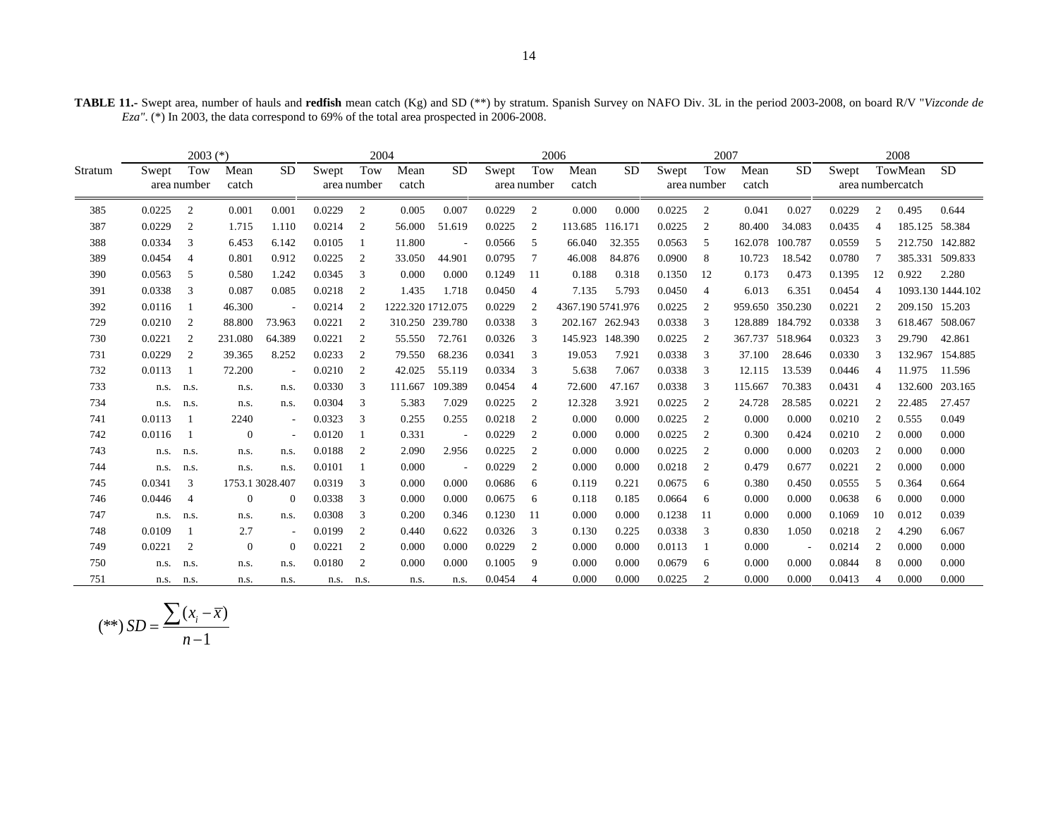**TABLE 11.-** Swept area, number of hauls and **redfish** mean catch (Kg) and SD (**) by stratum. Spanish Survey on NAFO Div. 3L in the period 2003-2008, on board R/V "*Vizconde de Eza"*. (*) In 2003, the data correspond to 69% of the total area prospected in 2006-2008.

| Stratum | 2003 (*) | | | | 2004 | | | | 2006 | | | | 2007 | | | | 2008 | | | |
|---|---|---|---|---|---|---|---|---|---|---|---|---|---|---|---|---|---|---|---|---|
| | Swept area | Tow number | Mean catch | SD | Swept area | Tow number | Mean catch | SD | Swept area | Tow number | Mean catch | SD | Swept area | Tow number | Mean catch | SD | Swept area | Tow number | Mean catch | SD |
| 385 | 0.0225 | 2 | 0.001 | 0.001 | 0.0229 | 2 | 0.005 | 0.007 | 0.0229 | 2 | 0.000 | 0.000 | 0.0225 | 2 | 0.041 | 0.027 | 0.0229 | 2 | 0.495 | 0.644 |
| 387 | 0.0229 | 2 | 1.715 | 1.110 | 0.0214 | 2 | 56.000 | 51.619 | 0.0225 | 2 | 113.685 | 116.171 | 0.0225 | 2 | 80.400 | 34.083 | 0.0435 | 4 | 185.125 | 58.384 |
| 388 | 0.0334 | 3 | 6.453 | 6.142 | 0.0105 | 1 | 11.800 | - | 0.0566 | 5 | 66.040 | 32.355 | 0.0563 | 5 | 162.078 | 100.787 | 0.0559 | 5 | 212.750 | 142.882 |
| 389 | 0.0454 | 4 | 0.801 | 0.912 | 0.0225 | 2 | 33.050 | 44.901 | 0.0795 | 7 | 46.008 | 84.876 | 0.0900 | 8 | 10.723 | 18.542 | 0.0780 | 7 | 385.331 | 509.833 |
| 390 | 0.0563 | 5 | 0.580 | 1.242 | 0.0345 | 3 | 0.000 | 0.000 | 0.1249 | 11 | 0.188 | 0.318 | 0.1350 | 12 | 0.173 | 0.473 | 0.1395 | 12 | 0.922 | 2.280 |
| 391 | 0.0338 | 3 | 0.087 | 0.085 | 0.0218 | 2 | 1.435 | 1.718 | 0.0450 | 4 | 7.135 | 5.793 | 0.0450 | 4 | 6.013 | 6.351 | 0.0454 | 4 | 1093.130 | 1444.102 |
| 392 | 0.0116 | 1 | 46.300 | - | 0.0214 | 2 | 1222.320 | 1712.075 | 0.0229 | 2 | 4367.190 | 5741.976 | 0.0225 | 2 | 959.650 | 350.230 | 0.0221 | 2 | 209.150 | 15.203 |
| 729 | 0.0210 | 2 | 88.800 | 73.963 | 0.0221 | 2 | 310.250 | 239.780 | 0.0338 | 3 | 202.167 | 262.943 | 0.0338 | 3 | 128.889 | 184.792 | 0.0338 | 3 | 618.467 | 508.067 |
| 730 | 0.0221 | 2 | 231.080 | 64.389 | 0.0221 | 2 | 55.550 | 72.761 | 0.0326 | 3 | 145.923 | 148.390 | 0.0225 | 2 | 367.737 | 518.964 | 0.0323 | 3 | 29.790 | 42.861 |
| 731 | 0.0229 | 2 | 39.365 | 8.252 | 0.0233 | 2 | 79.550 | 68.236 | 0.0341 | 3 | 19.053 | 7.921 | 0.0338 | 3 | 37.100 | 28.646 | 0.0330 | 3 | 132.967 | 154.885 |
| 732 | 0.0113 | 1 | 72.200 | - | 0.0210 | 2 | 42.025 | 55.119 | 0.0334 | 3 | 5.638 | 7.067 | 0.0338 | 3 | 12.115 | 13.539 | 0.0446 | 4 | 11.975 | 11.596 |
| 733 | n.s. | n.s. | n.s. | n.s. | 0.0330 | 3 | 111.667 | 109.389 | 0.0454 | 4 | 72.600 | 47.167 | 0.0338 | 3 | 115.667 | 70.383 | 0.0431 | 4 | 132.600 | 203.165 |
| 734 | n.s. | n.s. | n.s. | n.s. | 0.0304 | 3 | 5.383 | 7.029 | 0.0225 | 2 | 12.328 | 3.921 | 0.0225 | 2 | 24.728 | 28.585 | 0.0221 | 2 | 22.485 | 27.457 |
| 741 | 0.0113 | 1 | 2240 | - | 0.0323 | 3 | 0.255 | 0.255 | 0.0218 | 2 | 0.000 | 0.000 | 0.0225 | 2 | 0.000 | 0.000 | 0.0210 | 2 | 0.555 | 0.049 |
| 742 | 0.0116 | 1 | 0 | - | 0.0120 | 1 | 0.331 | - | 0.0229 | 2 | 0.000 | 0.000 | 0.0225 | 2 | 0.300 | 0.424 | 0.0210 | 2 | 0.000 | 0.000 |
| 743 | n.s. | n.s. | n.s. | n.s. | 0.0188 | 2 | 2.090 | 2.956 | 0.0225 | 2 | 0.000 | 0.000 | 0.0225 | 2 | 0.000 | 0.000 | 0.0203 | 2 | 0.000 | 0.000 |
| 744 | n.s. | n.s. | n.s. | n.s. | 0.0101 | 1 | 0.000 | - | 0.0229 | 2 | 0.000 | 0.000 | 0.0218 | 2 | 0.479 | 0.677 | 0.0221 | 2 | 0.000 | 0.000 |
| 745 | 0.0341 | 3 | 1753.1 | 3028.407 | 0.0319 | 3 | 0.000 | 0.000 | 0.0686 | 6 | 0.119 | 0.221 | 0.0675 | 6 | 0.380 | 0.450 | 0.0555 | 5 | 0.364 | 0.664 |
| 746 | 0.0446 | 4 | 0 | 0 | 0.0338 | 3 | 0.000 | 0.000 | 0.0675 | 6 | 0.118 | 0.185 | 0.0664 | 6 | 0.000 | 0.000 | 0.0638 | 6 | 0.000 | 0.000 |
| 747 | n.s. | n.s. | n.s. | n.s. | 0.0308 | 3 | 0.200 | 0.346 | 0.1230 | 11 | 0.000 | 0.000 | 0.1238 | 11 | 0.000 | 0.000 | 0.1069 | 10 | 0.012 | 0.039 |
| 748 | 0.0109 | 1 | 2.7 | - | 0.0199 | 2 | 0.440 | 0.622 | 0.0326 | 3 | 0.130 | 0.225 | 0.0338 | 3 | 0.830 | 1.050 | 0.0218 | 2 | 4.290 | 6.067 |
| 749 | 0.0221 | 2 | 0 | 0 | 0.0221 | 2 | 0.000 | 0.000 | 0.0229 | 2 | 0.000 | 0.000 | 0.0113 | 1 | 0.000 | - | 0.0214 | 2 | 0.000 | 0.000 |
| 750 | n.s. | n.s. | n.s. | n.s. | 0.0180 | 2 | 0.000 | 0.000 | 0.1005 | 9 | 0.000 | 0.000 | 0.0679 | 6 | 0.000 | 0.000 | 0.0844 | 8 | 0.000 | 0.000 |
| 751 | n.s. | n.s. | n.s. | n.s. | n.s. | n.s. | n.s. | n.s. | 0.0454 | 4 | 0.000 | 0.000 | 0.0225 | 2 | 0.000 | 0.000 | 0.0413 | 4 | 0.000 | 0.000 |

$$(^{**})\, SD = \frac{\sum (x_i - \bar{x})}{n-1}$$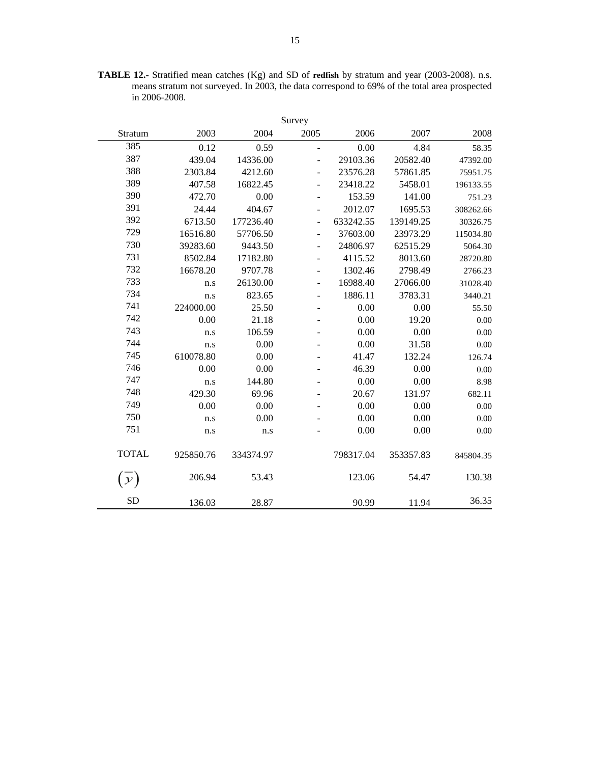**TABLE 12.-** Stratified mean catches (Kg) and SD of **redfish** by stratum and year (2003-2008). n.s. means stratum not surveyed. In 2003, the data correspond to 69% of the total area prospected in 2006-2008.

| | Survey | | | | | |
|---|---|---|---|---|---|---|
| Stratum | 2003 | 2004 | 2005 | 2006 | 2007 | 2008 |
| 385 | 0.12 | 0.59 | - | 0.00 | 4.84 | 58.35 |
| 387 | 439.04 | 14336.00 | - | 29103.36 | 20582.40 | 47392.00 |
| 388 | 2303.84 | 4212.60 | - | 23576.28 | 57861.85 | 75951.75 |
| 389 | 407.58 | 16822.45 | - | 23418.22 | 5458.01 | 196133.55 |
| 390 | 472.70 | 0.00 | - | 153.59 | 141.00 | 751.23 |
| 391 | 24.44 | 404.67 | - | 2012.07 | 1695.53 | 308262.66 |
| 392 | 6713.50 | 177236.40 | - | 633242.55 | 139149.25 | 30326.75 |
| 729 | 16516.80 | 57706.50 | - | 37603.00 | 23973.29 | 115034.80 |
| 730 | 39283.60 | 9443.50 | - | 24806.97 | 62515.29 | 5064.30 |
| 731 | 8502.84 | 17182.80 | - | 4115.52 | 8013.60 | 28720.80 |
| 732 | 16678.20 | 9707.78 | - | 1302.46 | 2798.49 | 2766.23 |
| 733 | n.s | 26130.00 | - | 16988.40 | 27066.00 | 31028.40 |
| 734 | n.s | 823.65 | - | 1886.11 | 3783.31 | 3440.21 |
| 741 | 224000.00 | 25.50 | - | 0.00 | 0.00 | 55.50 |
| 742 | 0.00 | 21.18 | - | 0.00 | 19.20 | 0.00 |
| 743 | n.s | 106.59 | - | 0.00 | 0.00 | 0.00 |
| 744 | n.s | 0.00 | - | 0.00 | 31.58 | 0.00 |
| 745 | 610078.80 | 0.00 | - | 41.47 | 132.24 | 126.74 |
| 746 | 0.00 | 0.00 | - | 46.39 | 0.00 | 0.00 |
| 747 | n.s | 144.80 | - | 0.00 | 0.00 | 8.98 |
| 748 | 429.30 | 69.96 | - | 20.67 | 131.97 | 682.11 |
| 749 | 0.00 | 0.00 | - | 0.00 | 0.00 | 0.00 |
| 750 | n.s | 0.00 | - | 0.00 | 0.00 | 0.00 |
| 751 | n.s | n.s | - | 0.00 | 0.00 | 0.00 |
| TOTAL | 925850.76 | 334374.97 | | 798317.04 | 353357.83 | 845804.35 |
| $(\overline{y})$ | 206.94 | 53.43 | | 123.06 | 54.47 | 130.38 |
| SD | 136.03 | 28.87 | | 90.99 | 11.94 | 36.35 |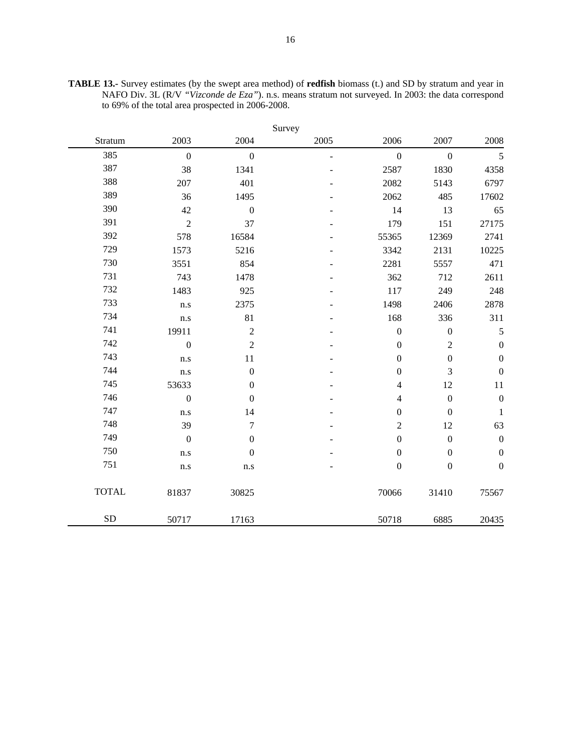**TABLE 13.-** Survey estimates (by the swept area method) of **redfish** biomass (t.) and SD by stratum and year in NAFO Div. 3L (R/V *"Vizconde de Eza"*). n.s. means stratum not surveyed. In 2003: the data correspond to 69% of the total area prospected in 2006-2008.

| | Survey | | | | | |
|---|---|---|---|---|---|---|
| Stratum | 2003 | 2004 | 2005 | 2006 | 2007 | 2008 |
| 385 | 0 | 0 | - | 0 | 0 | 5 |
| 387 | 38 | 1341 | - | 2587 | 1830 | 4358 |
| 388 | 207 | 401 | - | 2082 | 5143 | 6797 |
| 389 | 36 | 1495 | - | 2062 | 485 | 17602 |
| 390 | 42 | 0 | - | 14 | 13 | 65 |
| 391 | 2 | 37 | - | 179 | 151 | 27175 |
| 392 | 578 | 16584 | - | 55365 | 12369 | 2741 |
| 729 | 1573 | 5216 | - | 3342 | 2131 | 10225 |
| 730 | 3551 | 854 | - | 2281 | 5557 | 471 |
| 731 | 743 | 1478 | - | 362 | 712 | 2611 |
| 732 | 1483 | 925 | - | 117 | 249 | 248 |
| 733 | n.s | 2375 | - | 1498 | 2406 | 2878 |
| 734 | n.s | 81 | - | 168 | 336 | 311 |
| 741 | 19911 | 2 | - | 0 | 0 | 5 |
| 742 | 0 | 2 | - | 0 | 2 | 0 |
| 743 | n.s | 11 | - | 0 | 0 | 0 |
| 744 | n.s | 0 | - | 0 | 3 | 0 |
| 745 | 53633 | 0 | - | 4 | 12 | 11 |
| 746 | 0 | 0 | - | 4 | 0 | 0 |
| 747 | n.s | 14 | - | 0 | 0 | 1 |
| 748 | 39 | 7 | - | 2 | 12 | 63 |
| 749 | 0 | 0 | - | 0 | 0 | 0 |
| 750 | n.s | 0 | - | 0 | 0 | 0 |
| 751 | n.s | n.s | - | 0 | 0 | 0 |
| TOTAL | 81837 | 30825 | | 70066 | 31410 | 75567 |
| SD | 50717 | 17163 | | 50718 | 6885 | 20435 |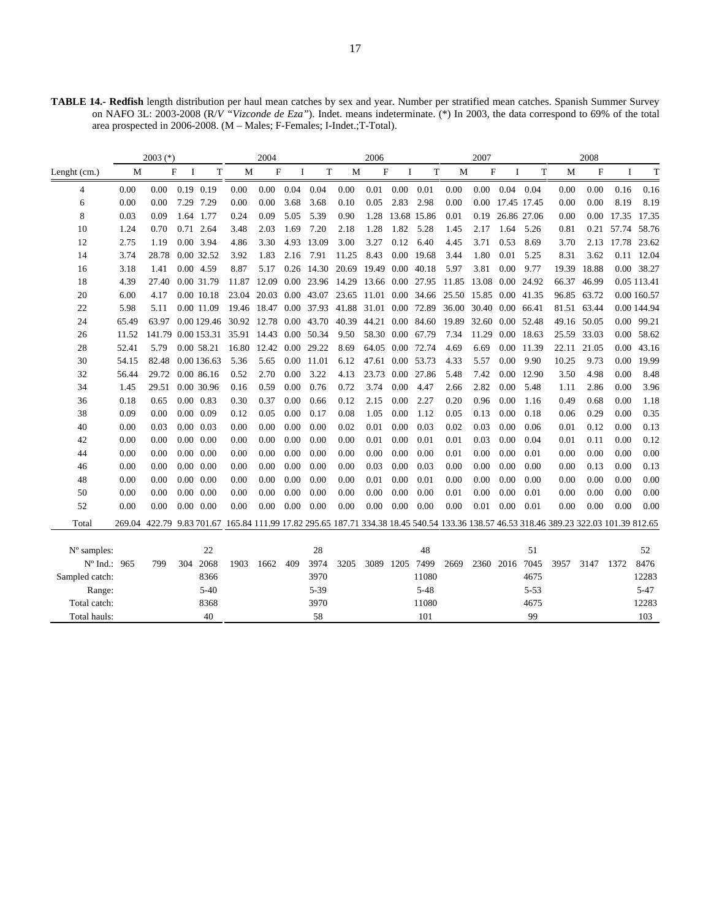**TABLE 14.- Redfish** length distribution per haul mean catches by sex and year. Number per stratified mean catches. Spanish Summer Survey on NAFO 3L: 2003-2008 (R/V *"Vizconde de Eza"*). Indet. means indeterminate. (*) In 2003, the data correspond to 69% of the total area prospected in 2006-2008. (M – Males; F-Females; I-Indet.;T-Total).

| | 2003 (*) | | | | 2004 | | | | 2006 | | | | 2007 | | | | 2008 | | | |
|---|---|---|---|---|---|---|---|---|---|---|---|---|---|---|---|---|---|---|---|---|
| Lenght (cm.) | M | F | I | T | M | F | I | T | M | F | I | T | M | F | I | T | M | F | I | T |
| 4 | 0.00 | 0.00 | 0.19 | 0.19 | 0.00 | 0.00 | 0.04 | 0.04 | 0.00 | 0.01 | 0.00 | 0.01 | 0.00 | 0.00 | 0.04 | 0.04 | 0.00 | 0.00 | 0.16 | 0.16 |
| 6 | 0.00 | 0.00 | 7.29 | 7.29 | 0.00 | 0.00 | 3.68 | 3.68 | 0.10 | 0.05 | 2.83 | 2.98 | 0.00 | 0.00 | 17.45 | 17.45 | 0.00 | 0.00 | 8.19 | 8.19 |
| 8 | 0.03 | 0.09 | 1.64 | 1.77 | 0.24 | 0.09 | 5.05 | 5.39 | 0.90 | 1.28 | 13.68 | 15.86 | 0.01 | 0.19 | 26.86 | 27.06 | 0.00 | 0.00 | 17.35 | 17.35 |
| 10 | 1.24 | 0.70 | 0.71 | 2.64 | 3.48 | 2.03 | 1.69 | 7.20 | 2.18 | 1.28 | 1.82 | 5.28 | 1.45 | 2.17 | 1.64 | 5.26 | 0.81 | 0.21 | 57.74 | 58.76 |
| 12 | 2.75 | 1.19 | 0.00 | 3.94 | 4.86 | 3.30 | 4.93 | 13.09 | 3.00 | 3.27 | 0.12 | 6.40 | 4.45 | 3.71 | 0.53 | 8.69 | 3.70 | 2.13 | 17.78 | 23.62 |
| 14 | 3.74 | 28.78 | 0.00 | 32.52 | 3.92 | 1.83 | 2.16 | 7.91 | 11.25 | 8.43 | 0.00 | 19.68 | 3.44 | 1.80 | 0.01 | 5.25 | 8.31 | 3.62 | 0.11 | 12.04 |
| 16 | 3.18 | 1.41 | 0.00 | 4.59 | 8.87 | 5.17 | 0.26 | 14.30 | 20.69 | 19.49 | 0.00 | 40.18 | 5.97 | 3.81 | 0.00 | 9.77 | 19.39 | 18.88 | 0.00 | 38.27 |
| 18 | 4.39 | 27.40 | 0.00 | 31.79 | 11.87 | 12.09 | 0.00 | 23.96 | 14.29 | 13.66 | 0.00 | 27.95 | 11.85 | 13.08 | 0.00 | 24.92 | 66.37 | 46.99 | 0.05 | 113.41 |
| 20 | 6.00 | 4.17 | 0.00 | 10.18 | 23.04 | 20.03 | 0.00 | 43.07 | 23.65 | 11.01 | 0.00 | 34.66 | 25.50 | 15.85 | 0.00 | 41.35 | 96.85 | 63.72 | 0.00 | 160.57 |
| 22 | 5.98 | 5.11 | 0.00 | 11.09 | 19.46 | 18.47 | 0.00 | 37.93 | 41.88 | 31.01 | 0.00 | 72.89 | 36.00 | 30.40 | 0.00 | 66.41 | 81.51 | 63.44 | 0.00 | 144.94 |
| 24 | 65.49 | 63.97 | 0.00 | 129.46 | 30.92 | 12.78 | 0.00 | 43.70 | 40.39 | 44.21 | 0.00 | 84.60 | 19.89 | 32.60 | 0.00 | 52.48 | 49.16 | 50.05 | 0.00 | 99.21 |
| 26 | 11.52 | 141.79 | 0.00 | 153.31 | 35.91 | 14.43 | 0.00 | 50.34 | 9.50 | 58.30 | 0.00 | 67.79 | 7.34 | 11.29 | 0.00 | 18.63 | 25.59 | 33.03 | 0.00 | 58.62 |
| 28 | 52.41 | 5.79 | 0.00 | 58.21 | 16.80 | 12.42 | 0.00 | 29.22 | 8.69 | 64.05 | 0.00 | 72.74 | 4.69 | 6.69 | 0.00 | 11.39 | 22.11 | 21.05 | 0.00 | 43.16 |
| 30 | 54.15 | 82.48 | 0.00 | 136.63 | 5.36 | 5.65 | 0.00 | 11.01 | 6.12 | 47.61 | 0.00 | 53.73 | 4.33 | 5.57 | 0.00 | 9.90 | 10.25 | 9.73 | 0.00 | 19.99 |
| 32 | 56.44 | 29.72 | 0.00 | 86.16 | 0.52 | 2.70 | 0.00 | 3.22 | 4.13 | 23.73 | 0.00 | 27.86 | 5.48 | 7.42 | 0.00 | 12.90 | 3.50 | 4.98 | 0.00 | 8.48 |
| 34 | 1.45 | 29.51 | 0.00 | 30.96 | 0.16 | 0.59 | 0.00 | 0.76 | 0.72 | 3.74 | 0.00 | 4.47 | 2.66 | 2.82 | 0.00 | 5.48 | 1.11 | 2.86 | 0.00 | 3.96 |
| 36 | 0.18 | 0.65 | 0.00 | 0.83 | 0.30 | 0.37 | 0.00 | 0.66 | 0.12 | 2.15 | 0.00 | 2.27 | 0.20 | 0.96 | 0.00 | 1.16 | 0.49 | 0.68 | 0.00 | 1.18 |
| 38 | 0.09 | 0.00 | 0.00 | 0.09 | 0.12 | 0.05 | 0.00 | 0.17 | 0.08 | 1.05 | 0.00 | 1.12 | 0.05 | 0.13 | 0.00 | 0.18 | 0.06 | 0.29 | 0.00 | 0.35 |
| 40 | 0.00 | 0.03 | 0.00 | 0.03 | 0.00 | 0.00 | 0.00 | 0.00 | 0.02 | 0.01 | 0.00 | 0.03 | 0.02 | 0.03 | 0.00 | 0.06 | 0.01 | 0.12 | 0.00 | 0.13 |
| 42 | 0.00 | 0.00 | 0.00 | 0.00 | 0.00 | 0.00 | 0.00 | 0.00 | 0.00 | 0.01 | 0.00 | 0.01 | 0.01 | 0.03 | 0.00 | 0.04 | 0.01 | 0.11 | 0.00 | 0.12 |
| 44 | 0.00 | 0.00 | 0.00 | 0.00 | 0.00 | 0.00 | 0.00 | 0.00 | 0.00 | 0.00 | 0.00 | 0.00 | 0.01 | 0.00 | 0.00 | 0.01 | 0.00 | 0.00 | 0.00 | 0.00 |
| 46 | 0.00 | 0.00 | 0.00 | 0.00 | 0.00 | 0.00 | 0.00 | 0.00 | 0.00 | 0.03 | 0.00 | 0.03 | 0.00 | 0.00 | 0.00 | 0.00 | 0.00 | 0.13 | 0.00 | 0.13 |
| 48 | 0.00 | 0.00 | 0.00 | 0.00 | 0.00 | 0.00 | 0.00 | 0.00 | 0.00 | 0.01 | 0.00 | 0.01 | 0.00 | 0.00 | 0.00 | 0.00 | 0.00 | 0.00 | 0.00 | 0.00 |
| 50 | 0.00 | 0.00 | 0.00 | 0.00 | 0.00 | 0.00 | 0.00 | 0.00 | 0.00 | 0.00 | 0.00 | 0.00 | 0.01 | 0.00 | 0.00 | 0.01 | 0.00 | 0.00 | 0.00 | 0.00 |
| 52 | 0.00 | 0.00 | 0.00 | 0.00 | 0.00 | 0.00 | 0.00 | 0.00 | 0.00 | 0.00 | 0.00 | 0.00 | 0.00 | 0.01 | 0.00 | 0.01 | 0.00 | 0.00 | 0.00 | 0.00 |
| Total | 269.04 | 422.79 | 9.83 | 701.67 | 165.84 | 111.99 | 17.82 | 295.65 | 187.71 | 334.38 | 18.45 | 540.54 | 133.36 | 138.57 | 46.53 | 318.46 | 389.23 | 322.03 | 101.39 | 812.65 |
| Nº samples: | | | | 22 | | | | 28 | | | | 48 | | | | 51 | | | | 52 |
| Nº Ind.: | 965 | 799 | 304 | 2068 | 1903 | 1662 | 409 | 3974 | 3205 | 3089 | 1205 | 7499 | 2669 | 2360 | 2016 | 7045 | 3957 | 3147 | 1372 | 8476 |
| Sampled catch: | | | | 8366 | | | | 3970 | | | | 11080 | | | | 4675 | | | | 12283 |
| Range: | | | | 5-40 | | | | 5-39 | | | | 5-48 | | | | 5-53 | | | | 5-47 |
| Total catch: | | | | 8368 | | | | 3970 | | | | 11080 | | | | 4675 | | | | 12283 |
| Total hauls: | | | | 40 | | | | 58 | | | | 101 | | | | 99 | | | | 103 |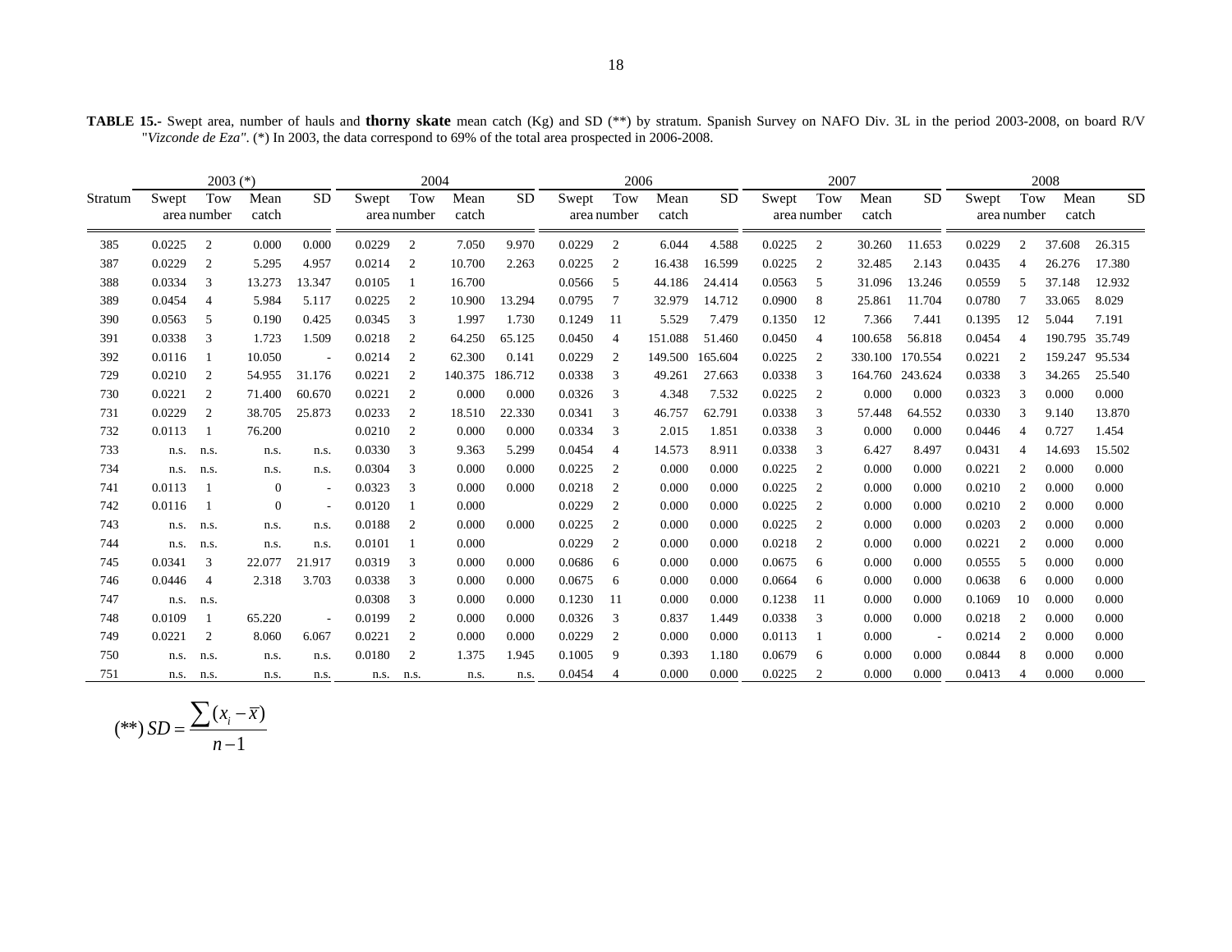**TABLE 15.-** Swept area, number of hauls and **thorny skate** mean catch (Kg) and SD (**) by stratum. Spanish Survey on NAFO Div. 3L in the period 2003-2008, on board R/V "*Vizconde de Eza*". (*) In 2003, the data correspond to 69% of the total area prospected in 2006-2008.

| Stratum | 2003 (*) | | | | 2004 | | | | 2006 | | | | 2007 | | | | 2008 | | | |
|---|---|---|---|---|---|---|---|---|---|---|---|---|---|---|---|---|---|---|---|---|
| | Swept area | Tow number | Mean catch | SD | Swept area | Tow number | Mean catch | SD | Swept area | Tow number | Mean catch | SD | Swept area | Tow number | Mean catch | SD | Swept area | Tow number | Mean catch | SD |
| 385 | 0.0225 | 2 | 0.000 | 0.000 | 0.0229 | 2 | 7.050 | 9.970 | 0.0229 | 2 | 6.044 | 4.588 | 0.0225 | 2 | 30.260 | 11.653 | 0.0229 | 2 | 37.608 | 26.315 |
| 387 | 0.0229 | 2 | 5.295 | 4.957 | 0.0214 | 2 | 10.700 | 2.263 | 0.0225 | 2 | 16.438 | 16.599 | 0.0225 | 2 | 32.485 | 2.143 | 0.0435 | 4 | 26.276 | 17.380 |
| 388 | 0.0334 | 3 | 13.273 | 13.347 | 0.0105 | 1 | 16.700 | | 0.0566 | 5 | 44.186 | 24.414 | 0.0563 | 5 | 31.096 | 13.246 | 0.0559 | 5 | 37.148 | 12.932 |
| 389 | 0.0454 | 4 | 5.984 | 5.117 | 0.0225 | 2 | 10.900 | 13.294 | 0.0795 | 7 | 32.979 | 14.712 | 0.0900 | 8 | 25.861 | 11.704 | 0.0780 | 7 | 33.065 | 8.029 |
| 390 | 0.0563 | 5 | 0.190 | 0.425 | 0.0345 | 3 | 1.997 | 1.730 | 0.1249 | 11 | 5.529 | 7.479 | 0.1350 | 12 | 7.366 | 7.441 | 0.1395 | 12 | 5.044 | 7.191 |
| 391 | 0.0338 | 3 | 1.723 | 1.509 | 0.0218 | 2 | 64.250 | 65.125 | 0.0450 | 4 | 151.088 | 51.460 | 0.0450 | 4 | 100.658 | 56.818 | 0.0454 | 4 | 190.795 | 35.749 |
| 392 | 0.0116 | 1 | 10.050 | - | 0.0214 | 2 | 62.300 | 0.141 | 0.0229 | 2 | 149.500 | 165.604 | 0.0225 | 2 | 330.100 | 170.554 | 0.0221 | 2 | 159.247 | 95.534 |
| 729 | 0.0210 | 2 | 54.955 | 31.176 | 0.0221 | 2 | 140.375 | 186.712 | 0.0338 | 3 | 49.261 | 27.663 | 0.0338 | 3 | 164.760 | 243.624 | 0.0338 | 3 | 34.265 | 25.540 |
| 730 | 0.0221 | 2 | 71.400 | 60.670 | 0.0221 | 2 | 0.000 | 0.000 | 0.0326 | 3 | 4.348 | 7.532 | 0.0225 | 2 | 0.000 | 0.000 | 0.0323 | 3 | 0.000 | 0.000 |
| 731 | 0.0229 | 2 | 38.705 | 25.873 | 0.0233 | 2 | 18.510 | 22.330 | 0.0341 | 3 | 46.757 | 62.791 | 0.0338 | 3 | 57.448 | 64.552 | 0.0330 | 3 | 9.140 | 13.870 |
| 732 | 0.0113 | 1 | 76.200 | | 0.0210 | 2 | 0.000 | 0.000 | 0.0334 | 3 | 2.015 | 1.851 | 0.0338 | 3 | 0.000 | 0.000 | 0.0446 | 4 | 0.727 | 1.454 |
| 733 | n.s. | n.s. | n.s. | n.s. | 0.0330 | 3 | 9.363 | 5.299 | 0.0454 | 4 | 14.573 | 8.911 | 0.0338 | 3 | 6.427 | 8.497 | 0.0431 | 4 | 14.693 | 15.502 |
| 734 | n.s. | n.s. | n.s. | n.s. | 0.0304 | 3 | 0.000 | 0.000 | 0.0225 | 2 | 0.000 | 0.000 | 0.0225 | 2 | 0.000 | 0.000 | 0.0221 | 2 | 0.000 | 0.000 |
| 741 | 0.0113 | 1 | 0 | - | 0.0323 | 3 | 0.000 | 0.000 | 0.0218 | 2 | 0.000 | 0.000 | 0.0225 | 2 | 0.000 | 0.000 | 0.0210 | 2 | 0.000 | 0.000 |
| 742 | 0.0116 | 1 | 0 | - | 0.0120 | 1 | 0.000 | | 0.0229 | 2 | 0.000 | 0.000 | 0.0225 | 2 | 0.000 | 0.000 | 0.0210 | 2 | 0.000 | 0.000 |
| 743 | n.s. | n.s. | n.s. | n.s. | 0.0188 | 2 | 0.000 | 0.000 | 0.0225 | 2 | 0.000 | 0.000 | 0.0225 | 2 | 0.000 | 0.000 | 0.0203 | 2 | 0.000 | 0.000 |
| 744 | n.s. | n.s. | n.s. | n.s. | 0.0101 | 1 | 0.000 | | 0.0229 | 2 | 0.000 | 0.000 | 0.0218 | 2 | 0.000 | 0.000 | 0.0221 | 2 | 0.000 | 0.000 |
| 745 | 0.0341 | 3 | 22.077 | 21.917 | 0.0319 | 3 | 0.000 | 0.000 | 0.0686 | 6 | 0.000 | 0.000 | 0.0675 | 6 | 0.000 | 0.000 | 0.0555 | 5 | 0.000 | 0.000 |
| 746 | 0.0446 | 4 | 2.318 | 3.703 | 0.0338 | 3 | 0.000 | 0.000 | 0.0675 | 6 | 0.000 | 0.000 | 0.0664 | 6 | 0.000 | 0.000 | 0.0638 | 6 | 0.000 | 0.000 |
| 747 | n.s. | n.s. | | | 0.0308 | 3 | 0.000 | 0.000 | 0.1230 | 11 | 0.000 | 0.000 | 0.1238 | 11 | 0.000 | 0.000 | 0.1069 | 10 | 0.000 | 0.000 |
| 748 | 0.0109 | 1 | 65.220 | - | 0.0199 | 2 | 0.000 | 0.000 | 0.0326 | 3 | 0.837 | 1.449 | 0.0338 | 3 | 0.000 | 0.000 | 0.0218 | 2 | 0.000 | 0.000 |
| 749 | 0.0221 | 2 | 8.060 | 6.067 | 0.0221 | 2 | 0.000 | 0.000 | 0.0229 | 2 | 0.000 | 0.000 | 0.0113 | 1 | 0.000 | - | 0.0214 | 2 | 0.000 | 0.000 |
| 750 | n.s. | n.s. | n.s. | n.s. | 0.0180 | 2 | 1.375 | 1.945 | 0.1005 | 9 | 0.393 | 1.180 | 0.0679 | 6 | 0.000 | 0.000 | 0.0844 | 8 | 0.000 | 0.000 |
| 751 | n.s. | n.s. | n.s. | n.s. | n.s. | n.s. | n.s. | n.s. | 0.0454 | 4 | 0.000 | 0.000 | 0.0225 | 2 | 0.000 | 0.000 | 0.0413 | 4 | 0.000 | 0.000 |

$$(**)\ SD = \frac{\sum (x_i - \bar{x})}{n-1}$$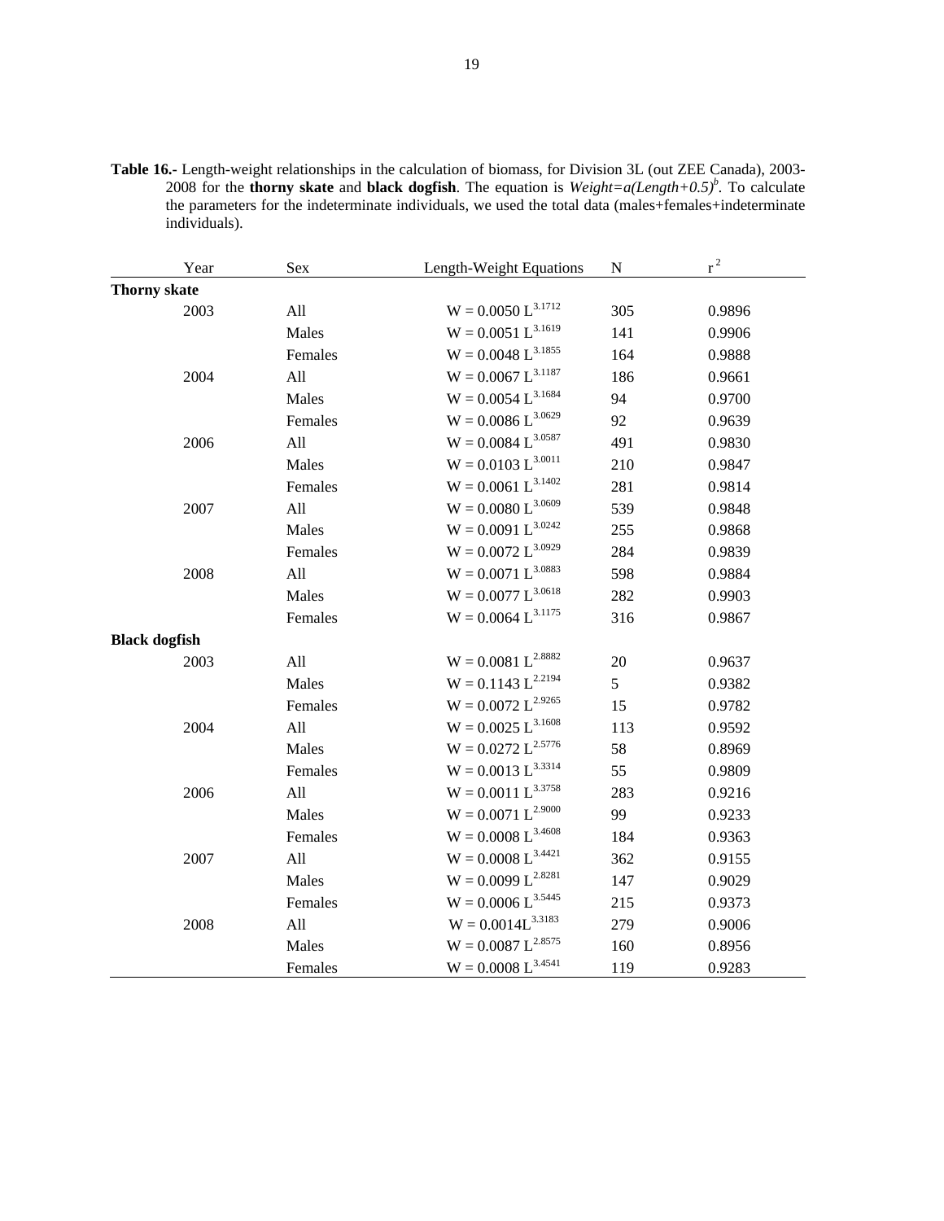**Table 16.-** Length-weight relationships in the calculation of biomass, for Division 3L (out ZEE Canada), 2003-2008 for the **thorny skate** and **black dogfish**. The equation is $Weight=a(Length+0.5)^b$. To calculate the parameters for the indeterminate individuals, we used the total data (males+females+indeterminate individuals).

| Year | Sex | Length-Weight Equations | N | $r^2$ |
|---|---|---|---|---|
| **Thorny skate** | | | | |
| 2003 | All | $W = 0.0050\ L^{3.1712}$ | 305 | 0.9896 |
| | Males | $W = 0.0051\ L^{3.1619}$ | 141 | 0.9906 |
| | Females | $W = 0.0048\ L^{3.1855}$ | 164 | 0.9888 |
| 2004 | All | $W = 0.0067\ L^{3.1187}$ | 186 | 0.9661 |
| | Males | $W = 0.0054\ L^{3.1684}$ | 94 | 0.9700 |
| | Females | $W = 0.0086\ L^{3.0629}$ | 92 | 0.9639 |
| 2006 | All | $W = 0.0084\ L^{3.0587}$ | 491 | 0.9830 |
| | Males | $W = 0.0103\ L^{3.0011}$ | 210 | 0.9847 |
| | Females | $W = 0.0061\ L^{3.1402}$ | 281 | 0.9814 |
| 2007 | All | $W = 0.0080\ L^{3.0609}$ | 539 | 0.9848 |
| | Males | $W = 0.0091\ L^{3.0242}$ | 255 | 0.9868 |
| | Females | $W = 0.0072\ L^{3.0929}$ | 284 | 0.9839 |
| 2008 | All | $W = 0.0071\ L^{3.0883}$ | 598 | 0.9884 |
| | Males | $W = 0.0077\ L^{3.0618}$ | 282 | 0.9903 |
| | Females | $W = 0.0064\ L^{3.1175}$ | 316 | 0.9867 |
| **Black dogfish** | | | | |
| 2003 | All | $W = 0.0081\ L^{2.8882}$ | 20 | 0.9637 |
| | Males | $W = 0.1143\ L^{2.2194}$ | 5 | 0.9382 |
| | Females | $W = 0.0072\ L^{2.9265}$ | 15 | 0.9782 |
| 2004 | All | $W = 0.0025\ L^{3.1608}$ | 113 | 0.9592 |
| | Males | $W = 0.0272\ L^{2.5776}$ | 58 | 0.8969 |
| | Females | $W = 0.0013\ L^{3.3314}$ | 55 | 0.9809 |
| 2006 | All | $W = 0.0011\ L^{3.3758}$ | 283 | 0.9216 |
| | Males | $W = 0.0071\ L^{2.9000}$ | 99 | 0.9233 |
| | Females | $W = 0.0008\ L^{3.4608}$ | 184 | 0.9363 |
| 2007 | All | $W = 0.0008\ L^{3.4421}$ | 362 | 0.9155 |
| | Males | $W = 0.0099\ L^{2.8281}$ | 147 | 0.9029 |
| | Females | $W = 0.0006\ L^{3.5445}$ | 215 | 0.9373 |
| 2008 | All | $W = 0.0014L^{3.3183}$ | 279 | 0.9006 |
| | Males | $W = 0.0087\ L^{2.8575}$ | 160 | 0.8956 |
| | Females | $W = 0.0008\ L^{3.4541}$ | 119 | 0.9283 |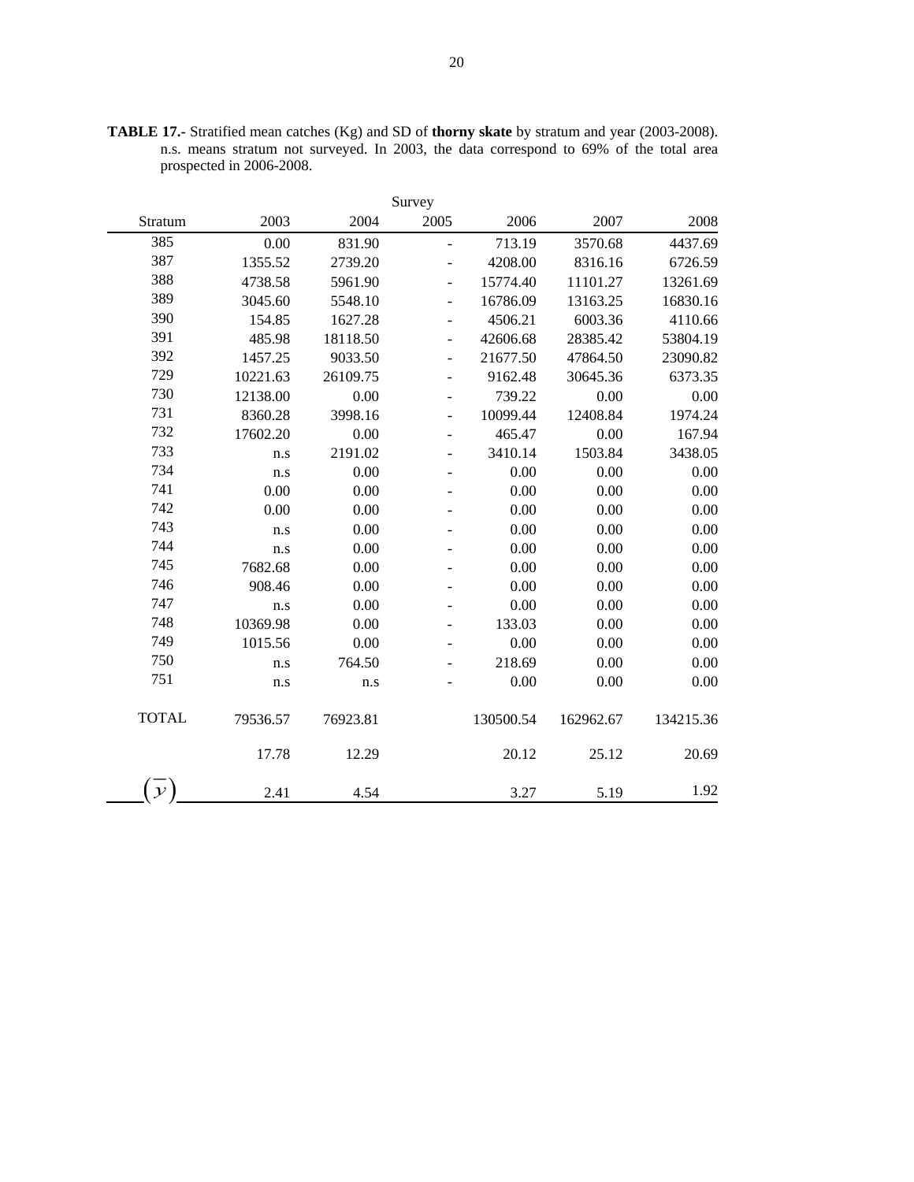**TABLE 17.-** Stratified mean catches (Kg) and SD of **thorny skate** by stratum and year (2003-2008). n.s. means stratum not surveyed. In 2003, the data correspond to 69% of the total area prospected in 2006-2008.

| | Survey | | | | | |
|---|---|---|---|---|---|---|
| Stratum | 2003 | 2004 | 2005 | 2006 | 2007 | 2008 |
| 385 | 0.00 | 831.90 | - | 713.19 | 3570.68 | 4437.69 |
| 387 | 1355.52 | 2739.20 | - | 4208.00 | 8316.16 | 6726.59 |
| 388 | 4738.58 | 5961.90 | - | 15774.40 | 11101.27 | 13261.69 |
| 389 | 3045.60 | 5548.10 | - | 16786.09 | 13163.25 | 16830.16 |
| 390 | 154.85 | 1627.28 | - | 4506.21 | 6003.36 | 4110.66 |
| 391 | 485.98 | 18118.50 | - | 42606.68 | 28385.42 | 53804.19 |
| 392 | 1457.25 | 9033.50 | - | 21677.50 | 47864.50 | 23090.82 |
| 729 | 10221.63 | 26109.75 | - | 9162.48 | 30645.36 | 6373.35 |
| 730 | 12138.00 | 0.00 | - | 739.22 | 0.00 | 0.00 |
| 731 | 8360.28 | 3998.16 | - | 10099.44 | 12408.84 | 1974.24 |
| 732 | 17602.20 | 0.00 | - | 465.47 | 0.00 | 167.94 |
| 733 | n.s | 2191.02 | - | 3410.14 | 1503.84 | 3438.05 |
| 734 | n.s | 0.00 | - | 0.00 | 0.00 | 0.00 |
| 741 | 0.00 | 0.00 | - | 0.00 | 0.00 | 0.00 |
| 742 | 0.00 | 0.00 | - | 0.00 | 0.00 | 0.00 |
| 743 | n.s | 0.00 | - | 0.00 | 0.00 | 0.00 |
| 744 | n.s | 0.00 | - | 0.00 | 0.00 | 0.00 |
| 745 | 7682.68 | 0.00 | - | 0.00 | 0.00 | 0.00 |
| 746 | 908.46 | 0.00 | - | 0.00 | 0.00 | 0.00 |
| 747 | n.s | 0.00 | - | 0.00 | 0.00 | 0.00 |
| 748 | 10369.98 | 0.00 | - | 133.03 | 0.00 | 0.00 |
| 749 | 1015.56 | 0.00 | - | 0.00 | 0.00 | 0.00 |
| 750 | n.s | 764.50 | - | 218.69 | 0.00 | 0.00 |
| 751 | n.s | n.s | - | 0.00 | 0.00 | 0.00 |
| TOTAL | 79536.57 | 76923.81 | | 130500.54 | 162962.67 | 134215.36 |
| | 17.78 | 12.29 | | 20.12 | 25.12 | 20.69 |
| $(\bar{y})$ | 2.41 | 4.54 | | 3.27 | 5.19 | 1.92 |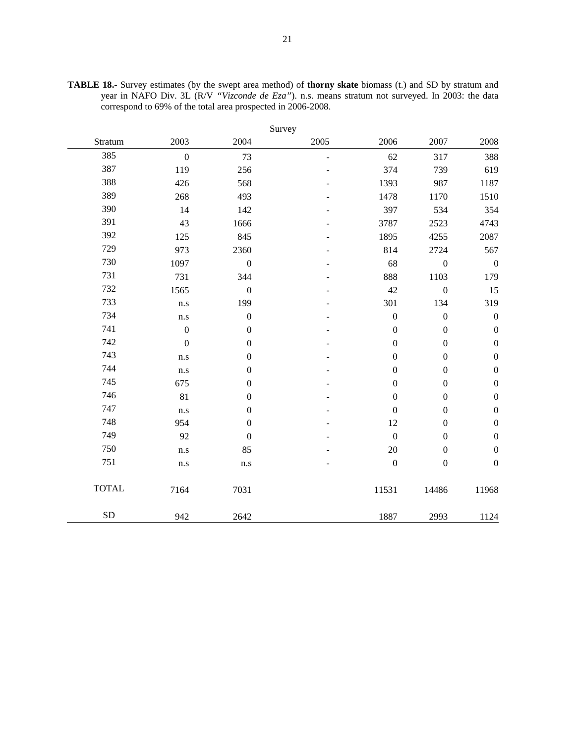**TABLE 18.-** Survey estimates (by the swept area method) of **thorny skate** biomass (t.) and SD by stratum and year in NAFO Div. 3L (R/V *"Vizconde de Eza"*). n.s. means stratum not surveyed. In 2003: the data correspond to 69% of the total area prospected in 2006-2008.

| | Survey | | | | | |
|---|---|---|---|---|---|---|
| Stratum | 2003 | 2004 | 2005 | 2006 | 2007 | 2008 |
| 385 | 0 | 73 | - | 62 | 317 | 388 |
| 387 | 119 | 256 | - | 374 | 739 | 619 |
| 388 | 426 | 568 | - | 1393 | 987 | 1187 |
| 389 | 268 | 493 | - | 1478 | 1170 | 1510 |
| 390 | 14 | 142 | - | 397 | 534 | 354 |
| 391 | 43 | 1666 | - | 3787 | 2523 | 4743 |
| 392 | 125 | 845 | - | 1895 | 4255 | 2087 |
| 729 | 973 | 2360 | - | 814 | 2724 | 567 |
| 730 | 1097 | 0 | - | 68 | 0 | 0 |
| 731 | 731 | 344 | - | 888 | 1103 | 179 |
| 732 | 1565 | 0 | - | 42 | 0 | 15 |
| 733 | n.s | 199 | - | 301 | 134 | 319 |
| 734 | n.s | 0 | - | 0 | 0 | 0 |
| 741 | 0 | 0 | - | 0 | 0 | 0 |
| 742 | 0 | 0 | - | 0 | 0 | 0 |
| 743 | n.s | 0 | - | 0 | 0 | 0 |
| 744 | n.s | 0 | - | 0 | 0 | 0 |
| 745 | 675 | 0 | - | 0 | 0 | 0 |
| 746 | 81 | 0 | - | 0 | 0 | 0 |
| 747 | n.s | 0 | - | 0 | 0 | 0 |
| 748 | 954 | 0 | - | 12 | 0 | 0 |
| 749 | 92 | 0 | - | 0 | 0 | 0 |
| 750 | n.s | 85 | - | 20 | 0 | 0 |
| 751 | n.s | n.s | - | 0 | 0 | 0 |
| TOTAL | 7164 | 7031 | | 11531 | 14486 | 11968 |
| SD | 942 | 2642 | | 1887 | 2993 | 1124 |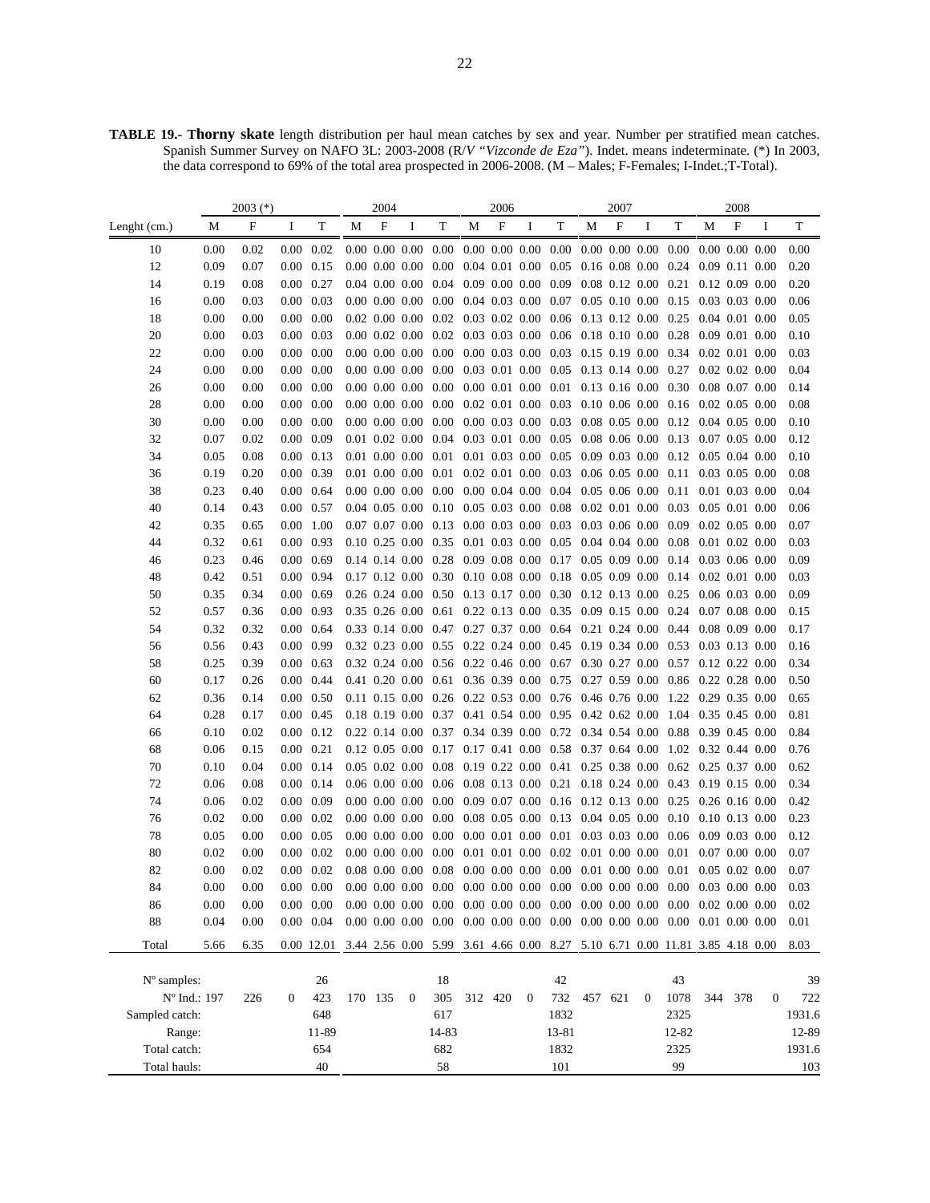**TABLE 19.- Thorny skate** length distribution per haul mean catches by sex and year. Number per stratified mean catches. Spanish Summer Survey on NAFO 3L: 2003-2008 (R/V *"Vizconde de Eza"*). Indet. means indeterminate. (*) In 2003, the data correspond to 69% of the total area prospected in 2006-2008. (M – Males; F-Females; I-Indet.;T-Total).

| | 2003 (*) | | | | 2004 | | | | 2006 | | | | 2007 | | | | 2008 | | | |
|---|---|---|---|---|---|---|---|---|---|---|---|---|---|---|---|---|---|---|---|---|
| Lenght (cm.) | M | F | I | T | M | F | I | T | M | F | I | T | M | F | I | T | M | F | I | T |
| 10 | 0.00 | 0.02 | 0.00 | 0.02 | 0.00 | 0.00 | 0.00 | 0.00 | 0.00 | 0.00 | 0.00 | 0.00 | 0.00 | 0.00 | 0.00 | 0.00 | 0.00 | 0.00 | 0.00 | 0.00 |
| 12 | 0.09 | 0.07 | 0.00 | 0.15 | 0.00 | 0.00 | 0.00 | 0.00 | 0.04 | 0.01 | 0.00 | 0.05 | 0.16 | 0.08 | 0.00 | 0.24 | 0.09 | 0.11 | 0.00 | 0.20 |
| 14 | 0.19 | 0.08 | 0.00 | 0.27 | 0.04 | 0.00 | 0.00 | 0.04 | 0.09 | 0.00 | 0.00 | 0.09 | 0.08 | 0.12 | 0.00 | 0.21 | 0.12 | 0.09 | 0.00 | 0.20 |
| 16 | 0.00 | 0.03 | 0.00 | 0.03 | 0.00 | 0.00 | 0.00 | 0.00 | 0.04 | 0.03 | 0.00 | 0.07 | 0.05 | 0.10 | 0.00 | 0.15 | 0.03 | 0.03 | 0.00 | 0.06 |
| 18 | 0.00 | 0.00 | 0.00 | 0.00 | 0.02 | 0.00 | 0.00 | 0.02 | 0.03 | 0.02 | 0.00 | 0.06 | 0.13 | 0.12 | 0.00 | 0.25 | 0.04 | 0.01 | 0.00 | 0.05 |
| 20 | 0.00 | 0.03 | 0.00 | 0.03 | 0.00 | 0.02 | 0.00 | 0.02 | 0.03 | 0.03 | 0.00 | 0.06 | 0.18 | 0.10 | 0.00 | 0.28 | 0.09 | 0.01 | 0.00 | 0.10 |
| 22 | 0.00 | 0.00 | 0.00 | 0.00 | 0.00 | 0.00 | 0.00 | 0.00 | 0.00 | 0.03 | 0.00 | 0.03 | 0.15 | 0.19 | 0.00 | 0.34 | 0.02 | 0.01 | 0.00 | 0.03 |
| 24 | 0.00 | 0.00 | 0.00 | 0.00 | 0.00 | 0.00 | 0.00 | 0.00 | 0.03 | 0.01 | 0.00 | 0.05 | 0.13 | 0.14 | 0.00 | 0.27 | 0.02 | 0.02 | 0.00 | 0.04 |
| 26 | 0.00 | 0.00 | 0.00 | 0.00 | 0.00 | 0.00 | 0.00 | 0.00 | 0.00 | 0.01 | 0.00 | 0.01 | 0.13 | 0.16 | 0.00 | 0.30 | 0.08 | 0.07 | 0.00 | 0.14 |
| 28 | 0.00 | 0.00 | 0.00 | 0.00 | 0.00 | 0.00 | 0.00 | 0.00 | 0.02 | 0.01 | 0.00 | 0.03 | 0.10 | 0.06 | 0.00 | 0.16 | 0.02 | 0.05 | 0.00 | 0.08 |
| 30 | 0.00 | 0.00 | 0.00 | 0.00 | 0.00 | 0.00 | 0.00 | 0.00 | 0.00 | 0.03 | 0.00 | 0.03 | 0.08 | 0.05 | 0.00 | 0.12 | 0.04 | 0.05 | 0.00 | 0.10 |
| 32 | 0.07 | 0.02 | 0.00 | 0.09 | 0.01 | 0.02 | 0.00 | 0.04 | 0.03 | 0.01 | 0.00 | 0.05 | 0.08 | 0.06 | 0.00 | 0.13 | 0.07 | 0.05 | 0.00 | 0.12 |
| 34 | 0.05 | 0.08 | 0.00 | 0.13 | 0.01 | 0.00 | 0.00 | 0.01 | 0.01 | 0.03 | 0.00 | 0.05 | 0.09 | 0.03 | 0.00 | 0.12 | 0.05 | 0.04 | 0.00 | 0.10 |
| 36 | 0.19 | 0.20 | 0.00 | 0.39 | 0.01 | 0.00 | 0.00 | 0.01 | 0.02 | 0.01 | 0.00 | 0.03 | 0.06 | 0.05 | 0.00 | 0.11 | 0.03 | 0.05 | 0.00 | 0.08 |
| 38 | 0.23 | 0.40 | 0.00 | 0.64 | 0.00 | 0.00 | 0.00 | 0.00 | 0.00 | 0.04 | 0.00 | 0.04 | 0.05 | 0.06 | 0.00 | 0.11 | 0.01 | 0.03 | 0.00 | 0.04 |
| 40 | 0.14 | 0.43 | 0.00 | 0.57 | 0.04 | 0.05 | 0.00 | 0.10 | 0.05 | 0.03 | 0.00 | 0.08 | 0.02 | 0.01 | 0.00 | 0.03 | 0.05 | 0.01 | 0.00 | 0.06 |
| 42 | 0.35 | 0.65 | 0.00 | 1.00 | 0.07 | 0.07 | 0.00 | 0.13 | 0.00 | 0.03 | 0.00 | 0.03 | 0.03 | 0.06 | 0.00 | 0.09 | 0.02 | 0.05 | 0.00 | 0.07 |
| 44 | 0.32 | 0.61 | 0.00 | 0.93 | 0.10 | 0.25 | 0.00 | 0.35 | 0.01 | 0.03 | 0.00 | 0.05 | 0.04 | 0.04 | 0.00 | 0.08 | 0.01 | 0.02 | 0.00 | 0.03 |
| 46 | 0.23 | 0.46 | 0.00 | 0.69 | 0.14 | 0.14 | 0.00 | 0.28 | 0.09 | 0.08 | 0.00 | 0.17 | 0.05 | 0.09 | 0.00 | 0.14 | 0.03 | 0.06 | 0.00 | 0.09 |
| 48 | 0.42 | 0.51 | 0.00 | 0.94 | 0.17 | 0.12 | 0.00 | 0.30 | 0.10 | 0.08 | 0.00 | 0.18 | 0.05 | 0.09 | 0.00 | 0.14 | 0.02 | 0.01 | 0.00 | 0.03 |
| 50 | 0.35 | 0.34 | 0.00 | 0.69 | 0.26 | 0.24 | 0.00 | 0.50 | 0.13 | 0.17 | 0.00 | 0.30 | 0.12 | 0.13 | 0.00 | 0.25 | 0.06 | 0.03 | 0.00 | 0.09 |
| 52 | 0.57 | 0.36 | 0.00 | 0.93 | 0.35 | 0.26 | 0.00 | 0.61 | 0.22 | 0.13 | 0.00 | 0.35 | 0.09 | 0.15 | 0.00 | 0.24 | 0.07 | 0.08 | 0.00 | 0.15 |
| 54 | 0.32 | 0.32 | 0.00 | 0.64 | 0.33 | 0.14 | 0.00 | 0.47 | 0.27 | 0.37 | 0.00 | 0.64 | 0.21 | 0.24 | 0.00 | 0.44 | 0.08 | 0.09 | 0.00 | 0.17 |
| 56 | 0.56 | 0.43 | 0.00 | 0.99 | 0.32 | 0.23 | 0.00 | 0.55 | 0.22 | 0.24 | 0.00 | 0.45 | 0.19 | 0.34 | 0.00 | 0.53 | 0.03 | 0.13 | 0.00 | 0.16 |
| 58 | 0.25 | 0.39 | 0.00 | 0.63 | 0.32 | 0.24 | 0.00 | 0.56 | 0.22 | 0.46 | 0.00 | 0.67 | 0.30 | 0.27 | 0.00 | 0.57 | 0.12 | 0.22 | 0.00 | 0.34 |
| 60 | 0.17 | 0.26 | 0.00 | 0.44 | 0.41 | 0.20 | 0.00 | 0.61 | 0.36 | 0.39 | 0.00 | 0.75 | 0.27 | 0.59 | 0.00 | 0.86 | 0.22 | 0.28 | 0.00 | 0.50 |
| 62 | 0.36 | 0.14 | 0.00 | 0.50 | 0.11 | 0.15 | 0.00 | 0.26 | 0.22 | 0.53 | 0.00 | 0.76 | 0.46 | 0.76 | 0.00 | 1.22 | 0.29 | 0.35 | 0.00 | 0.65 |
| 64 | 0.28 | 0.17 | 0.00 | 0.45 | 0.18 | 0.19 | 0.00 | 0.37 | 0.41 | 0.54 | 0.00 | 0.95 | 0.42 | 0.62 | 0.00 | 1.04 | 0.35 | 0.45 | 0.00 | 0.81 |
| 66 | 0.10 | 0.02 | 0.00 | 0.12 | 0.22 | 0.14 | 0.00 | 0.37 | 0.34 | 0.39 | 0.00 | 0.72 | 0.34 | 0.54 | 0.00 | 0.88 | 0.39 | 0.45 | 0.00 | 0.84 |
| 68 | 0.06 | 0.15 | 0.00 | 0.21 | 0.12 | 0.05 | 0.00 | 0.17 | 0.17 | 0.41 | 0.00 | 0.58 | 0.37 | 0.64 | 0.00 | 1.02 | 0.32 | 0.44 | 0.00 | 0.76 |
| 70 | 0.10 | 0.04 | 0.00 | 0.14 | 0.05 | 0.02 | 0.00 | 0.08 | 0.19 | 0.22 | 0.00 | 0.41 | 0.25 | 0.38 | 0.00 | 0.62 | 0.25 | 0.37 | 0.00 | 0.62 |
| 72 | 0.06 | 0.08 | 0.00 | 0.14 | 0.06 | 0.00 | 0.00 | 0.06 | 0.08 | 0.13 | 0.00 | 0.21 | 0.18 | 0.24 | 0.00 | 0.43 | 0.19 | 0.15 | 0.00 | 0.34 |
| 74 | 0.06 | 0.02 | 0.00 | 0.09 | 0.00 | 0.00 | 0.00 | 0.00 | 0.09 | 0.07 | 0.00 | 0.16 | 0.12 | 0.13 | 0.00 | 0.25 | 0.26 | 0.16 | 0.00 | 0.42 |
| 76 | 0.02 | 0.00 | 0.00 | 0.02 | 0.00 | 0.00 | 0.00 | 0.00 | 0.08 | 0.05 | 0.00 | 0.13 | 0.04 | 0.05 | 0.00 | 0.10 | 0.10 | 0.13 | 0.00 | 0.23 |
| 78 | 0.05 | 0.00 | 0.00 | 0.05 | 0.00 | 0.00 | 0.00 | 0.00 | 0.00 | 0.01 | 0.00 | 0.01 | 0.03 | 0.03 | 0.00 | 0.06 | 0.09 | 0.03 | 0.00 | 0.12 |
| 80 | 0.02 | 0.00 | 0.00 | 0.02 | 0.00 | 0.00 | 0.00 | 0.00 | 0.01 | 0.01 | 0.00 | 0.02 | 0.01 | 0.00 | 0.00 | 0.01 | 0.07 | 0.00 | 0.00 | 0.07 |
| 82 | 0.00 | 0.02 | 0.00 | 0.02 | 0.08 | 0.00 | 0.00 | 0.08 | 0.00 | 0.00 | 0.00 | 0.00 | 0.01 | 0.00 | 0.00 | 0.01 | 0.05 | 0.02 | 0.00 | 0.07 |
| 84 | 0.00 | 0.00 | 0.00 | 0.00 | 0.00 | 0.00 | 0.00 | 0.00 | 0.00 | 0.00 | 0.00 | 0.00 | 0.00 | 0.00 | 0.00 | 0.00 | 0.03 | 0.00 | 0.00 | 0.03 |
| 86 | 0.00 | 0.00 | 0.00 | 0.00 | 0.00 | 0.00 | 0.00 | 0.00 | 0.00 | 0.00 | 0.00 | 0.00 | 0.00 | 0.00 | 0.00 | 0.00 | 0.02 | 0.00 | 0.00 | 0.02 |
| 88 | 0.04 | 0.00 | 0.00 | 0.04 | 0.00 | 0.00 | 0.00 | 0.00 | 0.00 | 0.00 | 0.00 | 0.00 | 0.00 | 0.00 | 0.00 | 0.00 | 0.01 | 0.00 | 0.00 | 0.01 |
| Total | 5.66 | 6.35 | 0.00 | 12.01 | 3.44 | 2.56 | 0.00 | 5.99 | 3.61 | 4.66 | 0.00 | 8.27 | 5.10 | 6.71 | 0.00 | 11.81 | 3.85 | 4.18 | 0.00 | 8.03 |
| Nº samples: | | | | 26 | | | | 18 | | | | 42 | | | | 43 | | | | 39 |
| Nº Ind.: | 197 | 226 | 0 | 423 | 170 | 135 | 0 | 305 | 312 | 420 | 0 | 732 | 457 | 621 | 0 | 1078 | 344 | 378 | 0 | 722 |
| Sampled catch: | | | | 648 | | | | 617 | | | | 1832 | | | | 2325 | | | | 1931.6 |
| Range: | | | | 11-89 | | | | 14-83 | | | | 13-81 | | | | 12-82 | | | | 12-89 |
| Total catch: | | | | 654 | | | | 682 | | | | 1832 | | | | 2325 | | | | 1931.6 |
| Total hauls: | | | | 40 | | | | 58 | | | | 101 | | | | 99 | | | | 103 |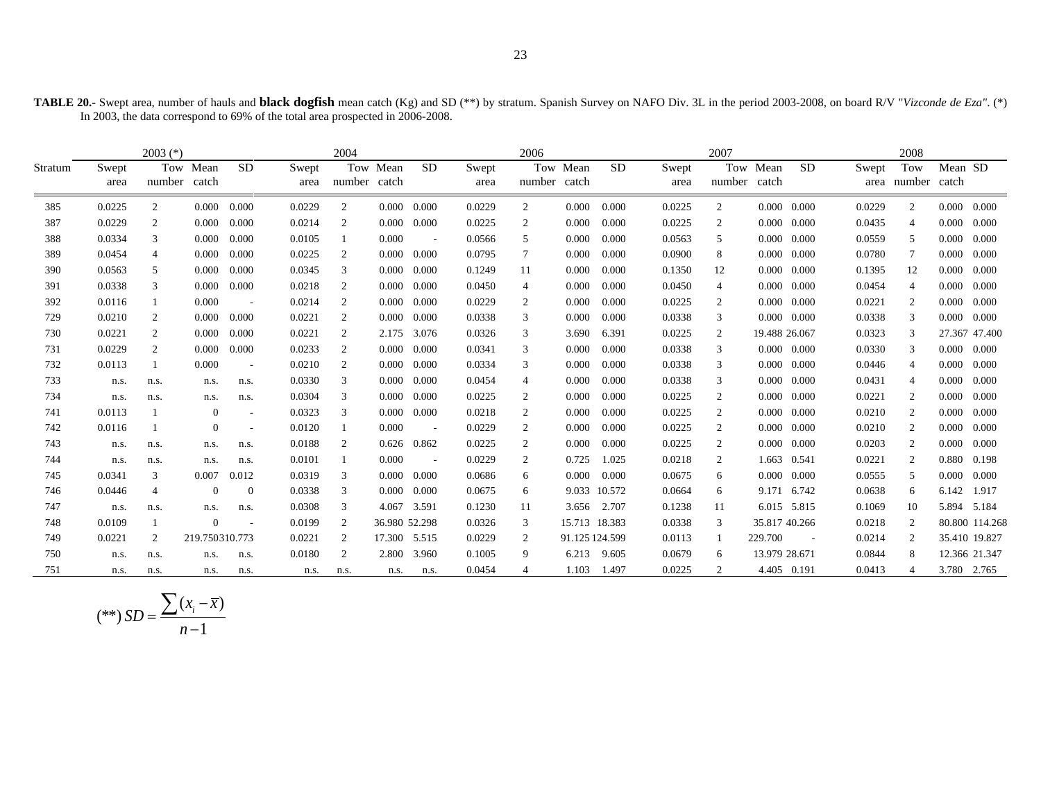**TABLE 20.-** Swept area, number of hauls and **black dogfish** mean catch (Kg) and SD (**) by stratum. Spanish Survey on NAFO Div. 3L in the period 2003-2008, on board R/V "*Vizconde de Eza*". (*) In 2003, the data correspond to 69% of the total area prospected in 2006-2008.

| Stratum | 2003 (*) | | | | 2004 | | | | 2006 | | | | 2007 | | | | 2008 | | | |
|---|---|---|---|---|---|---|---|---|---|---|---|---|---|---|---|---|---|---|---|---|
| | Swept area | Tow number | Mean catch | SD | Swept area | Tow number | Mean catch | SD | Swept area | Tow number | Mean catch | SD | Swept area | Tow number | Mean catch | SD | Swept area | Tow number | Mean catch | SD |
| 385 | 0.0225 | 2 | 0.000 | 0.000 | 0.0229 | 2 | 0.000 | 0.000 | 0.0229 | 2 | 0.000 | 0.000 | 0.0225 | 2 | 0.000 | 0.000 | 0.0229 | 2 | 0.000 | 0.000 |
| 387 | 0.0229 | 2 | 0.000 | 0.000 | 0.0214 | 2 | 0.000 | 0.000 | 0.0225 | 2 | 0.000 | 0.000 | 0.0225 | 2 | 0.000 | 0.000 | 0.0435 | 4 | 0.000 | 0.000 |
| 388 | 0.0334 | 3 | 0.000 | 0.000 | 0.0105 | 1 | 0.000 | - | 0.0566 | 5 | 0.000 | 0.000 | 0.0563 | 5 | 0.000 | 0.000 | 0.0559 | 5 | 0.000 | 0.000 |
| 389 | 0.0454 | 4 | 0.000 | 0.000 | 0.0225 | 2 | 0.000 | 0.000 | 0.0795 | 7 | 0.000 | 0.000 | 0.0900 | 8 | 0.000 | 0.000 | 0.0780 | 7 | 0.000 | 0.000 |
| 390 | 0.0563 | 5 | 0.000 | 0.000 | 0.0345 | 3 | 0.000 | 0.000 | 0.1249 | 11 | 0.000 | 0.000 | 0.1350 | 12 | 0.000 | 0.000 | 0.1395 | 12 | 0.000 | 0.000 |
| 391 | 0.0338 | 3 | 0.000 | 0.000 | 0.0218 | 2 | 0.000 | 0.000 | 0.0450 | 4 | 0.000 | 0.000 | 0.0450 | 4 | 0.000 | 0.000 | 0.0454 | 4 | 0.000 | 0.000 |
| 392 | 0.0116 | 1 | 0.000 | - | 0.0214 | 2 | 0.000 | 0.000 | 0.0229 | 2 | 0.000 | 0.000 | 0.0225 | 2 | 0.000 | 0.000 | 0.0221 | 2 | 0.000 | 0.000 |
| 729 | 0.0210 | 2 | 0.000 | 0.000 | 0.0221 | 2 | 0.000 | 0.000 | 0.0338 | 3 | 0.000 | 0.000 | 0.0338 | 3 | 0.000 | 0.000 | 0.0338 | 3 | 0.000 | 0.000 |
| 730 | 0.0221 | 2 | 0.000 | 0.000 | 0.0221 | 2 | 2.175 | 3.076 | 0.0326 | 3 | 3.690 | 6.391 | 0.0225 | 2 | 19.488 | 26.067 | 0.0323 | 3 | 27.367 | 47.400 |
| 731 | 0.0229 | 2 | 0.000 | 0.000 | 0.0233 | 2 | 0.000 | 0.000 | 0.0341 | 3 | 0.000 | 0.000 | 0.0338 | 3 | 0.000 | 0.000 | 0.0330 | 3 | 0.000 | 0.000 |
| 732 | 0.0113 | 1 | 0.000 | - | 0.0210 | 2 | 0.000 | 0.000 | 0.0334 | 3 | 0.000 | 0.000 | 0.0338 | 3 | 0.000 | 0.000 | 0.0446 | 4 | 0.000 | 0.000 |
| 733 | n.s. | n.s. | n.s. | n.s. | 0.0330 | 3 | 0.000 | 0.000 | 0.0454 | 4 | 0.000 | 0.000 | 0.0338 | 3 | 0.000 | 0.000 | 0.0431 | 4 | 0.000 | 0.000 |
| 734 | n.s. | n.s. | n.s. | n.s. | 0.0304 | 3 | 0.000 | 0.000 | 0.0225 | 2 | 0.000 | 0.000 | 0.0225 | 2 | 0.000 | 0.000 | 0.0221 | 2 | 0.000 | 0.000 |
| 741 | 0.0113 | 1 | 0 | - | 0.0323 | 3 | 0.000 | 0.000 | 0.0218 | 2 | 0.000 | 0.000 | 0.0225 | 2 | 0.000 | 0.000 | 0.0210 | 2 | 0.000 | 0.000 |
| 742 | 0.0116 | 1 | 0 | - | 0.0120 | 1 | 0.000 | - | 0.0229 | 2 | 0.000 | 0.000 | 0.0225 | 2 | 0.000 | 0.000 | 0.0210 | 2 | 0.000 | 0.000 |
| 743 | n.s. | n.s. | n.s. | n.s. | 0.0188 | 2 | 0.626 | 0.862 | 0.0225 | 2 | 0.000 | 0.000 | 0.0225 | 2 | 0.000 | 0.000 | 0.0203 | 2 | 0.000 | 0.000 |
| 744 | n.s. | n.s. | n.s. | n.s. | 0.0101 | 1 | 0.000 | - | 0.0229 | 2 | 0.725 | 1.025 | 0.0218 | 2 | 1.663 | 0.541 | 0.0221 | 2 | 0.880 | 0.198 |
| 745 | 0.0341 | 3 | 0.007 | 0.012 | 0.0319 | 3 | 0.000 | 0.000 | 0.0686 | 6 | 0.000 | 0.000 | 0.0675 | 6 | 0.000 | 0.000 | 0.0555 | 5 | 0.000 | 0.000 |
| 746 | 0.0446 | 4 | 0 | 0 | 0.0338 | 3 | 0.000 | 0.000 | 0.0675 | 6 | 9.033 | 10.572 | 0.0664 | 6 | 9.171 | 6.742 | 0.0638 | 6 | 6.142 | 1.917 |
| 747 | n.s. | n.s. | n.s. | n.s. | 0.0308 | 3 | 4.067 | 3.591 | 0.1230 | 11 | 3.656 | 2.707 | 0.1238 | 11 | 6.015 | 5.815 | 0.1069 | 10 | 5.894 | 5.184 |
| 748 | 0.0109 | 1 | 0 | - | 0.0199 | 2 | 36.980 | 52.298 | 0.0326 | 3 | 15.713 | 18.383 | 0.0338 | 3 | 35.817 | 40.266 | 0.0218 | 2 | 80.800 | 114.268 |
| 749 | 0.0221 | 2 | 219.750 | 310.773 | 0.0221 | 2 | 17.300 | 5.515 | 0.0229 | 2 | 91.125 | 124.599 | 0.0113 | 1 | 229.700 | - | 0.0214 | 2 | 35.410 | 19.827 |
| 750 | n.s. | n.s. | n.s. | n.s. | 0.0180 | 2 | 2.800 | 3.960 | 0.1005 | 9 | 6.213 | 9.605 | 0.0679 | 6 | 13.979 | 28.671 | 0.0844 | 8 | 12.366 | 21.347 |
| 751 | n.s. | n.s. | n.s. | n.s. | n.s. | n.s. | n.s. | n.s. | 0.0454 | 4 | 1.103 | 1.497 | 0.0225 | 2 | 4.405 | 0.191 | 0.0413 | 4 | 3.780 | 2.765 |

$$(**)\ SD = \frac{\sum (x_i - \bar{x})}{n-1}$$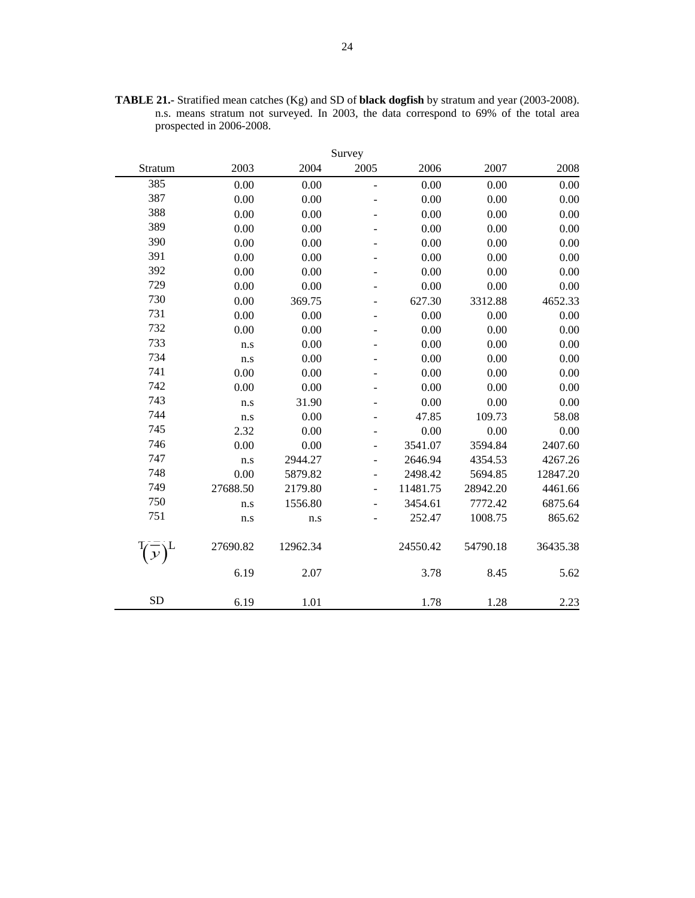**TABLE 21.-** Stratified mean catches (Kg) and SD of **black dogfish** by stratum and year (2003-2008). n.s. means stratum not surveyed. In 2003, the data correspond to 69% of the total area prospected in 2006-2008.

| | Survey | | | | | |
|---|---|---|---|---|---|---|
| Stratum | 2003 | 2004 | 2005 | 2006 | 2007 | 2008 |
| 385 | 0.00 | 0.00 | - | 0.00 | 0.00 | 0.00 |
| 387 | 0.00 | 0.00 | - | 0.00 | 0.00 | 0.00 |
| 388 | 0.00 | 0.00 | - | 0.00 | 0.00 | 0.00 |
| 389 | 0.00 | 0.00 | - | 0.00 | 0.00 | 0.00 |
| 390 | 0.00 | 0.00 | - | 0.00 | 0.00 | 0.00 |
| 391 | 0.00 | 0.00 | - | 0.00 | 0.00 | 0.00 |
| 392 | 0.00 | 0.00 | - | 0.00 | 0.00 | 0.00 |
| 729 | 0.00 | 0.00 | - | 0.00 | 0.00 | 0.00 |
| 730 | 0.00 | 369.75 | - | 627.30 | 3312.88 | 4652.33 |
| 731 | 0.00 | 0.00 | - | 0.00 | 0.00 | 0.00 |
| 732 | 0.00 | 0.00 | - | 0.00 | 0.00 | 0.00 |
| 733 | n.s | 0.00 | - | 0.00 | 0.00 | 0.00 |
| 734 | n.s | 0.00 | - | 0.00 | 0.00 | 0.00 |
| 741 | 0.00 | 0.00 | - | 0.00 | 0.00 | 0.00 |
| 742 | 0.00 | 0.00 | - | 0.00 | 0.00 | 0.00 |
| 743 | n.s | 31.90 | - | 0.00 | 0.00 | 0.00 |
| 744 | n.s | 0.00 | - | 47.85 | 109.73 | 58.08 |
| 745 | 2.32 | 0.00 | - | 0.00 | 0.00 | 0.00 |
| 746 | 0.00 | 0.00 | - | 3541.07 | 3594.84 | 2407.60 |
| 747 | n.s | 2944.27 | - | 2646.94 | 4354.53 | 4267.26 |
| 748 | 0.00 | 5879.82 | - | 2498.42 | 5694.85 | 12847.20 |
| 749 | 27688.50 | 2179.80 | - | 11481.75 | 28942.20 | 4461.66 |
| 750 | n.s | 1556.80 | - | 3454.61 | 7772.42 | 6875.64 |
| 751 | n.s | n.s | - | 252.47 | 1008.75 | 865.62 |
| TOTAL | 27690.82 | 12962.34 | | 24550.42 | 54790.18 | 36435.38 |
| $(\bar{y})$ | 6.19 | 2.07 | | 3.78 | 8.45 | 5.62 |
| SD | 6.19 | 1.01 | | 1.78 | 1.28 | 2.23 |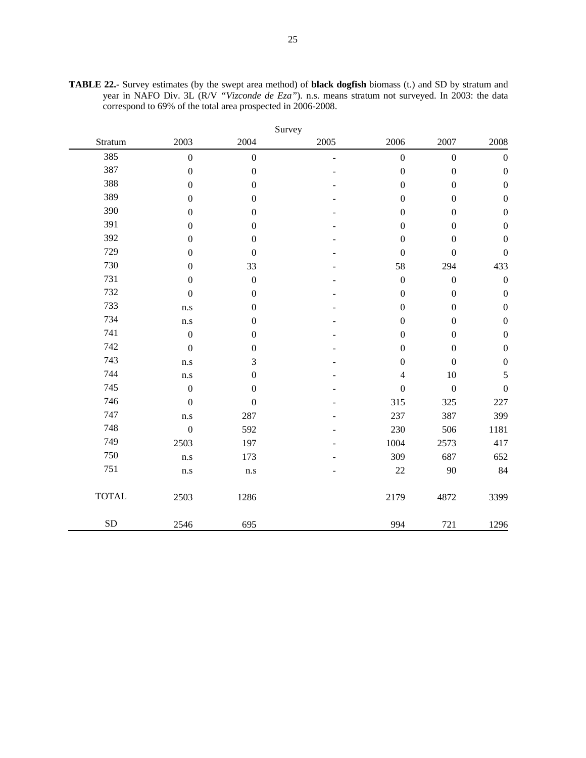**TABLE 22.-** Survey estimates (by the swept area method) of **black dogfish** biomass (t.) and SD by stratum and year in NAFO Div. 3L (R/V *"Vizconde de Eza"*). n.s. means stratum not surveyed. In 2003: the data correspond to 69% of the total area prospected in 2006-2008.

| | Survey | | | | | |
|---|---|---|---|---|---|---|
| Stratum | 2003 | 2004 | 2005 | 2006 | 2007 | 2008 |
| 385 | 0 | 0 | - | 0 | 0 | 0 |
| 387 | 0 | 0 | - | 0 | 0 | 0 |
| 388 | 0 | 0 | - | 0 | 0 | 0 |
| 389 | 0 | 0 | - | 0 | 0 | 0 |
| 390 | 0 | 0 | - | 0 | 0 | 0 |
| 391 | 0 | 0 | - | 0 | 0 | 0 |
| 392 | 0 | 0 | - | 0 | 0 | 0 |
| 729 | 0 | 0 | - | 0 | 0 | 0 |
| 730 | 0 | 33 | - | 58 | 294 | 433 |
| 731 | 0 | 0 | - | 0 | 0 | 0 |
| 732 | 0 | 0 | - | 0 | 0 | 0 |
| 733 | n.s | 0 | - | 0 | 0 | 0 |
| 734 | n.s | 0 | - | 0 | 0 | 0 |
| 741 | 0 | 0 | - | 0 | 0 | 0 |
| 742 | 0 | 0 | - | 0 | 0 | 0 |
| 743 | n.s | 3 | - | 0 | 0 | 0 |
| 744 | n.s | 0 | - | 4 | 10 | 5 |
| 745 | 0 | 0 | - | 0 | 0 | 0 |
| 746 | 0 | 0 | - | 315 | 325 | 227 |
| 747 | n.s | 287 | - | 237 | 387 | 399 |
| 748 | 0 | 592 | - | 230 | 506 | 1181 |
| 749 | 2503 | 197 | - | 1004 | 2573 | 417 |
| 750 | n.s | 173 | - | 309 | 687 | 652 |
| 751 | n.s | n.s | - | 22 | 90 | 84 |
| TOTAL | 2503 | 1286 | | 2179 | 4872 | 3399 |
| SD | 2546 | 695 | | 994 | 721 | 1296 |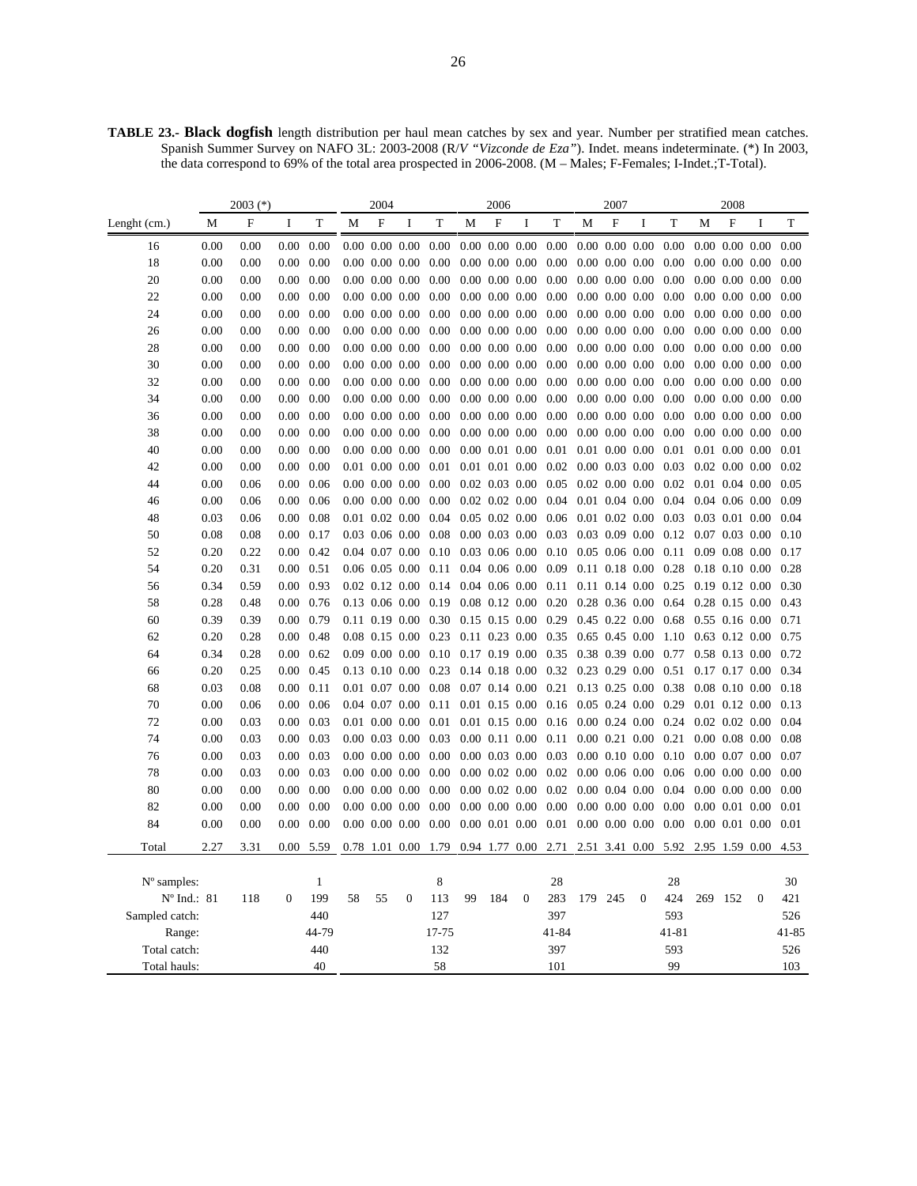**TABLE 23.- Black dogfish** length distribution per haul mean catches by sex and year. Number per stratified mean catches. Spanish Summer Survey on NAFO 3L: 2003-2008 (R/V *"Vizconde de Eza"*). Indet. means indeterminate. (*) In 2003, the data correspond to 69% of the total area prospected in 2006-2008. (M – Males; F-Females; I-Indet.;T-Total).

| | 2003 (*) | | | | 2004 | | | | 2006 | | | | 2007 | | | | 2008 | | | |
|---|---|---|---|---|---|---|---|---|---|---|---|---|---|---|---|---|---|---|---|---|
| Lenght (cm.) | M | F | I | T | M | F | I | T | M | F | I | T | M | F | I | T | M | F | I | T |
| 16 | 0.00 | 0.00 | 0.00 | 0.00 | 0.00 | 0.00 | 0.00 | 0.00 | 0.00 | 0.00 | 0.00 | 0.00 | 0.00 | 0.00 | 0.00 | 0.00 | 0.00 | 0.00 | 0.00 | 0.00 |
| 18 | 0.00 | 0.00 | 0.00 | 0.00 | 0.00 | 0.00 | 0.00 | 0.00 | 0.00 | 0.00 | 0.00 | 0.00 | 0.00 | 0.00 | 0.00 | 0.00 | 0.00 | 0.00 | 0.00 | 0.00 |
| 20 | 0.00 | 0.00 | 0.00 | 0.00 | 0.00 | 0.00 | 0.00 | 0.00 | 0.00 | 0.00 | 0.00 | 0.00 | 0.00 | 0.00 | 0.00 | 0.00 | 0.00 | 0.00 | 0.00 | 0.00 |
| 22 | 0.00 | 0.00 | 0.00 | 0.00 | 0.00 | 0.00 | 0.00 | 0.00 | 0.00 | 0.00 | 0.00 | 0.00 | 0.00 | 0.00 | 0.00 | 0.00 | 0.00 | 0.00 | 0.00 | 0.00 |
| 24 | 0.00 | 0.00 | 0.00 | 0.00 | 0.00 | 0.00 | 0.00 | 0.00 | 0.00 | 0.00 | 0.00 | 0.00 | 0.00 | 0.00 | 0.00 | 0.00 | 0.00 | 0.00 | 0.00 | 0.00 |
| 26 | 0.00 | 0.00 | 0.00 | 0.00 | 0.00 | 0.00 | 0.00 | 0.00 | 0.00 | 0.00 | 0.00 | 0.00 | 0.00 | 0.00 | 0.00 | 0.00 | 0.00 | 0.00 | 0.00 | 0.00 |
| 28 | 0.00 | 0.00 | 0.00 | 0.00 | 0.00 | 0.00 | 0.00 | 0.00 | 0.00 | 0.00 | 0.00 | 0.00 | 0.00 | 0.00 | 0.00 | 0.00 | 0.00 | 0.00 | 0.00 | 0.00 |
| 30 | 0.00 | 0.00 | 0.00 | 0.00 | 0.00 | 0.00 | 0.00 | 0.00 | 0.00 | 0.00 | 0.00 | 0.00 | 0.00 | 0.00 | 0.00 | 0.00 | 0.00 | 0.00 | 0.00 | 0.00 |
| 32 | 0.00 | 0.00 | 0.00 | 0.00 | 0.00 | 0.00 | 0.00 | 0.00 | 0.00 | 0.00 | 0.00 | 0.00 | 0.00 | 0.00 | 0.00 | 0.00 | 0.00 | 0.00 | 0.00 | 0.00 |
| 34 | 0.00 | 0.00 | 0.00 | 0.00 | 0.00 | 0.00 | 0.00 | 0.00 | 0.00 | 0.00 | 0.00 | 0.00 | 0.00 | 0.00 | 0.00 | 0.00 | 0.00 | 0.00 | 0.00 | 0.00 |
| 36 | 0.00 | 0.00 | 0.00 | 0.00 | 0.00 | 0.00 | 0.00 | 0.00 | 0.00 | 0.00 | 0.00 | 0.00 | 0.00 | 0.00 | 0.00 | 0.00 | 0.00 | 0.00 | 0.00 | 0.00 |
| 38 | 0.00 | 0.00 | 0.00 | 0.00 | 0.00 | 0.00 | 0.00 | 0.00 | 0.00 | 0.00 | 0.00 | 0.00 | 0.00 | 0.00 | 0.00 | 0.00 | 0.00 | 0.00 | 0.00 | 0.00 |
| 40 | 0.00 | 0.00 | 0.00 | 0.00 | 0.00 | 0.00 | 0.00 | 0.00 | 0.00 | 0.01 | 0.00 | 0.01 | 0.01 | 0.00 | 0.00 | 0.01 | 0.01 | 0.00 | 0.00 | 0.01 |
| 42 | 0.00 | 0.00 | 0.00 | 0.00 | 0.01 | 0.00 | 0.00 | 0.01 | 0.01 | 0.01 | 0.00 | 0.02 | 0.00 | 0.03 | 0.00 | 0.03 | 0.02 | 0.00 | 0.00 | 0.02 |
| 44 | 0.00 | 0.06 | 0.00 | 0.06 | 0.00 | 0.00 | 0.00 | 0.00 | 0.02 | 0.03 | 0.00 | 0.05 | 0.02 | 0.00 | 0.00 | 0.02 | 0.01 | 0.04 | 0.00 | 0.05 |
| 46 | 0.00 | 0.06 | 0.00 | 0.06 | 0.00 | 0.00 | 0.00 | 0.00 | 0.02 | 0.02 | 0.00 | 0.04 | 0.01 | 0.04 | 0.00 | 0.04 | 0.04 | 0.06 | 0.00 | 0.09 |
| 48 | 0.03 | 0.06 | 0.00 | 0.08 | 0.01 | 0.02 | 0.00 | 0.04 | 0.05 | 0.02 | 0.00 | 0.06 | 0.01 | 0.02 | 0.00 | 0.03 | 0.03 | 0.01 | 0.00 | 0.04 |
| 50 | 0.08 | 0.08 | 0.00 | 0.17 | 0.03 | 0.06 | 0.00 | 0.08 | 0.00 | 0.03 | 0.00 | 0.03 | 0.03 | 0.09 | 0.00 | 0.12 | 0.07 | 0.03 | 0.00 | 0.10 |
| 52 | 0.20 | 0.22 | 0.00 | 0.42 | 0.04 | 0.07 | 0.00 | 0.10 | 0.03 | 0.06 | 0.00 | 0.10 | 0.05 | 0.06 | 0.00 | 0.11 | 0.09 | 0.08 | 0.00 | 0.17 |
| 54 | 0.20 | 0.31 | 0.00 | 0.51 | 0.06 | 0.05 | 0.00 | 0.11 | 0.04 | 0.06 | 0.00 | 0.09 | 0.11 | 0.18 | 0.00 | 0.28 | 0.18 | 0.10 | 0.00 | 0.28 |
| 56 | 0.34 | 0.59 | 0.00 | 0.93 | 0.02 | 0.12 | 0.00 | 0.14 | 0.04 | 0.06 | 0.00 | 0.11 | 0.11 | 0.14 | 0.00 | 0.25 | 0.19 | 0.12 | 0.00 | 0.30 |
| 58 | 0.28 | 0.48 | 0.00 | 0.76 | 0.13 | 0.06 | 0.00 | 0.19 | 0.08 | 0.12 | 0.00 | 0.20 | 0.28 | 0.36 | 0.00 | 0.64 | 0.28 | 0.15 | 0.00 | 0.43 |
| 60 | 0.39 | 0.39 | 0.00 | 0.79 | 0.11 | 0.19 | 0.00 | 0.30 | 0.15 | 0.15 | 0.00 | 0.29 | 0.45 | 0.22 | 0.00 | 0.68 | 0.55 | 0.16 | 0.00 | 0.71 |
| 62 | 0.20 | 0.28 | 0.00 | 0.48 | 0.08 | 0.15 | 0.00 | 0.23 | 0.11 | 0.23 | 0.00 | 0.35 | 0.65 | 0.45 | 0.00 | 1.10 | 0.63 | 0.12 | 0.00 | 0.75 |
| 64 | 0.34 | 0.28 | 0.00 | 0.62 | 0.09 | 0.00 | 0.00 | 0.10 | 0.17 | 0.19 | 0.00 | 0.35 | 0.38 | 0.39 | 0.00 | 0.77 | 0.58 | 0.13 | 0.00 | 0.72 |
| 66 | 0.20 | 0.25 | 0.00 | 0.45 | 0.13 | 0.10 | 0.00 | 0.23 | 0.14 | 0.18 | 0.00 | 0.32 | 0.23 | 0.29 | 0.00 | 0.51 | 0.17 | 0.17 | 0.00 | 0.34 |
| 68 | 0.03 | 0.08 | 0.00 | 0.11 | 0.01 | 0.07 | 0.00 | 0.08 | 0.07 | 0.14 | 0.00 | 0.21 | 0.13 | 0.25 | 0.00 | 0.38 | 0.08 | 0.10 | 0.00 | 0.18 |
| 70 | 0.00 | 0.06 | 0.00 | 0.06 | 0.04 | 0.07 | 0.00 | 0.11 | 0.01 | 0.15 | 0.00 | 0.16 | 0.05 | 0.24 | 0.00 | 0.29 | 0.01 | 0.12 | 0.00 | 0.13 |
| 72 | 0.00 | 0.03 | 0.00 | 0.03 | 0.01 | 0.00 | 0.00 | 0.01 | 0.01 | 0.15 | 0.00 | 0.16 | 0.00 | 0.24 | 0.00 | 0.24 | 0.02 | 0.02 | 0.00 | 0.04 |
| 74 | 0.00 | 0.03 | 0.00 | 0.03 | 0.00 | 0.03 | 0.00 | 0.03 | 0.00 | 0.11 | 0.00 | 0.11 | 0.00 | 0.21 | 0.00 | 0.21 | 0.00 | 0.08 | 0.00 | 0.08 |
| 76 | 0.00 | 0.03 | 0.00 | 0.03 | 0.00 | 0.00 | 0.00 | 0.00 | 0.00 | 0.03 | 0.00 | 0.03 | 0.00 | 0.10 | 0.00 | 0.10 | 0.00 | 0.07 | 0.00 | 0.07 |
| 78 | 0.00 | 0.03 | 0.00 | 0.03 | 0.00 | 0.00 | 0.00 | 0.00 | 0.00 | 0.02 | 0.00 | 0.02 | 0.00 | 0.06 | 0.00 | 0.06 | 0.00 | 0.00 | 0.00 | 0.00 |
| 80 | 0.00 | 0.00 | 0.00 | 0.00 | 0.00 | 0.00 | 0.00 | 0.00 | 0.00 | 0.02 | 0.00 | 0.02 | 0.00 | 0.04 | 0.00 | 0.04 | 0.00 | 0.00 | 0.00 | 0.00 |
| 82 | 0.00 | 0.00 | 0.00 | 0.00 | 0.00 | 0.00 | 0.00 | 0.00 | 0.00 | 0.00 | 0.00 | 0.00 | 0.00 | 0.00 | 0.00 | 0.00 | 0.00 | 0.01 | 0.00 | 0.01 |
| 84 | 0.00 | 0.00 | 0.00 | 0.00 | 0.00 | 0.00 | 0.00 | 0.00 | 0.00 | 0.01 | 0.00 | 0.01 | 0.00 | 0.00 | 0.00 | 0.00 | 0.00 | 0.01 | 0.00 | 0.01 |
| Total | 2.27 | 3.31 | 0.00 | 5.59 | 0.78 | 1.01 | 0.00 | 1.79 | 0.94 | 1.77 | 0.00 | 2.71 | 2.51 | 3.41 | 0.00 | 5.92 | 2.95 | 1.59 | 0.00 | 4.53 |
| Nº samples: | | | | 1 | | | | 8 | | | | 28 | | | | 28 | | | | 30 |
| Nº Ind.: | 81 | 118 | 0 | 199 | 58 | 55 | 0 | 113 | 99 | 184 | 0 | 283 | 179 | 245 | 0 | 424 | 269 | 152 | 0 | 421 |
| Sampled catch: | | | | 440 | | | | 127 | | | | 397 | | | | 593 | | | | 526 |
| Range: | | | | 44-79 | | | | 17-75 | | | | 41-84 | | | | 41-81 | | | | 41-85 |
| Total catch: | | | | 440 | | | | 132 | | | | 397 | | | | 593 | | | | 526 |
| Total hauls: | | | | 40 | | | | 58 | | | | 101 | | | | 99 | | | | 103 |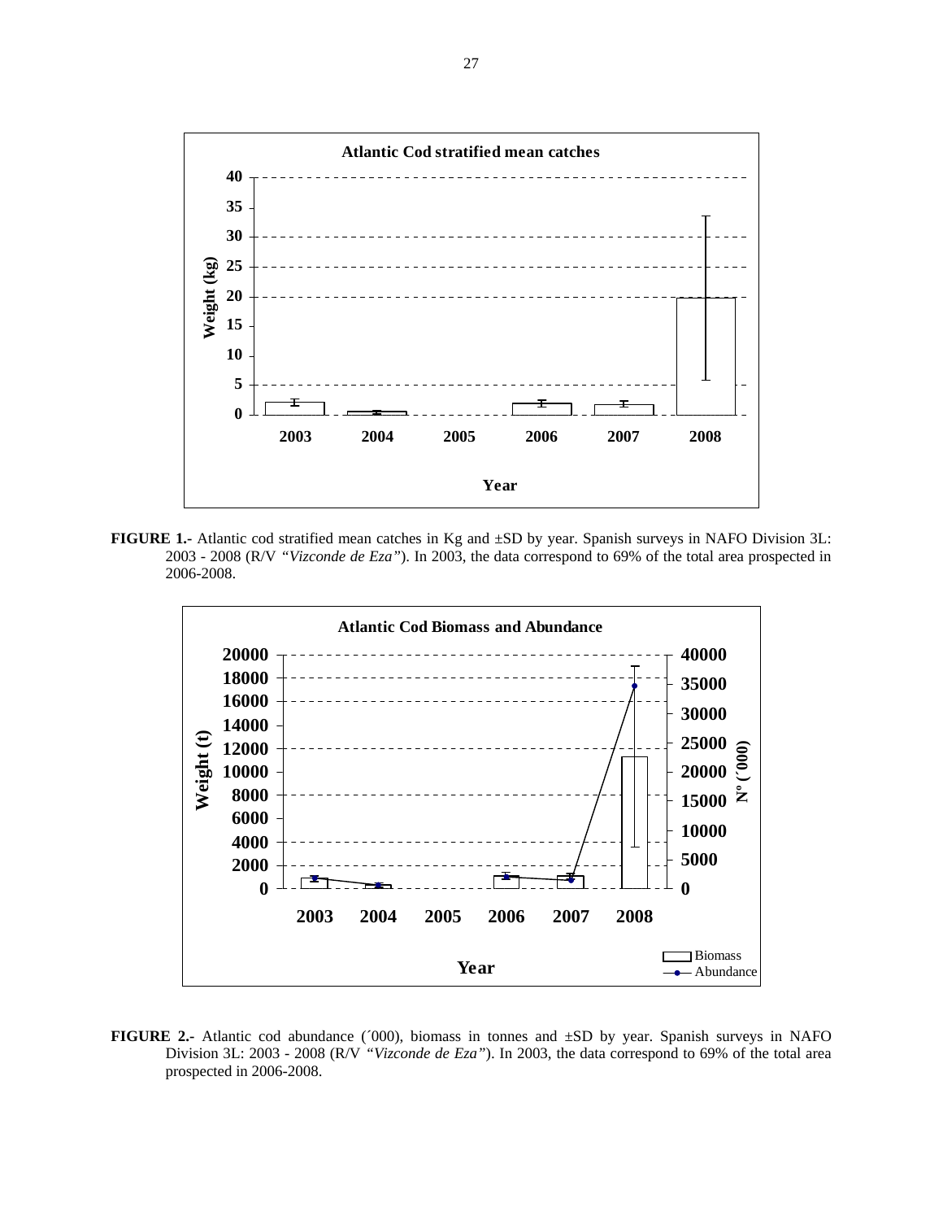**FIGURE 1.-** Atlantic cod stratified mean catches in Kg and ±SD by year. Spanish surveys in NAFO Division 3L: 2003 - 2008 (R/V *"Vizconde de Eza"*). In 2003, the data correspond to 69% of the total area prospected in 2006-2008.

**FIGURE 2.-** Atlantic cod abundance (´000), biomass in tonnes and ±SD by year. Spanish surveys in NAFO Division 3L: 2003 - 2008 (R/V *"Vizconde de Eza"*). In 2003, the data correspond to 69% of the total area prospected in 2006-2008.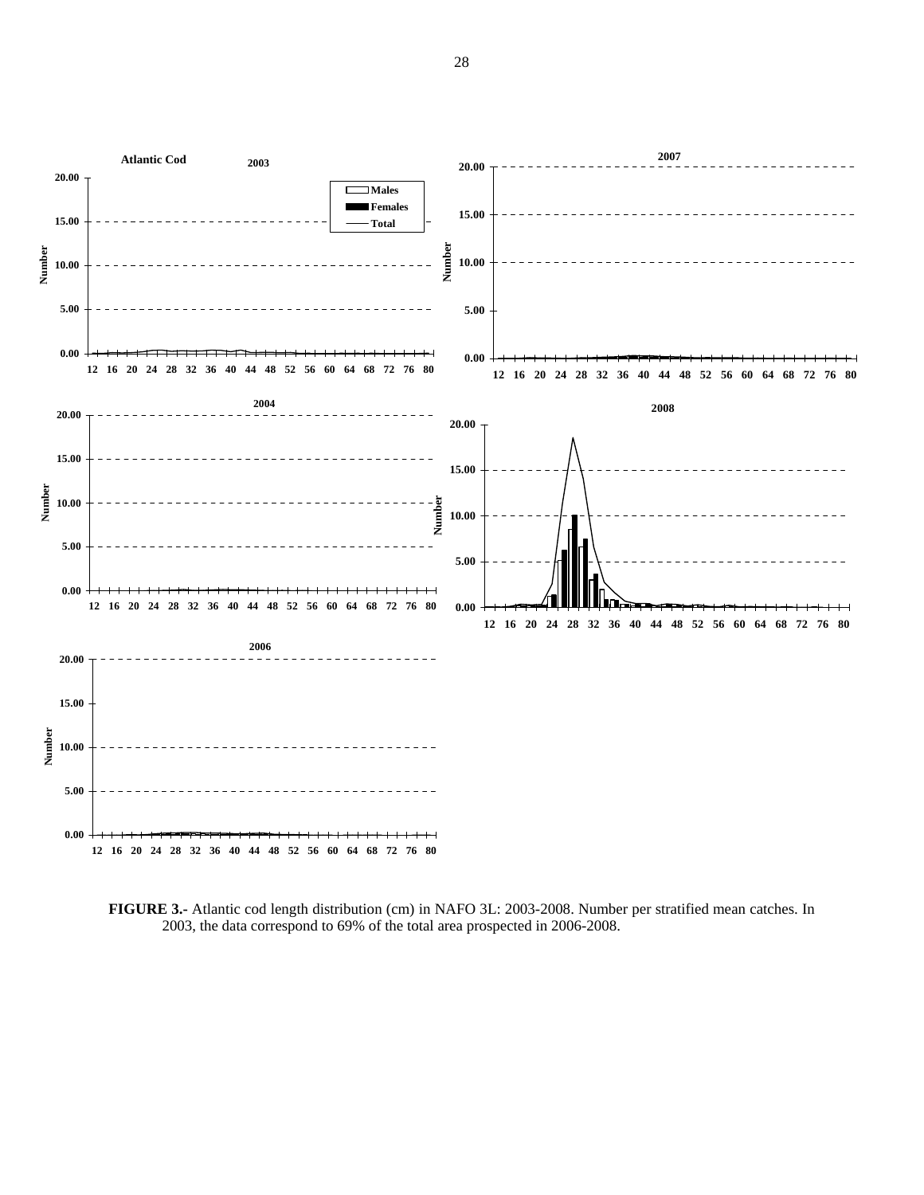**FIGURE 3.-** Atlantic cod length distribution (cm) in NAFO 3L: 2003-2008. Number per stratified mean catches. In 2003, the data correspond to 69% of the total area prospected in 2006-2008.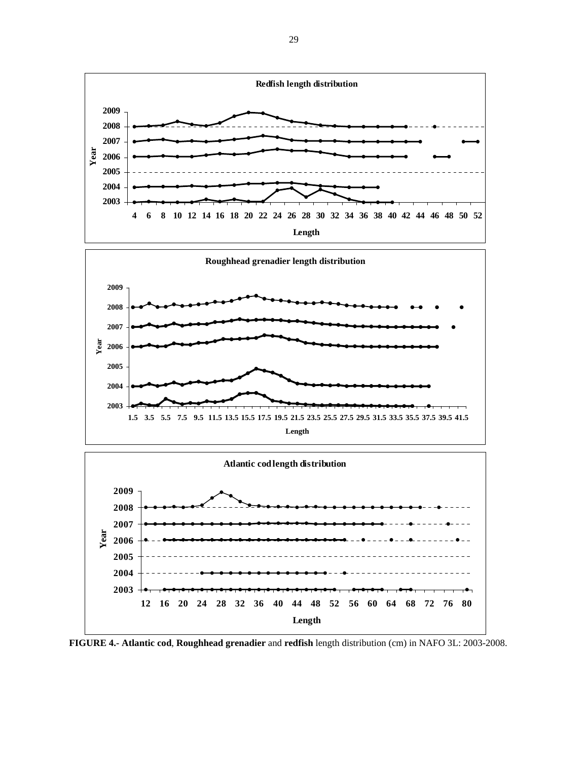**FIGURE 4.- Atlantic cod**, **Roughhead grenadier** and **redfish** length distribution (cm) in NAFO 3L: 2003-2008.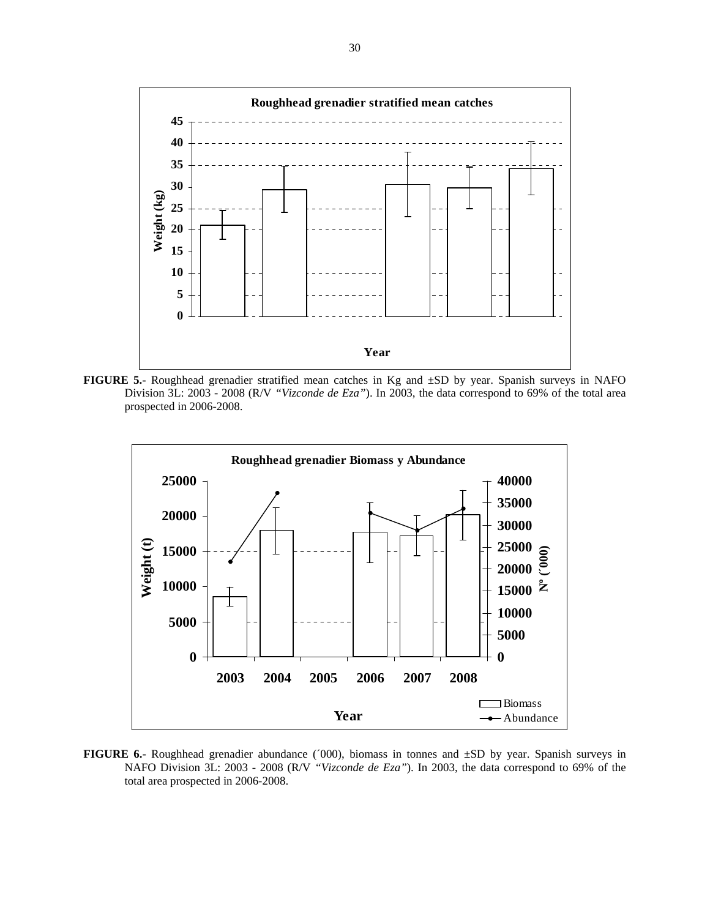**FIGURE 5.-** Roughhead grenadier stratified mean catches in Kg and ±SD by year. Spanish surveys in NAFO Division 3L: 2003 - 2008 (R/V *"Vizconde de Eza"*). In 2003, the data correspond to 69% of the total area prospected in 2006-2008.

**FIGURE 6.-** Roughhead grenadier abundance (´000), biomass in tonnes and ±SD by year. Spanish surveys in NAFO Division 3L: 2003 - 2008 (R/V *"Vizconde de Eza"*). In 2003, the data correspond to 69% of the total area prospected in 2006-2008.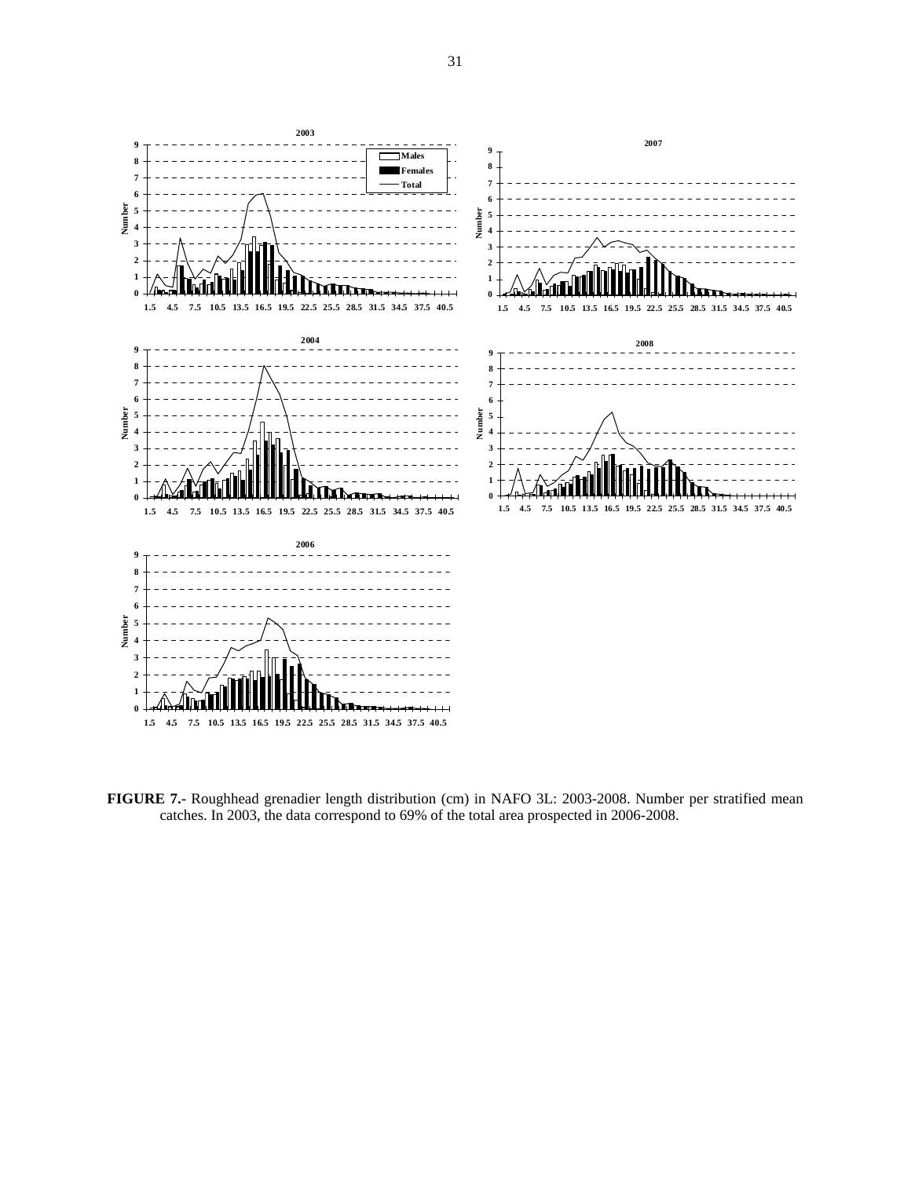**FIGURE 7.-** Roughhead grenadier length distribution (cm) in NAFO 3L: 2003-2008. Number per stratified mean catches. In 2003, the data correspond to 69% of the total area prospected in 2006-2008.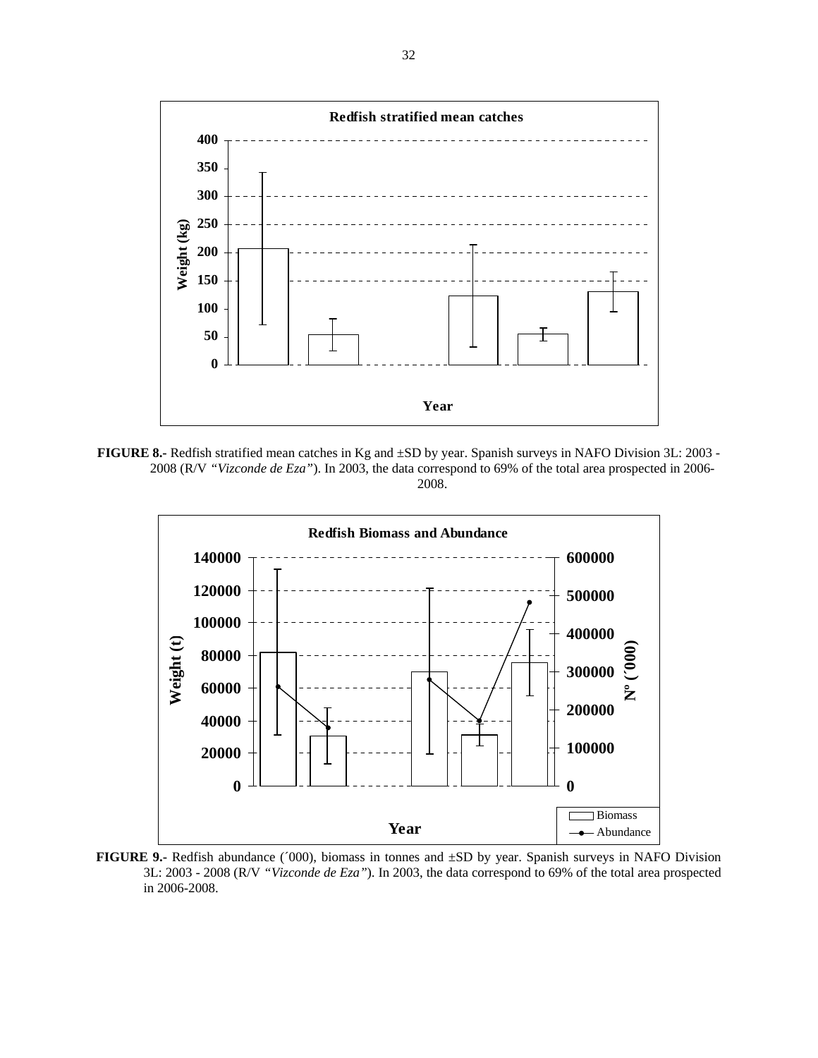**FIGURE 8.-** Redfish stratified mean catches in Kg and ±SD by year. Spanish surveys in NAFO Division 3L: 2003 - 2008 (R/V *"Vizconde de Eza"*). In 2003, the data correspond to 69% of the total area prospected in 2006-2008.

**FIGURE 9.-** Redfish abundance (´000), biomass in tonnes and ±SD by year. Spanish surveys in NAFO Division 3L: 2003 - 2008 (R/V *"Vizconde de Eza"*). In 2003, the data correspond to 69% of the total area prospected in 2006-2008.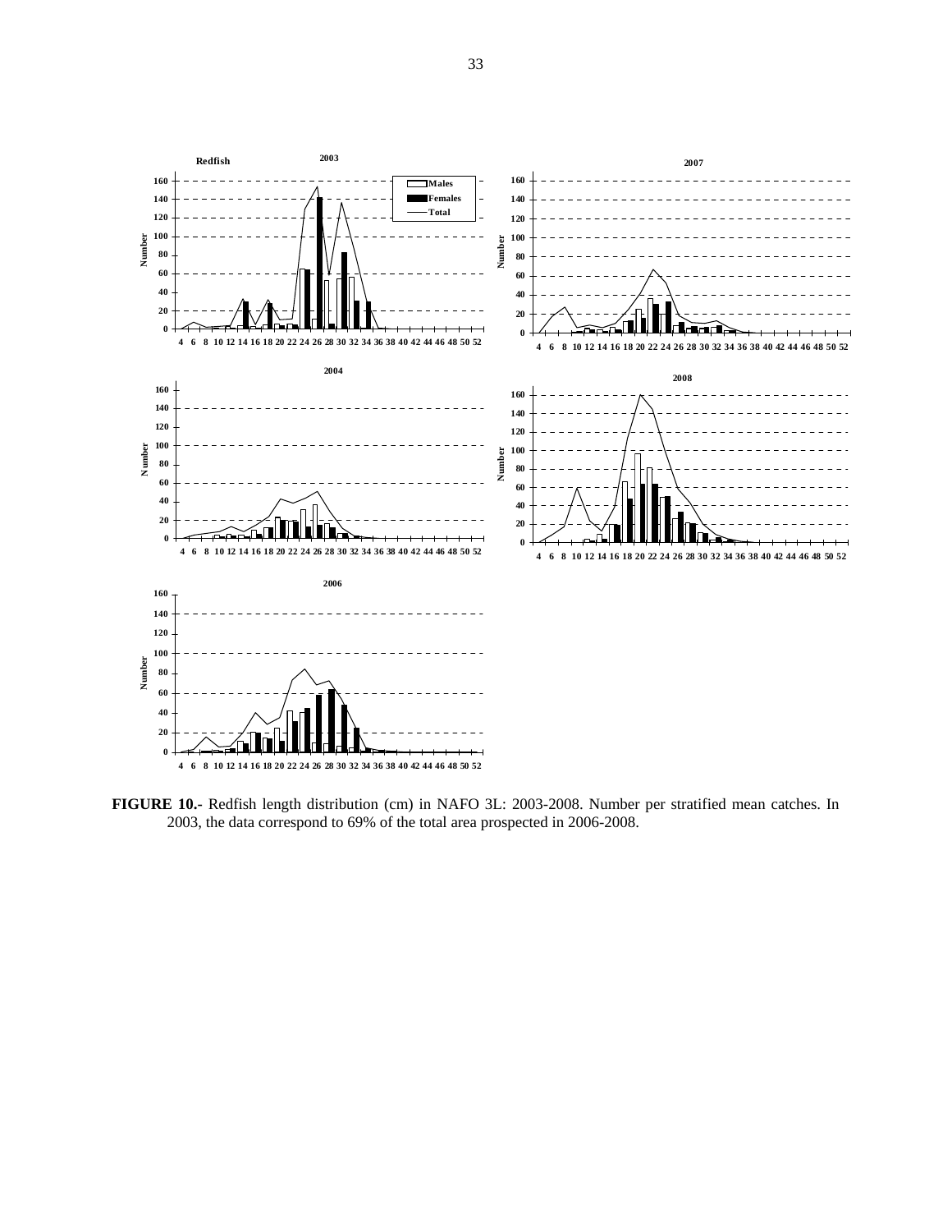**FIGURE 10.-** Redfish length distribution (cm) in NAFO 3L: 2003-2008. Number per stratified mean catches. In 2003, the data correspond to 69% of the total area prospected in 2006-2008.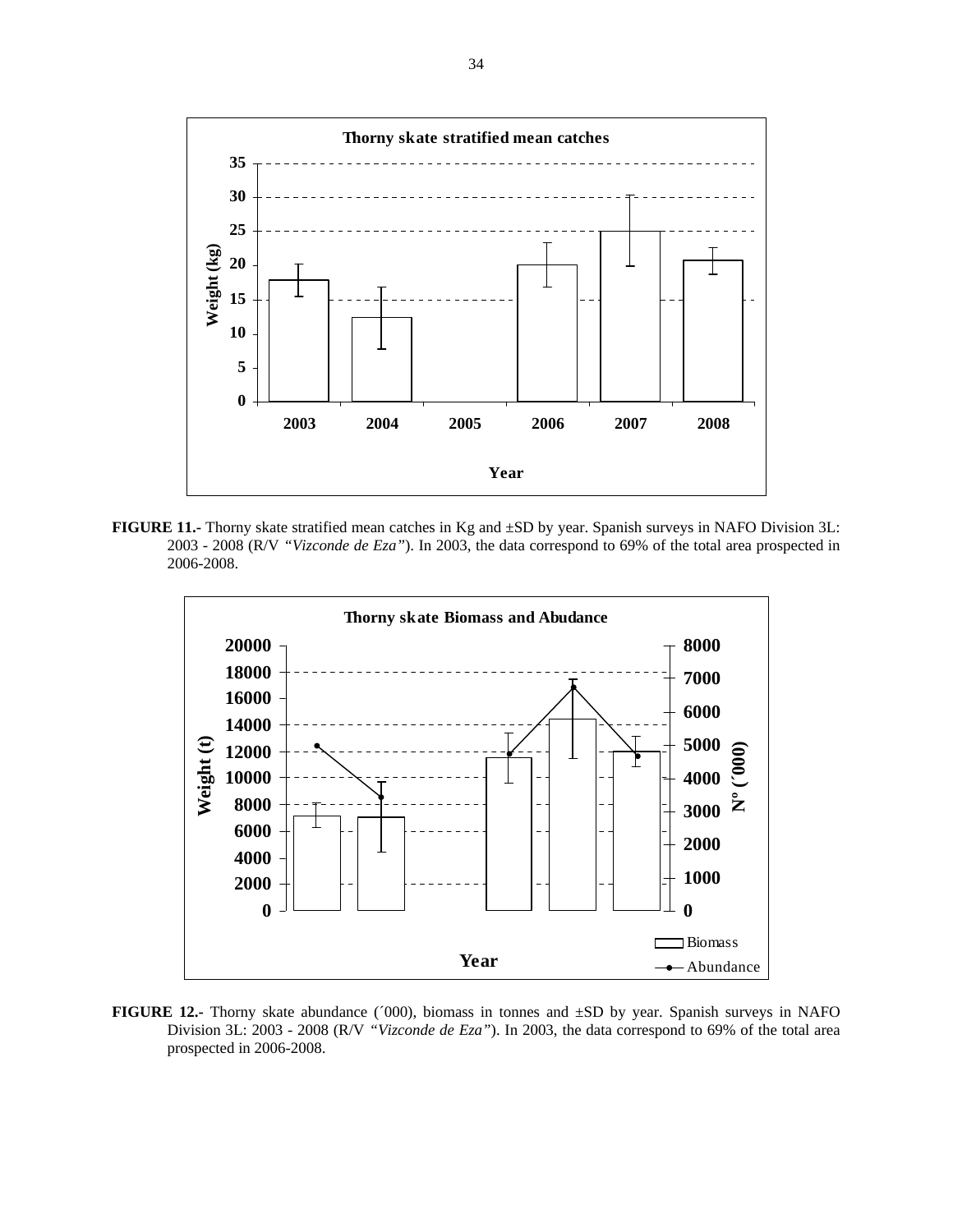**FIGURE 11.-** Thorny skate stratified mean catches in Kg and ±SD by year. Spanish surveys in NAFO Division 3L: 2003 - 2008 (R/V *"Vizconde de Eza"*). In 2003, the data correspond to 69% of the total area prospected in 2006-2008.

**FIGURE 12.-** Thorny skate abundance (´000), biomass in tonnes and ±SD by year. Spanish surveys in NAFO Division 3L: 2003 - 2008 (R/V *"Vizconde de Eza"*). In 2003, the data correspond to 69% of the total area prospected in 2006-2008.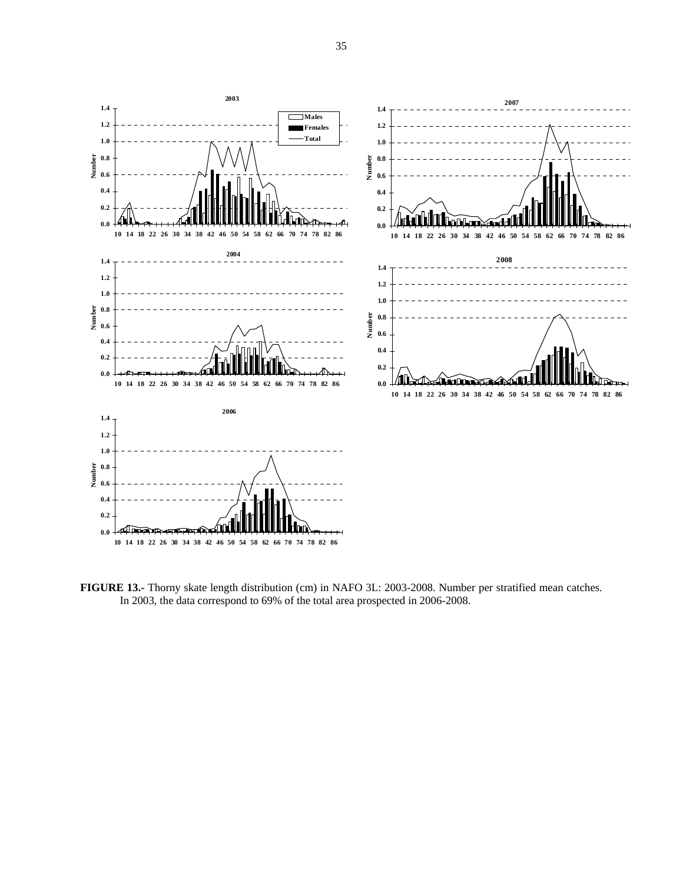**FIGURE 13.-** Thorny skate length distribution (cm) in NAFO 3L: 2003-2008. Number per stratified mean catches. In 2003, the data correspond to 69% of the total area prospected in 2006-2008.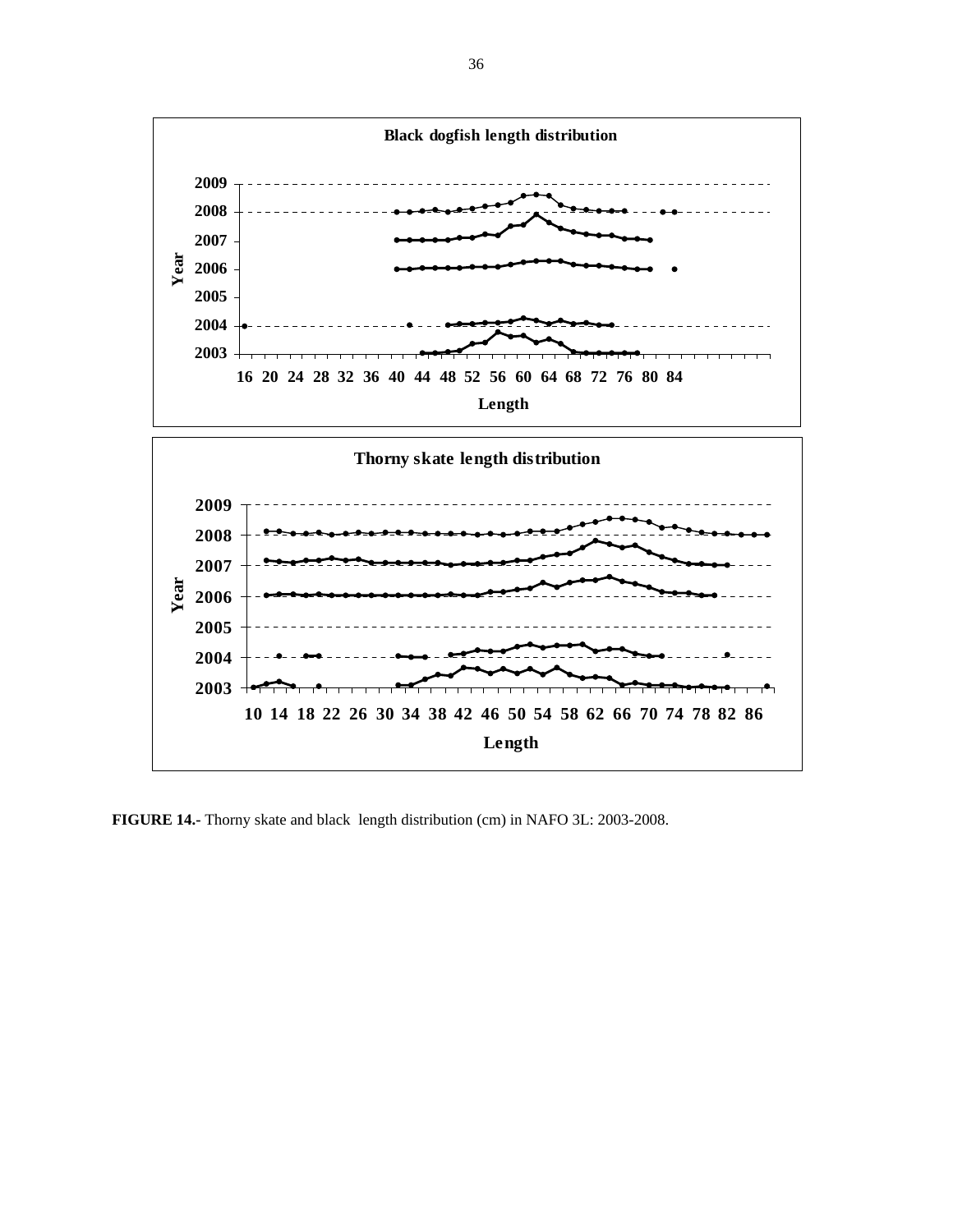**FIGURE 14.-** Thorny skate and black  length distribution (cm) in NAFO 3L: 2003-2008.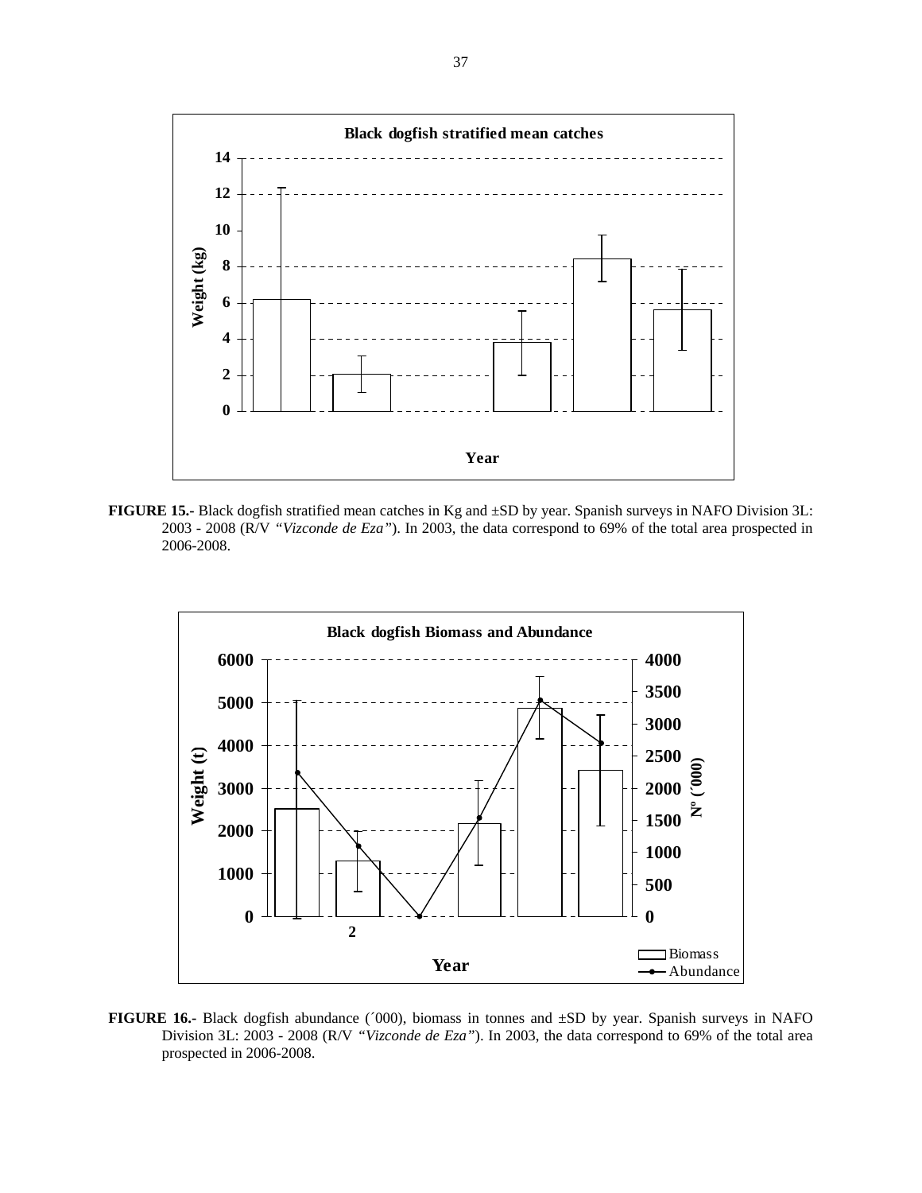**FIGURE 15.-** Black dogfish stratified mean catches in Kg and ±SD by year. Spanish surveys in NAFO Division 3L: 2003 - 2008 (R/V *"Vizconde de Eza"*). In 2003, the data correspond to 69% of the total area prospected in 2006-2008.

**FIGURE 16.-** Black dogfish abundance (´000), biomass in tonnes and ±SD by year. Spanish surveys in NAFO Division 3L: 2003 - 2008 (R/V *"Vizconde de Eza"*). In 2003, the data correspond to 69% of the total area prospected in 2006-2008.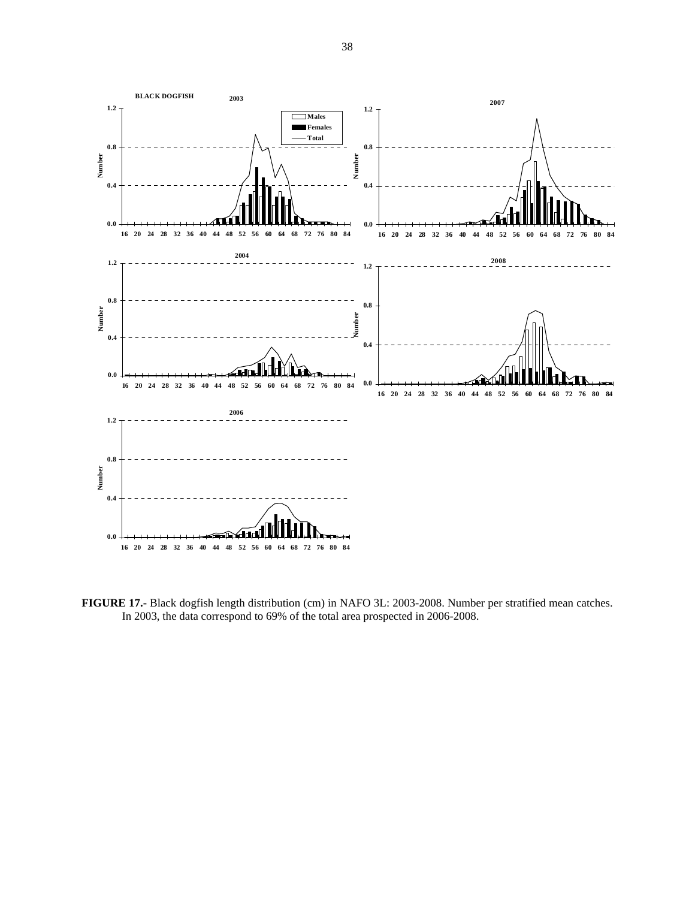BLACK DOGFISH

2003

1.2
0.8
0.4
0.0

Number

16 20 24 28 32 36 40 44 48 52 56 60 64 68 72 76 80 84

Males
Females
Total

2007

1.2
0.8
0.4
0.0

Number

16 20 24 28 32 36 40 44 48 52 56 60 64 68 72 76 80 84

2004

1.2
0.8
0.4
0.0

Number

16 20 24 28 32 36 40 44 48 52 56 60 64 68 72 76 80 84

2008

1.2
0.8
0.4
0.0

Number

16 20 24 28 32 36 40 44 48 52 56 60 64 68 72 76 80 84

2006

1.2
0.8
0.4
0.0

Number

16 20 24 28 32 36 40 44 48 52 56 60 64 68 72 76 80 84

**FIGURE 17.-** Black dogfish length distribution (cm) in NAFO 3L: 2003-2008. Number per stratified mean catches. In 2003, the data correspond to 69% of the total area prospected in 2006-2008.